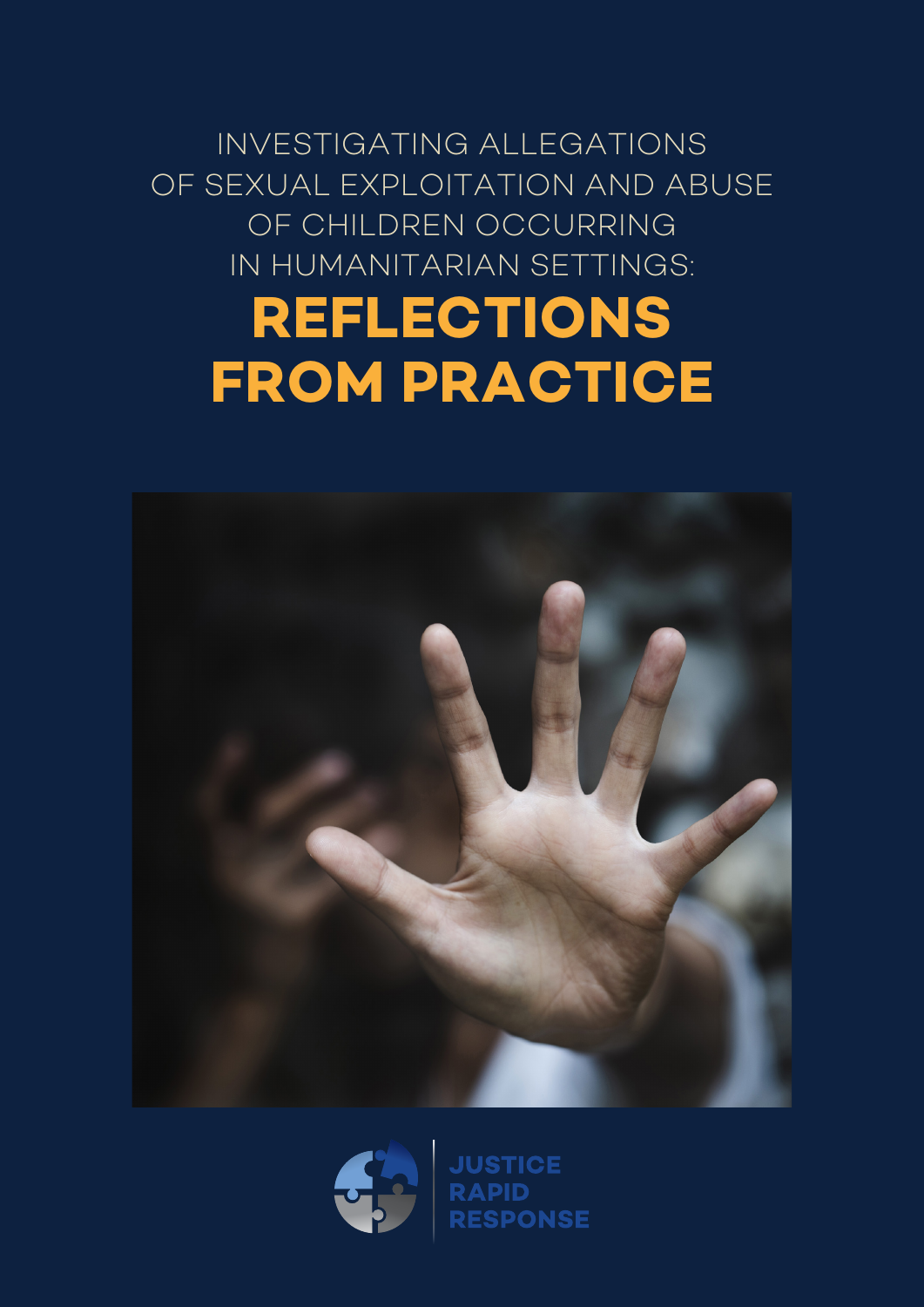# INVESTIGATING ALLEGATIONS OF SEXUAL EXPLOITATION AND ABUSE OF CHILDREN OCCURRING IN HUMANITARIAN SETTINGS: REFLECTIONS FROM PRACTICE

JUSTICE RAPID RESPONSE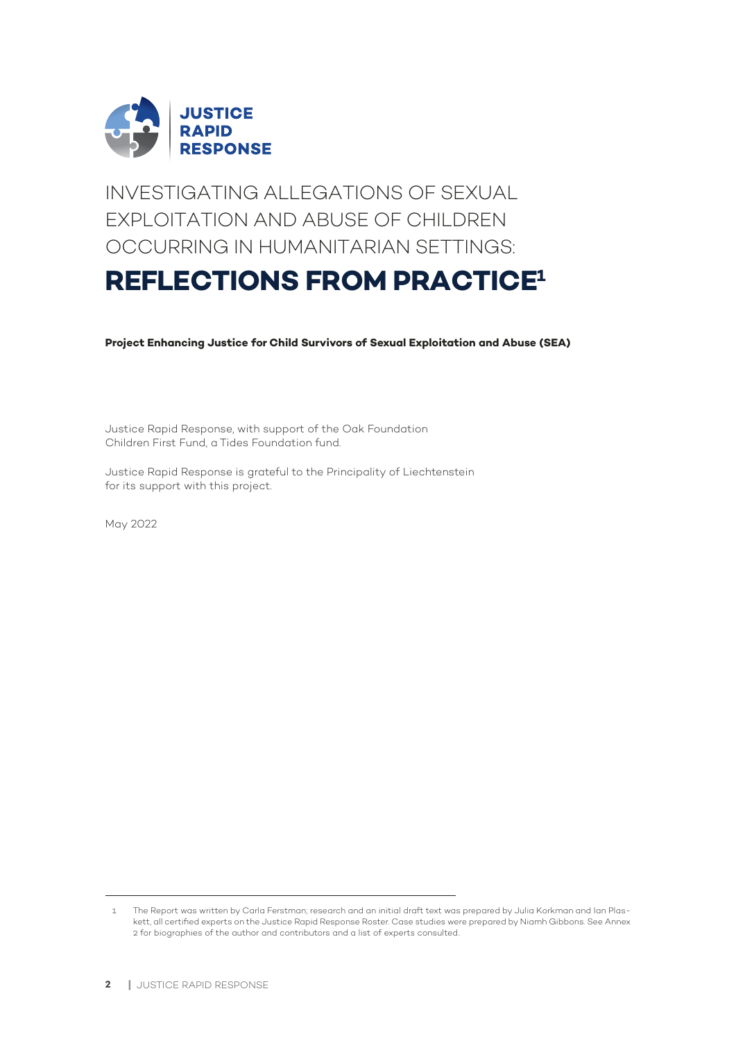# INVESTIGATING ALLEGATIONS OF SEXUAL EXPLOITATION AND ABUSE OF CHILDREN OCCURRING IN HUMANITARIAN SETTINGS: REFLECTIONS FROM PRACTICE[1]

**Project Enhancing Justice for Child Survivors of Sexual Exploitation and Abuse (SEA)**

Justice Rapid Response, with support of the Oak Foundation Children First Fund, a Tides Foundation fund.

Justice Rapid Response is grateful to the Principality of Liechtenstein for its support with this project.

May 2022

---

1 The Report was written by Carla Ferstman; research and an initial draft text was prepared by Julia Korkman and Ian Plaskett, all certified experts on the Justice Rapid Response Roster. Case studies were prepared by Niamh Gibbons. See Annex 2 for biographies of the author and contributors and a list of experts consulted.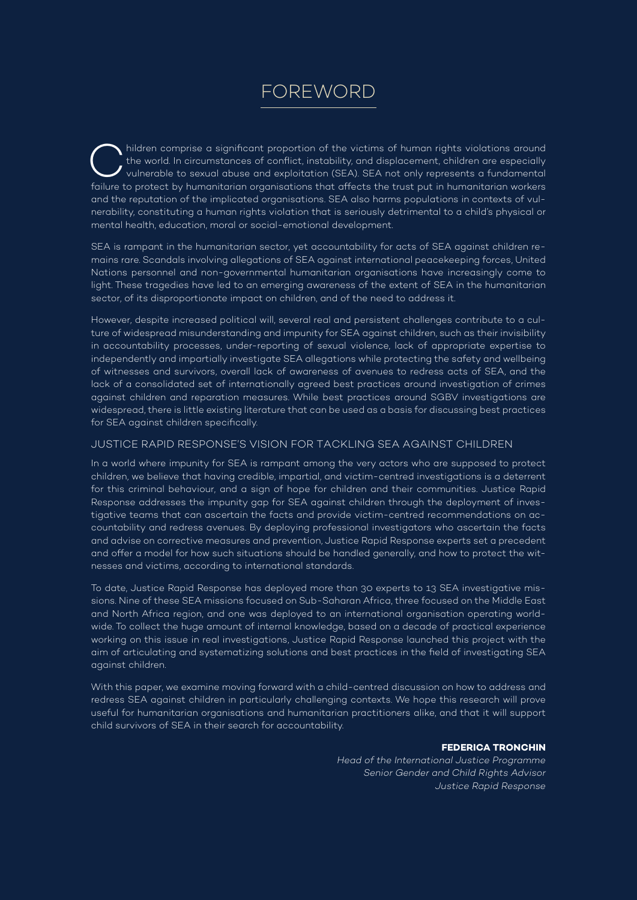# FOREWORD

Children comprise a significant proportion of the victims of human rights violations around the world. In circumstances of conflict, instability, and displacement, children are especially vulnerable to sexual abuse and exploitation (SEA). SEA not only represents a fundamental failure to protect by humanitarian organisations that affects the trust put in humanitarian workers and the reputation of the implicated organisations. SEA also harms populations in contexts of vulnerability, constituting a human rights violation that is seriously detrimental to a child's physical or mental health, education, moral or social-emotional development.

SEA is rampant in the humanitarian sector, yet accountability for acts of SEA against children remains rare. Scandals involving allegations of SEA against international peacekeeping forces, United Nations personnel and non-governmental humanitarian organisations have increasingly come to light. These tragedies have led to an emerging awareness of the extent of SEA in the humanitarian sector, of its disproportionate impact on children, and of the need to address it.

However, despite increased political will, several real and persistent challenges contribute to a culture of widespread misunderstanding and impunity for SEA against children, such as their invisibility in accountability processes, under-reporting of sexual violence, lack of appropriate expertise to independently and impartially investigate SEA allegations while protecting the safety and wellbeing of witnesses and survivors, overall lack of awareness of avenues to redress acts of SEA, and the lack of a consolidated set of internationally agreed best practices around investigation of crimes against children and reparation measures. While best practices around SGBV investigations are widespread, there is little existing literature that can be used as a basis for discussing best practices for SEA against children specifically.

## JUSTICE RAPID RESPONSE'S VISION FOR TACKLING SEA AGAINST CHILDREN

In a world where impunity for SEA is rampant among the very actors who are supposed to protect children, we believe that having credible, impartial, and victim-centred investigations is a deterrent for this criminal behaviour, and a sign of hope for children and their communities. Justice Rapid Response addresses the impunity gap for SEA against children through the deployment of investigative teams that can ascertain the facts and provide victim-centred recommendations on accountability and redress avenues. By deploying professional investigators who ascertain the facts and advise on corrective measures and prevention, Justice Rapid Response experts set a precedent and offer a model for how such situations should be handled generally, and how to protect the witnesses and victims, according to international standards.

To date, Justice Rapid Response has deployed more than 30 experts to 13 SEA investigative missions. Nine of these SEA missions focused on Sub-Saharan Africa, three focused on the Middle East and North Africa region, and one was deployed to an international organisation operating worldwide. To collect the huge amount of internal knowledge, based on a decade of practical experience working on this issue in real investigations, Justice Rapid Response launched this project with the aim of articulating and systematizing solutions and best practices in the field of investigating SEA against children.

With this paper, we examine moving forward with a child-centred discussion on how to address and redress SEA against children in particularly challenging contexts. We hope this research will prove useful for humanitarian organisations and humanitarian practitioners alike, and that it will support child survivors of SEA in their search for accountability.

**FEDERICA TRONCHIN**
*Head of the International Justice Programme*
*Senior Gender and Child Rights Advisor*
*Justice Rapid Response*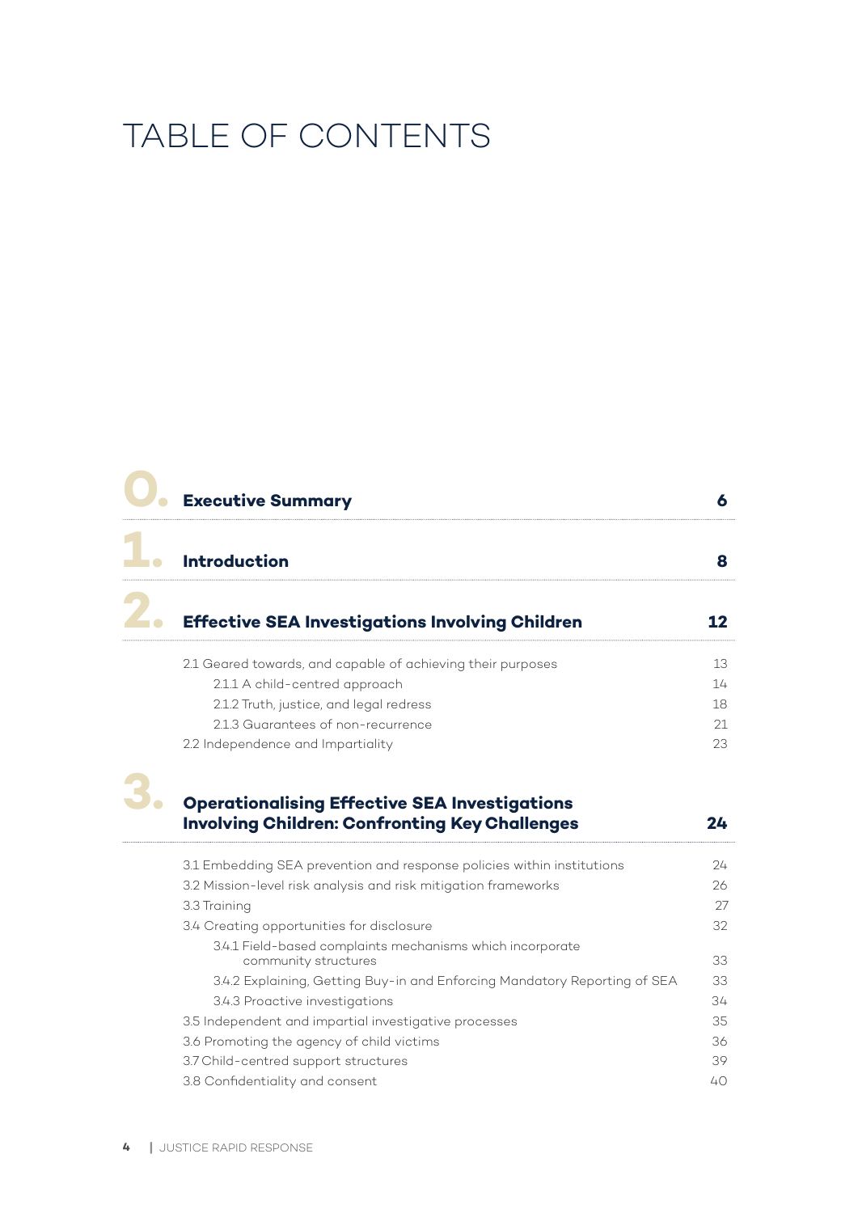# TABLE OF CONTENTS

| | | |
|---|---|---|
| **0.** | **Executive Summary** | **6** |
| **1.** | **Introduction** | **8** |
| **2.** | **Effective SEA Investigations Involving Children** | **12** |
| | 2.1 Geared towards, and capable of achieving their purposes | 13 |
| | 2.1.1 A child-centred approach | 14 |
| | 2.1.2 Truth, justice, and legal redress | 18 |
| | 2.1.3 Guarantees of non-recurrence | 21 |
| | 2.2 Independence and Impartiality | 23 |
| **3.** | **Operationalising Effective SEA Investigations Involving Children: Confronting Key Challenges** | **24** |
| | 3.1 Embedding SEA prevention and response policies within institutions | 24 |
| | 3.2 Mission-level risk analysis and risk mitigation frameworks | 26 |
| | 3.3 Training | 27 |
| | 3.4 Creating opportunities for disclosure | 32 |
| | 3.4.1 Field-based complaints mechanisms which incorporate community structures | 33 |
| | 3.4.2 Explaining, Getting Buy-in and Enforcing Mandatory Reporting of SEA | 33 |
| | 3.4.3 Proactive investigations | 34 |
| | 3.5 Independent and impartial investigative processes | 35 |
| | 3.6 Promoting the agency of child victims | 36 |
| | 3.7 Child-centred support structures | 39 |
| | 3.8 Confidentiality and consent | 40 |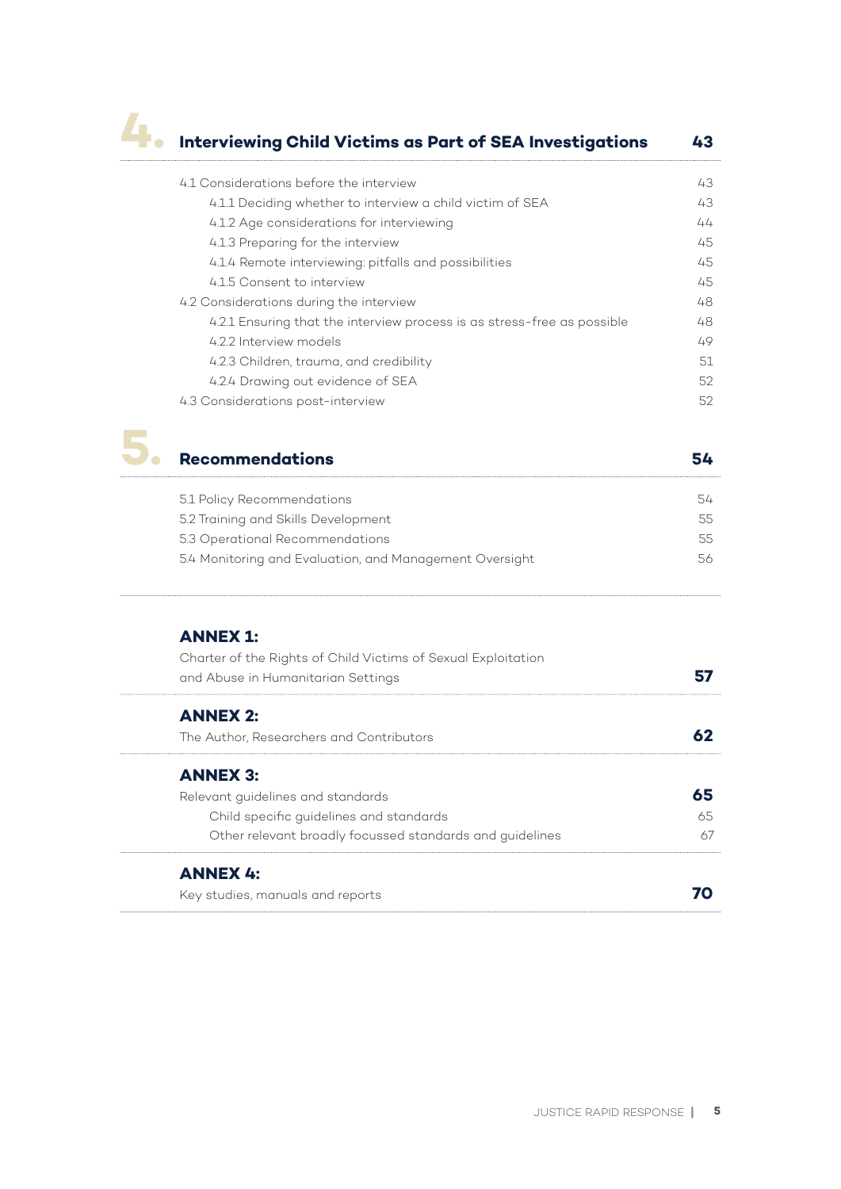## 4. Interviewing Child Victims as Part of SEA Investigations — 43

- 4.1 Considerations before the interview — 43
  - 4.1.1 Deciding whether to interview a child victim of SEA — 43
  - 4.1.2 Age considerations for interviewing — 44
  - 4.1.3 Preparing for the interview — 45
  - 4.1.4 Remote interviewing: pitfalls and possibilities — 45
  - 4.1.5 Consent to interview — 45
- 4.2 Considerations during the interview — 48
  - 4.2.1 Ensuring that the interview process is as stress-free as possible — 48
  - 4.2.2 Interview models — 49
  - 4.2.3 Children, trauma, and credibility — 51
  - 4.2.4 Drawing out evidence of SEA — 52
- 4.3 Considerations post-interview — 52

## 5. Recommendations — 54

- 5.1 Policy Recommendations — 54
- 5.2 Training and Skills Development — 55
- 5.3 Operational Recommendations — 55
- 5.4 Monitoring and Evaluation, and Management Oversight — 56

**ANNEX 1:**
Charter of the Rights of Child Victims of Sexual Exploitation and Abuse in Humanitarian Settings — **57**

**ANNEX 2:**
The Author, Researchers and Contributors — **62**

**ANNEX 3:**
Relevant guidelines and standards — **65**
- Child specific guidelines and standards — 65
- Other relevant broadly focussed standards and guidelines — 67

**ANNEX 4:**
Key studies, manuals and reports — **70**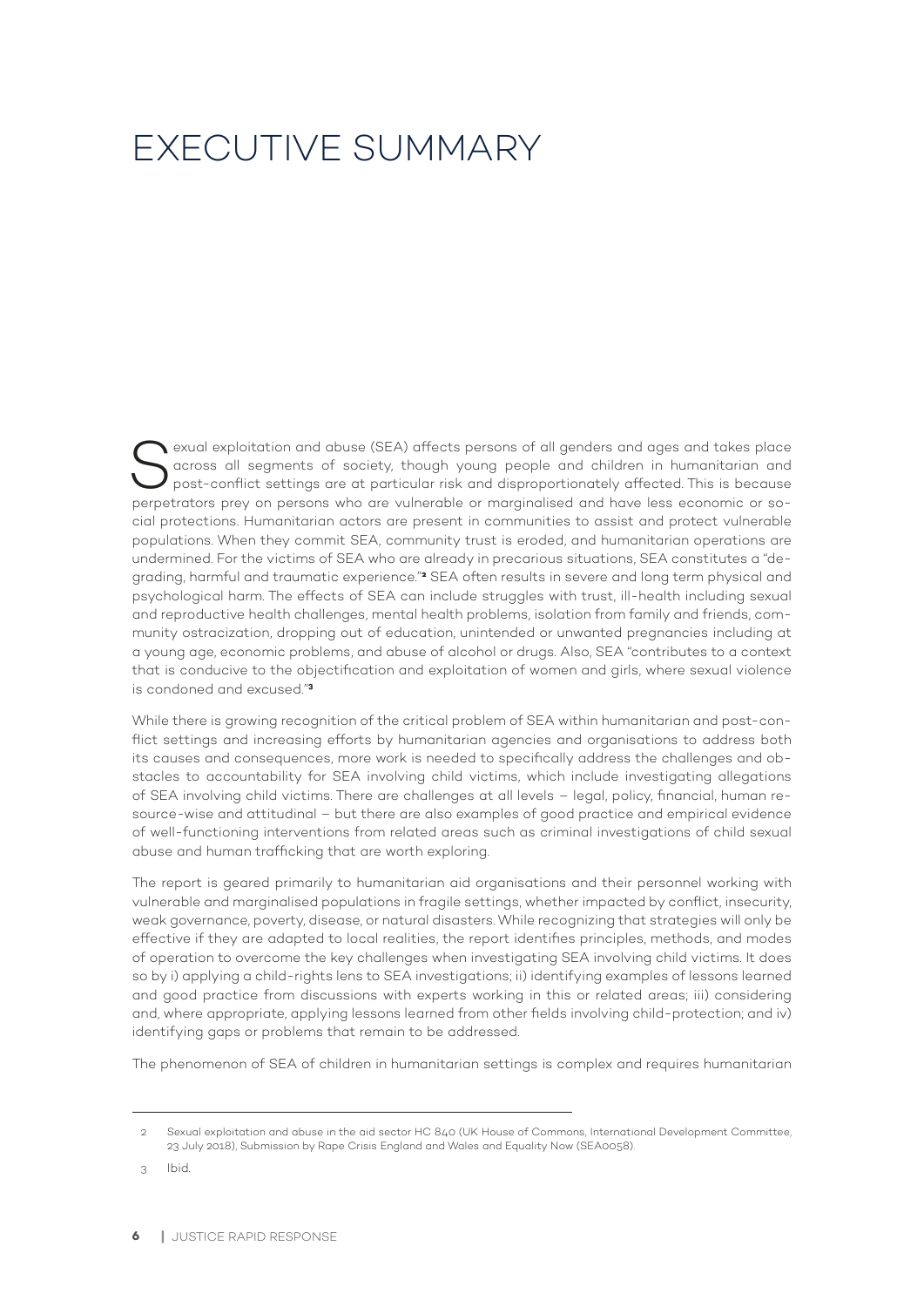# EXECUTIVE SUMMARY

Sexual exploitation and abuse (SEA) affects persons of all genders and ages and takes place across all segments of society, though young people and children in humanitarian and post-conflict settings are at particular risk and disproportionately affected. This is because perpetrators prey on persons who are vulnerable or marginalised and have less economic or social protections. Humanitarian actors are present in communities to assist and protect vulnerable populations. When they commit SEA, community trust is eroded, and humanitarian operations are undermined. For the victims of SEA who are already in precarious situations, SEA constitutes a "degrading, harmful and traumatic experience."[2] SEA often results in severe and long term physical and psychological harm. The effects of SEA can include struggles with trust, ill-health including sexual and reproductive health challenges, mental health problems, isolation from family and friends, community ostracization, dropping out of education, unintended or unwanted pregnancies including at a young age, economic problems, and abuse of alcohol or drugs. Also, SEA "contributes to a context that is conducive to the objectification and exploitation of women and girls, where sexual violence is condoned and excused."[3]

While there is growing recognition of the critical problem of SEA within humanitarian and post-conflict settings and increasing efforts by humanitarian agencies and organisations to address both its causes and consequences, more work is needed to specifically address the challenges and obstacles to accountability for SEA involving child victims, which include investigating allegations of SEA involving child victims. There are challenges at all levels – legal, policy, financial, human resource-wise and attitudinal – but there are also examples of good practice and empirical evidence of well-functioning interventions from related areas such as criminal investigations of child sexual abuse and human trafficking that are worth exploring.

The report is geared primarily to humanitarian aid organisations and their personnel working with vulnerable and marginalised populations in fragile settings, whether impacted by conflict, insecurity, weak governance, poverty, disease, or natural disasters. While recognizing that strategies will only be effective if they are adapted to local realities, the report identifies principles, methods, and modes of operation to overcome the key challenges when investigating SEA involving child victims. It does so by i) applying a child-rights lens to SEA investigations; ii) identifying examples of lessons learned and good practice from discussions with experts working in this or related areas; iii) considering and, where appropriate, applying lessons learned from other fields involving child-protection; and iv) identifying gaps or problems that remain to be addressed.

The phenomenon of SEA of children in humanitarian settings is complex and requires humanitarian

---

2 Sexual exploitation and abuse in the aid sector HC 840 (UK House of Commons, International Development Committee, 23 July 2018), Submission by Rape Crisis England and Wales and Equality Now (SEA0058).

3 Ibid.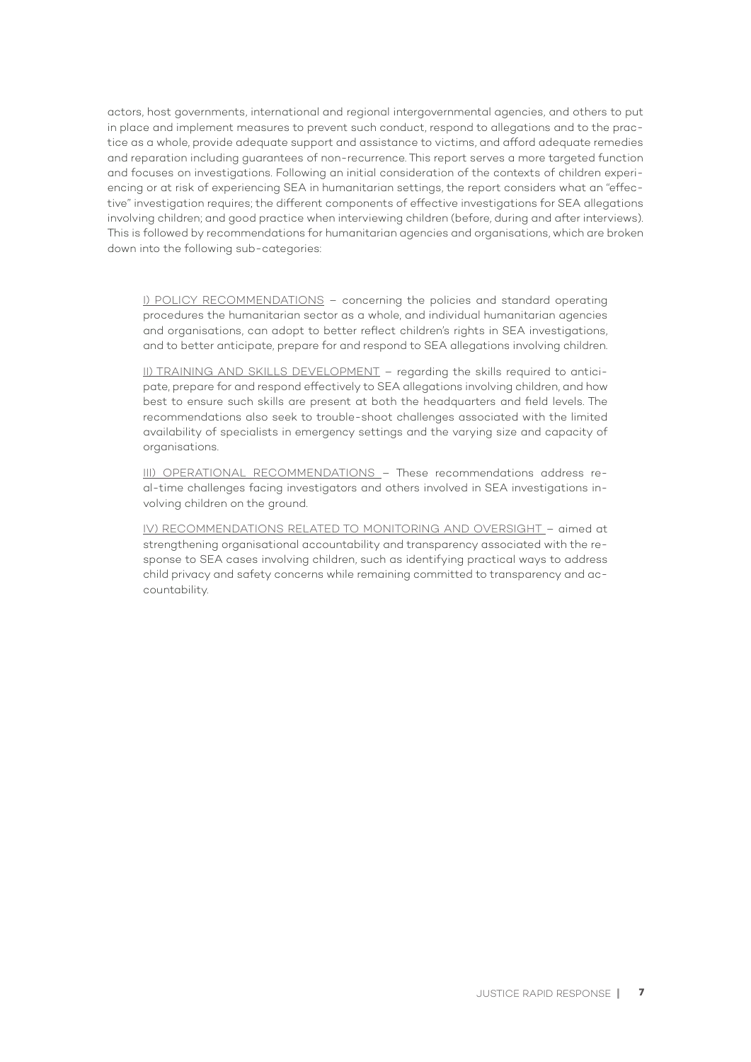actors, host governments, international and regional intergovernmental agencies, and others to put in place and implement measures to prevent such conduct, respond to allegations and to the practice as a whole, provide adequate support and assistance to victims, and afford adequate remedies and reparation including guarantees of non-recurrence. This report serves a more targeted function and focuses on investigations. Following an initial consideration of the contexts of children experiencing or at risk of experiencing SEA in humanitarian settings, the report considers what an "effective" investigation requires; the different components of effective investigations for SEA allegations involving children; and good practice when interviewing children (before, during and after interviews). This is followed by recommendations for humanitarian agencies and organisations, which are broken down into the following sub-categories:

I) POLICY RECOMMENDATIONS – concerning the policies and standard operating procedures the humanitarian sector as a whole, and individual humanitarian agencies and organisations, can adopt to better reflect children's rights in SEA investigations, and to better anticipate, prepare for and respond to SEA allegations involving children.

II) TRAINING AND SKILLS DEVELOPMENT – regarding the skills required to anticipate, prepare for and respond effectively to SEA allegations involving children, and how best to ensure such skills are present at both the headquarters and field levels. The recommendations also seek to trouble-shoot challenges associated with the limited availability of specialists in emergency settings and the varying size and capacity of organisations.

III) OPERATIONAL RECOMMENDATIONS – These recommendations address real-time challenges facing investigators and others involved in SEA investigations involving children on the ground.

IV) RECOMMENDATIONS RELATED TO MONITORING AND OVERSIGHT – aimed at strengthening organisational accountability and transparency associated with the response to SEA cases involving children, such as identifying practical ways to address child privacy and safety concerns while remaining committed to transparency and accountability.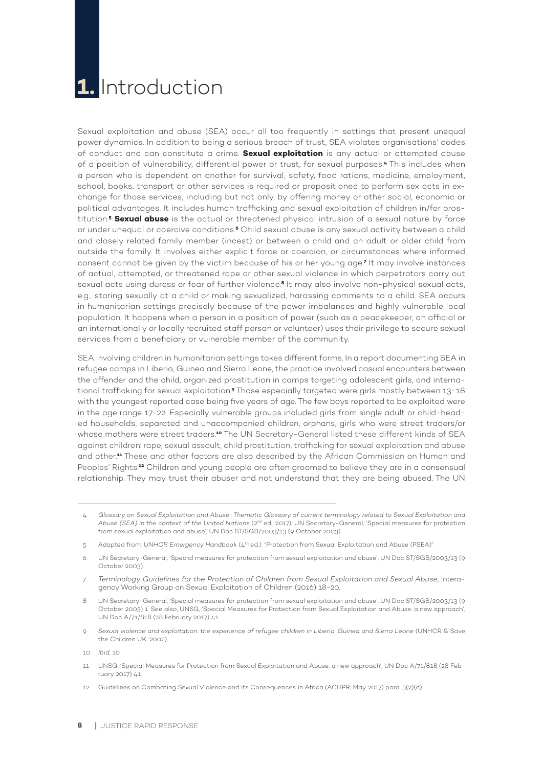# 1. Introduction

Sexual exploitation and abuse (SEA) occur all too frequently in settings that present unequal power dynamics. In addition to being a serious breach of trust, SEA violates organisations' codes of conduct and can constitute a crime. **Sexual exploitation** is any actual or attempted abuse of a position of vulnerability, differential power or trust, for sexual purposes.[4] This includes when a person who is dependent on another for survival, safety, food rations, medicine, employment, school, books, transport or other services is required or propositioned to perform sex acts in exchange for those services, including but not only, by offering money or other social, economic or political advantages. It includes human trafficking and sexual exploitation of children in/for prostitution.[5] **Sexual abuse** is the actual or threatened physical intrusion of a sexual nature by force or under unequal or coercive conditions.[6] Child sexual abuse is any sexual activity between a child and closely related family member (incest) or between a child and an adult or older child from outside the family. It involves either explicit force or coercion, or circumstances where informed consent cannot be given by the victim because of his or her young age.[7] It may involve instances of actual, attempted, or threatened rape or other sexual violence in which perpetrators carry out sexual acts using duress or fear of further violence.[8] It may also involve non-physical sexual acts, e.g., staring sexually at a child or making sexualized, harassing comments to a child. SEA occurs in humanitarian settings precisely because of the power imbalances and highly vulnerable local population. It happens when a person in a position of power (such as a peacekeeper, an official or an internationally or locally recruited staff person or volunteer) uses their privilege to secure sexual services from a beneficiary or vulnerable member of the community.

SEA involving children in humanitarian settings takes different forms. In a report documenting SEA in refugee camps in Liberia, Guinea and Sierra Leone, the practice involved casual encounters between the offender and the child, organized prostitution in camps targeting adolescent girls, and international trafficking for sexual exploitation.[9] Those especially targeted were girls mostly between 13-18 with the youngest reported case being five years of age. The few boys reported to be exploited were in the age range 17-22. Especially vulnerable groups included girls from single adult or child-headed households, separated and unaccompanied children, orphans, girls who were street traders/or whose mothers were street traders.[10] The UN Secretary-General listed these different kinds of SEA against children: rape, sexual assault, child prostitution, trafficking for sexual exploitation and abuse and other.[11] These and other factors are also described by the African Commission on Human and Peoples' Rights.[12] Children and young people are often groomed to believe they are in a consensual relationship. They may trust their abuser and not understand that they are being abused. The UN

---

4 *Glossary on Sexual Exploitation and Abuse : Thematic Glossary of current terminology related to Sexual Exploitation and Abuse (SEA) in the context of the United Nations* (2nd ed., 2017); UN Secretary-General, 'Special measures for protection from sexual exploitation and abuse', UN Doc ST/SGB/2003/13 (9 October 2003).

5 Adapted from: *UNHCR Emergency Handbook* (4th ed.): "Protection from Sexual Exploitation and Abuse (PSEA)".

6 UN Secretary-General, 'Special measures for protection from sexual exploitation and abuse', UN Doc ST/SGB/2003/13 (9 October 2003).

7 *Terminology Guidelines for the Protection of Children from Sexual Exploitation and Sexual Abuse*, Interagency Working Group on Sexual Exploitation of Children (2016) 18-20.

8 UN Secretary-General, 'Special measures for protection from sexual exploitation and abuse', UN Doc ST/SGB/2003/13 (9 October 2003) 1. See also, UNSG, 'Special Measures for Protection from Sexual Exploitation and Abuse: a new approach', UN Doc A/71/818 (28 February 2017) 41.

9 *Sexual violence and exploitation: the experience of refugee children in Liberia, Guinea and Sierra Leone* (UNHCR & Save the Children UK, 2002).

10 *Ibid*, 10.

11 UNSG, 'Special Measures for Protection from Sexual Exploitation and Abuse: a new approach', UN Doc A/71/818 (28 February 2017) 41.

12 Guidelines on Combating Sexual Violence and its Consequences in Africa (ACHPR, May 2017) para. 3(2)(d).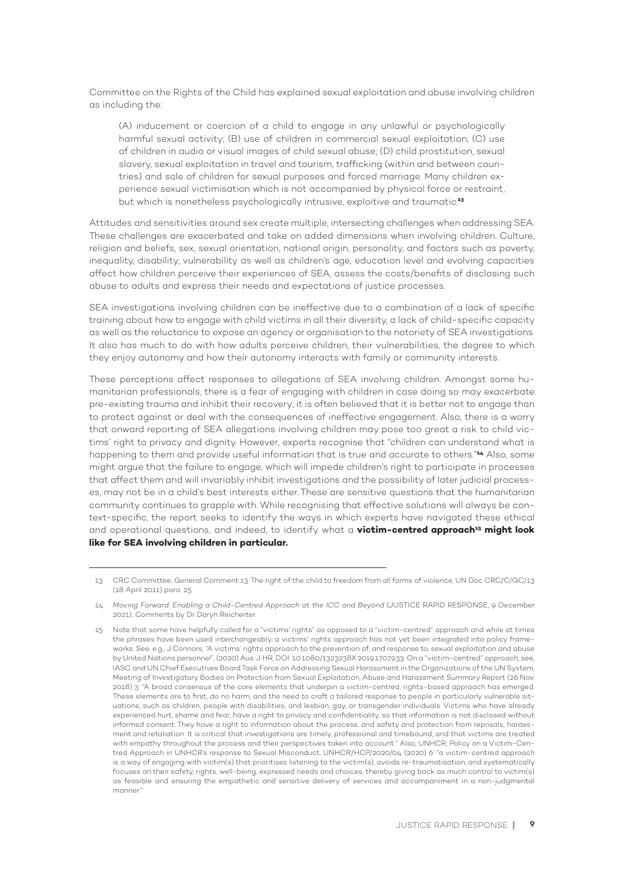Committee on the Rights of the Child has explained sexual exploitation and abuse involving children as including the:

> (A) inducement or coercion of a child to engage in any unlawful or psychologically harmful sexual activity; (B) use of children in commercial sexual exploitation; (C) use of children in audio or visual images of child sexual abuse; (D) child prostitution, sexual slavery, sexual exploitation in travel and tourism, trafficking (within and between countries) and sale of children for sexual purposes and forced marriage. Many children experience sexual victimisation which is not accompanied by physical force or restraint, but which is nonetheless psychologically intrusive, exploitive and traumatic.[13]

Attitudes and sensitivities around sex create multiple, intersecting challenges when addressing SEA. These challenges are exacerbated and take on added dimensions when involving children. Culture, religion and beliefs, sex, sexual orientation, national origin, personality, and factors such as poverty, inequality, disability, vulnerability as well as children's age, education level and evolving capacities affect how children perceive their experiences of SEA, assess the costs/benefits of disclosing such abuse to adults and express their needs and expectations of justice processes.

SEA investigations involving children can be ineffective due to a combination of a lack of specific training about how to engage with child victims in all their diversity, a lack of child-specific capacity as well as the reluctance to expose an agency or organisation to the notoriety of SEA investigations. It also has much to do with how adults perceive children, their vulnerabilities, the degree to which they enjoy autonomy and how their autonomy interacts with family or community interests.

These perceptions affect responses to allegations of SEA involving children. Amongst some humanitarian professionals, there is a fear of engaging with children in case doing so may exacerbate pre-existing trauma and inhibit their recovery; it is often believed that it is better not to engage than to protect against or deal with the consequences of ineffective engagement. Also, there is a worry that onward reporting of SEA allegations involving children may pose too great a risk to child victims' right to privacy and dignity. However, experts recognise that "children can understand what is happening to them and provide useful information that is true and accurate to others."[14] Also, some might argue that the failure to engage, which will impede children's right to participate in processes that affect them and will invariably inhibit investigations and the possibility of later judicial processes, may not be in a child's best interests either. These are sensitive questions that the humanitarian community continues to grapple with. While recognising that effective solutions will always be context-specific, the report seeks to identify the ways in which experts have navigated these ethical and operational questions, and indeed, to identify what a **victim-centred approach[15] might look like for SEA involving children in particular.**

---

13 CRC Committee, General Comment 13: The right of the child to freedom from all forms of violence, UN Doc CRC/C/GC/13 (18 April 2011) para. 25.

14 *Moving Forward: Enabling a Child-Centred Approach at the ICC and Beyond* (JUSTICE RAPID RESPONSE, 9 December 2021), Comments by Dr Daryn Reicherter.

15 Note that some have helpfully called for a "victims' rights" as opposed to a "victim-centred" approach and while at times the phrases have been used interchangeably, a victims' rights approach has not yet been integrated into policy frameworks. See, e.g., J Connors, "A victims' rights approach to the prevention of, and response to, sexual exploitation and abuse by United Nations personnel", (2020) Aus. J HR, DOI: 10.1080/1323238X.2019.1707933. On a "victim-centred" approach, see, IASC and UN Chief Executives Board Task Force on Addressing Sexual Harassment in the Organizations of the UN System, Meeting of Investigatory Bodies on Protection from Sexual Exploitation, Abuse and Harassment Summary Report (26 Nov. 2018) 3: "A broad consensus of the core elements that underpin a victim-centred, rights-based approach has emerged. These elements are to first, do no harm, and the need to craft a tailored response to people in particularly vulnerable situations, such as children, people with disabilities, and lesbian, gay, or transgender individuals. Victims who have already experienced hurt, shame and fear, have a right to privacy and confidentiality, so that information is not disclosed without informed consent. They have a right to information about the process, and safety and protection from reprisals, harassment and retaliation. It is critical that investigations are timely, professional and timebound, and that victims are treated with empathy throughout the process and their perspectives taken into account." Also, UNHCR, Policy on a Victim-Centred Approach in UNHCR's response to Sexual Misconduct, UNHCR/HCP/2020/04 (2020) 6: "a victim-centred approach is a way of engaging with victim(s) that prioritises listening to the victim(s), avoids re-traumatisation, and systematically focuses on their safety, rights, well-being, expressed needs and choices, thereby giving back as much control to victim(s) as feasible and ensuring the empathetic and sensitive delivery of services and accompaniment in a non-judgmental manner."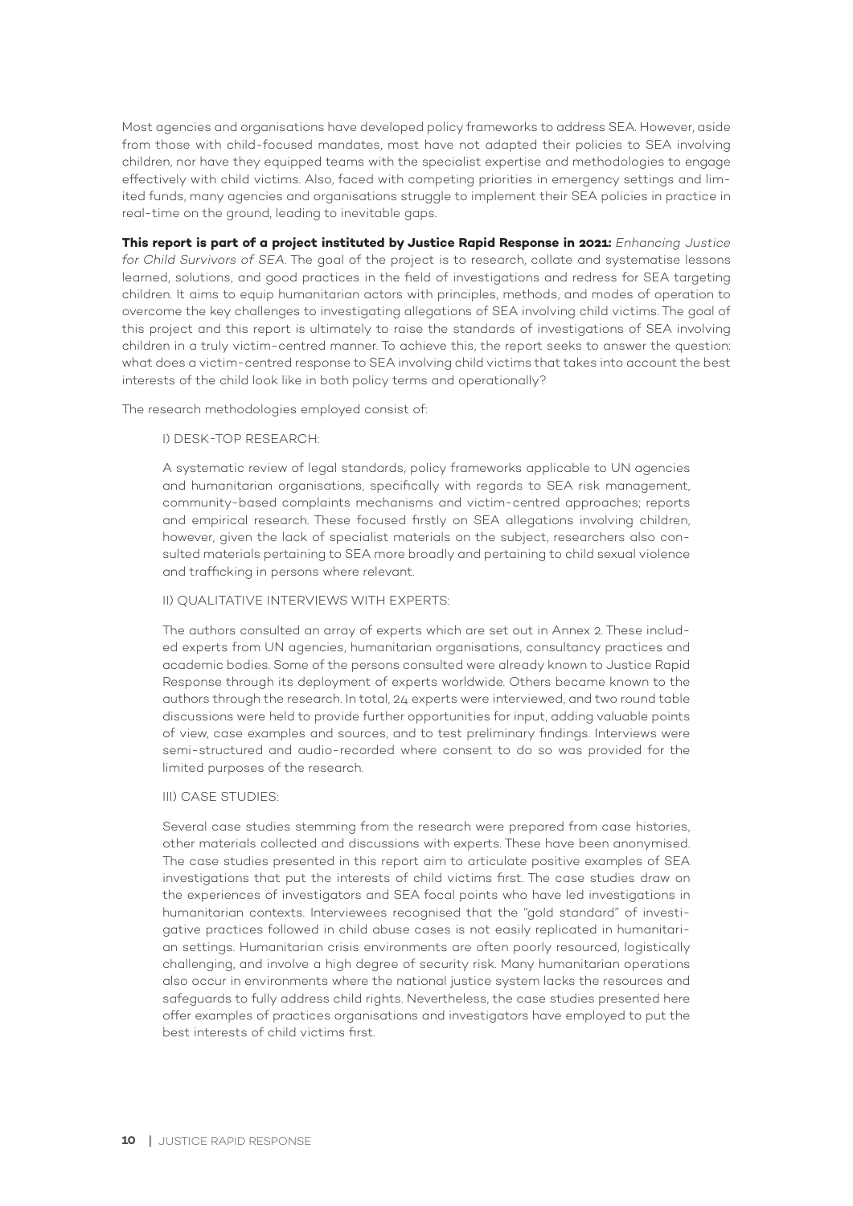Most agencies and organisations have developed policy frameworks to address SEA. However, aside from those with child-focused mandates, most have not adapted their policies to SEA involving children, nor have they equipped teams with the specialist expertise and methodologies to engage effectively with child victims. Also, faced with competing priorities in emergency settings and limited funds, many agencies and organisations struggle to implement their SEA policies in practice in real-time on the ground, leading to inevitable gaps.

**This report is part of a project instituted by Justice Rapid Response in 2021:** *Enhancing Justice for Child Survivors of SEA*. The goal of the project is to research, collate and systematise lessons learned, solutions, and good practices in the field of investigations and redress for SEA targeting children. It aims to equip humanitarian actors with principles, methods, and modes of operation to overcome the key challenges to investigating allegations of SEA involving child victims. The goal of this project and this report is ultimately to raise the standards of investigations of SEA involving children in a truly victim-centred manner. To achieve this, the report seeks to answer the question: what does a victim-centred response to SEA involving child victims that takes into account the best interests of the child look like in both policy terms and operationally?

The research methodologies employed consist of:

I) DESK-TOP RESEARCH:

A systematic review of legal standards, policy frameworks applicable to UN agencies and humanitarian organisations, specifically with regards to SEA risk management, community-based complaints mechanisms and victim-centred approaches; reports and empirical research. These focused firstly on SEA allegations involving children, however, given the lack of specialist materials on the subject, researchers also consulted materials pertaining to SEA more broadly and pertaining to child sexual violence and trafficking in persons where relevant.

II) QUALITATIVE INTERVIEWS WITH EXPERTS:

The authors consulted an array of experts which are set out in Annex 2. These included experts from UN agencies, humanitarian organisations, consultancy practices and academic bodies. Some of the persons consulted were already known to Justice Rapid Response through its deployment of experts worldwide. Others became known to the authors through the research. In total, 24 experts were interviewed, and two round table discussions were held to provide further opportunities for input, adding valuable points of view, case examples and sources, and to test preliminary findings. Interviews were semi-structured and audio-recorded where consent to do so was provided for the limited purposes of the research.

III) CASE STUDIES:

Several case studies stemming from the research were prepared from case histories, other materials collected and discussions with experts. These have been anonymised. The case studies presented in this report aim to articulate positive examples of SEA investigations that put the interests of child victims first. The case studies draw on the experiences of investigators and SEA focal points who have led investigations in humanitarian contexts. Interviewees recognised that the "gold standard" of investigative practices followed in child abuse cases is not easily replicated in humanitarian settings. Humanitarian crisis environments are often poorly resourced, logistically challenging, and involve a high degree of security risk. Many humanitarian operations also occur in environments where the national justice system lacks the resources and safeguards to fully address child rights. Nevertheless, the case studies presented here offer examples of practices organisations and investigators have employed to put the best interests of child victims first.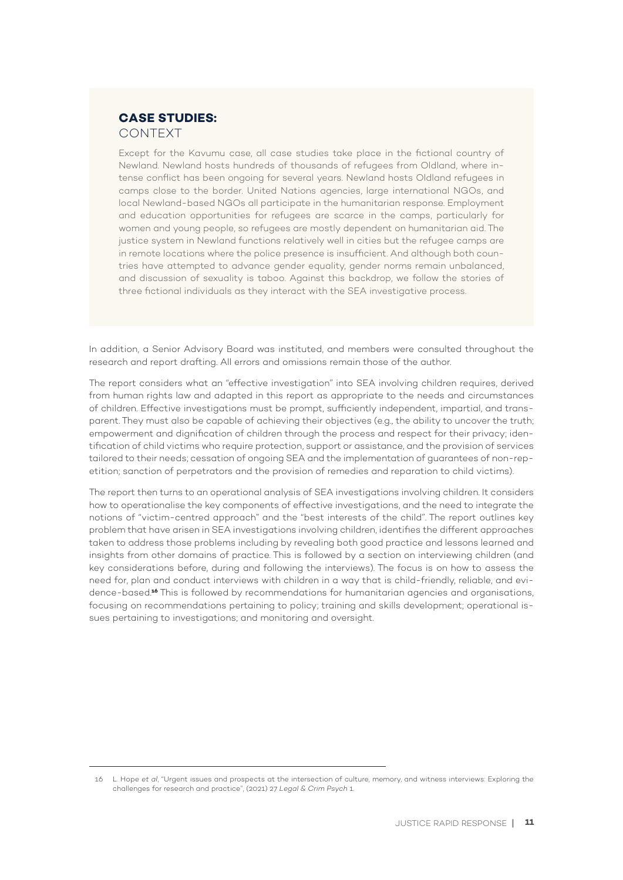## CASE STUDIES: CONTEXT

Except for the Kavumu case, all case studies take place in the fictional country of Newland. Newland hosts hundreds of thousands of refugees from Oldland, where intense conflict has been ongoing for several years. Newland hosts Oldland refugees in camps close to the border. United Nations agencies, large international NGOs, and local Newland-based NGOs all participate in the humanitarian response. Employment and education opportunities for refugees are scarce in the camps, particularly for women and young people, so refugees are mostly dependent on humanitarian aid. The justice system in Newland functions relatively well in cities but the refugee camps are in remote locations where the police presence is insufficient. And although both countries have attempted to advance gender equality, gender norms remain unbalanced, and discussion of sexuality is taboo. Against this backdrop, we follow the stories of three fictional individuals as they interact with the SEA investigative process.

In addition, a Senior Advisory Board was instituted, and members were consulted throughout the research and report drafting. All errors and omissions remain those of the author.

The report considers what an "effective investigation" into SEA involving children requires, derived from human rights law and adapted in this report as appropriate to the needs and circumstances of children. Effective investigations must be prompt, sufficiently independent, impartial, and transparent. They must also be capable of achieving their objectives (e.g., the ability to uncover the truth; empowerment and dignification of children through the process and respect for their privacy; identification of child victims who require protection, support or assistance, and the provision of services tailored to their needs; cessation of ongoing SEA and the implementation of guarantees of non-repetition; sanction of perpetrators and the provision of remedies and reparation to child victims).

The report then turns to an operational analysis of SEA investigations involving children. It considers how to operationalise the key components of effective investigations, and the need to integrate the notions of "victim-centred approach" and the "best interests of the child". The report outlines key problem that have arisen in SEA investigations involving children, identifies the different approaches taken to address those problems including by revealing both good practice and lessons learned and insights from other domains of practice. This is followed by a section on interviewing children (and key considerations before, during and following the interviews). The focus is on how to assess the need for, plan and conduct interviews with children in a way that is child-friendly, reliable, and evidence-based.[16] This is followed by recommendations for humanitarian agencies and organisations, focusing on recommendations pertaining to policy; training and skills development; operational issues pertaining to investigations; and monitoring and oversight.

---

16 L. Hope *et al*, "Urgent issues and prospects at the intersection of culture, memory, and witness interviews: Exploring the challenges for research and practice", (2021) 27 *Legal & Crim Psych* 1.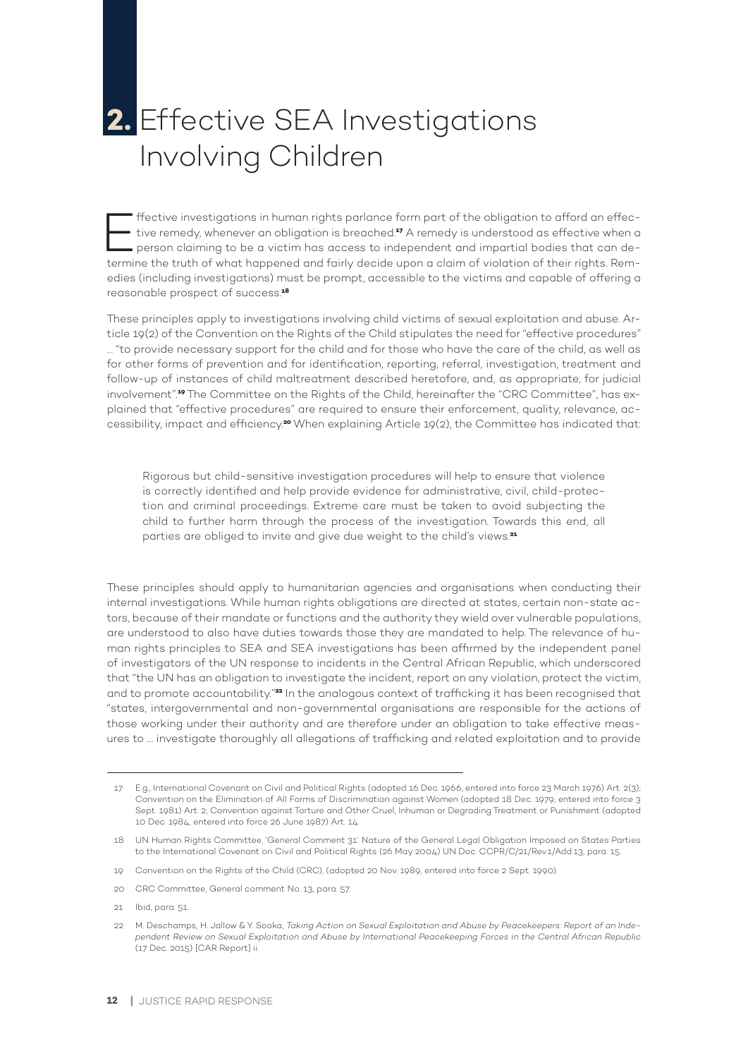# 2. Effective SEA Investigations Involving Children

Effective investigations in human rights parlance form part of the obligation to afford an effective remedy, whenever an obligation is breached.[17] A remedy is understood as effective when a person claiming to be a victim has access to independent and impartial bodies that can determine the truth of what happened and fairly decide upon a claim of violation of their rights. Remedies (including investigations) must be prompt, accessible to the victims and capable of offering a reasonable prospect of success.[18]

These principles apply to investigations involving child victims of sexual exploitation and abuse. Article 19(2) of the Convention on the Rights of the Child stipulates the need for "effective procedures" … "to provide necessary support for the child and for those who have the care of the child, as well as for other forms of prevention and for identification, reporting, referral, investigation, treatment and follow-up of instances of child maltreatment described heretofore, and, as appropriate, for judicial involvement".[19] The Committee on the Rights of the Child, hereinafter the "CRC Committee", has explained that "effective procedures" are required to ensure their enforcement, quality, relevance, accessibility, impact and efficiency.[20] When explaining Article 19(2), the Committee has indicated that:

> Rigorous but child-sensitive investigation procedures will help to ensure that violence is correctly identified and help provide evidence for administrative, civil, child-protection and criminal proceedings. Extreme care must be taken to avoid subjecting the child to further harm through the process of the investigation. Towards this end, all parties are obliged to invite and give due weight to the child's views.[21]

These principles should apply to humanitarian agencies and organisations when conducting their internal investigations. While human rights obligations are directed at states, certain non-state actors, because of their mandate or functions and the authority they wield over vulnerable populations, are understood to also have duties towards those they are mandated to help. The relevance of human rights principles to SEA and SEA investigations has been affirmed by the independent panel of investigators of the UN response to incidents in the Central African Republic, which underscored that "the UN has an obligation to investigate the incident, report on any violation, protect the victim, and to promote accountability."[22] In the analogous context of trafficking it has been recognised that "states, intergovernmental and non-governmental organisations are responsible for the actions of those working under their authority and are therefore under an obligation to take effective measures to … investigate thoroughly all allegations of trafficking and related exploitation and to provide

---

17 E.g., International Covenant on Civil and Political Rights (adopted 16 Dec. 1966, entered into force 23 March 1976) Art. 2(3); Convention on the Elimination of All Forms of Discrimination against Women (adopted 18 Dec. 1979, entered into force 3 Sept. 1981) Art. 2; Convention against Torture and Other Cruel, Inhuman or Degrading Treatment or Punishment (adopted 10 Dec. 1984, entered into force 26 June 1987) Art. 14.

18 UN Human Rights Committee, 'General Comment 31' Nature of the General Legal Obligation Imposed on States Parties to the International Covenant on Civil and Political Rights (26 May 2004) UN Doc. CCPR/C/21/Rev.1/Add.13, para. 15.

19 Convention on the Rights of the Child (CRC), (adopted 20 Nov. 1989, entered into force 2 Sept. 1990).

20 CRC Committee, General comment No. 13, para. 57.

21 Ibid, para. 51.

22 M. Deschamps, H. Jallow & Y. Sooka, *Taking Action on Sexual Exploitation and Abuse by Peacekeepers: Report of an Independent Review on Sexual Exploitation and Abuse by International Peacekeeping Forces in the Central African Republic* (17 Dec. 2015) [CAR Report] ii.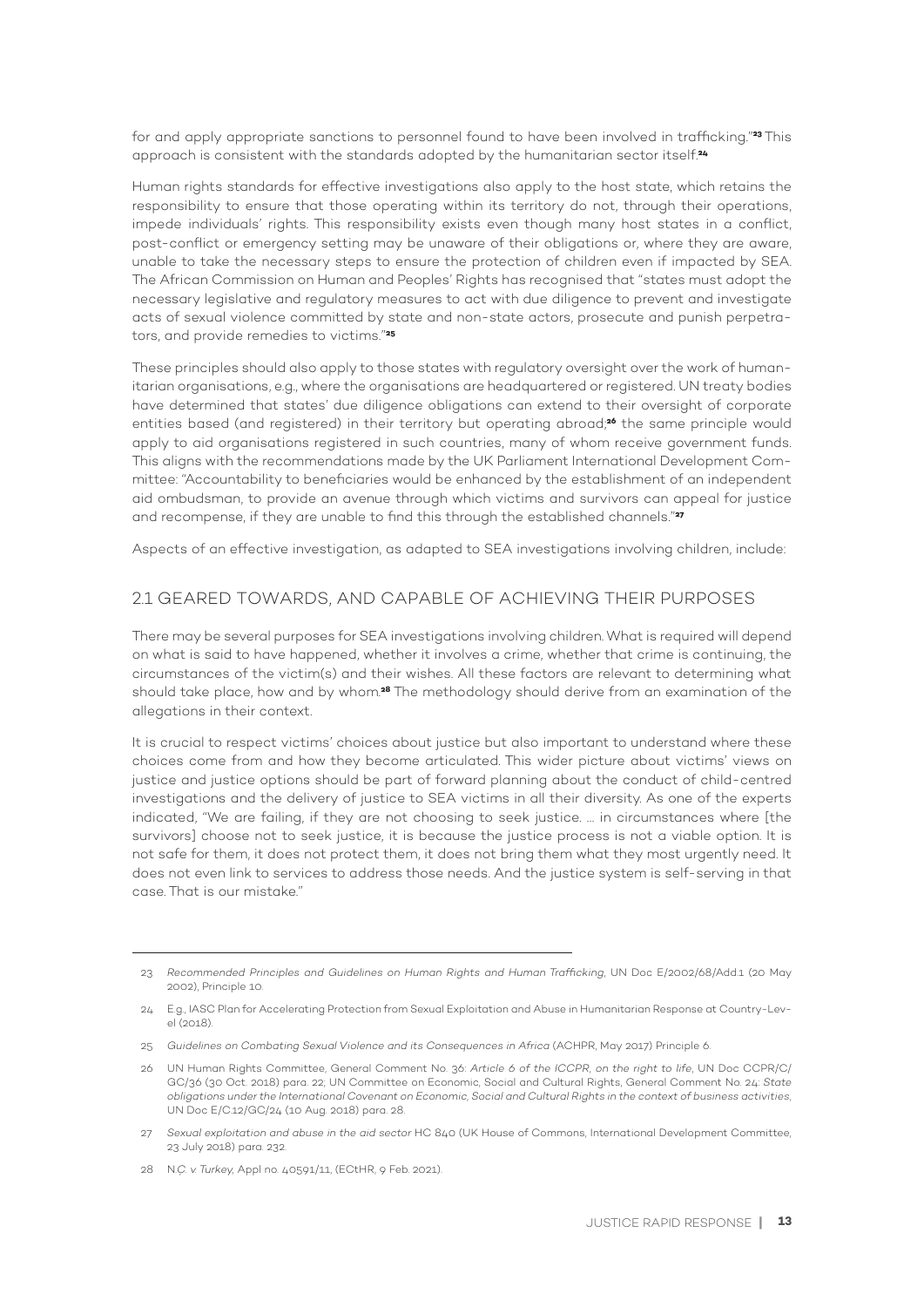for and apply appropriate sanctions to personnel found to have been involved in trafficking."[23] This approach is consistent with the standards adopted by the humanitarian sector itself.[24]

Human rights standards for effective investigations also apply to the host state, which retains the responsibility to ensure that those operating within its territory do not, through their operations, impede individuals' rights. This responsibility exists even though many host states in a conflict, post-conflict or emergency setting may be unaware of their obligations or, where they are aware, unable to take the necessary steps to ensure the protection of children even if impacted by SEA. The African Commission on Human and Peoples' Rights has recognised that "states must adopt the necessary legislative and regulatory measures to act with due diligence to prevent and investigate acts of sexual violence committed by state and non-state actors, prosecute and punish perpetrators, and provide remedies to victims."[25]

These principles should also apply to those states with regulatory oversight over the work of humanitarian organisations, e.g., where the organisations are headquartered or registered. UN treaty bodies have determined that states' due diligence obligations can extend to their oversight of corporate entities based (and registered) in their territory but operating abroad;[26] the same principle would apply to aid organisations registered in such countries, many of whom receive government funds. This aligns with the recommendations made by the UK Parliament International Development Committee: "Accountability to beneficiaries would be enhanced by the establishment of an independent aid ombudsman, to provide an avenue through which victims and survivors can appeal for justice and recompense, if they are unable to find this through the established channels."[27]

Aspects of an effective investigation, as adapted to SEA investigations involving children, include:

## 2.1 GEARED TOWARDS, AND CAPABLE OF ACHIEVING THEIR PURPOSES

There may be several purposes for SEA investigations involving children. What is required will depend on what is said to have happened, whether it involves a crime, whether that crime is continuing, the circumstances of the victim(s) and their wishes. All these factors are relevant to determining what should take place, how and by whom.[28] The methodology should derive from an examination of the allegations in their context.

It is crucial to respect victims' choices about justice but also important to understand where these choices come from and how they become articulated. This wider picture about victims' views on justice and justice options should be part of forward planning about the conduct of child-centred investigations and the delivery of justice to SEA victims in all their diversity. As one of the experts indicated, "We are failing, if they are not choosing to seek justice. … in circumstances where [the survivors] choose not to seek justice, it is because the justice process is not a viable option. It is not safe for them, it does not protect them, it does not bring them what they most urgently need. It does not even link to services to address those needs. And the justice system is self-serving in that case. That is our mistake."

---

23 *Recommended Principles and Guidelines on Human Rights and Human Trafficking*, UN Doc E/2002/68/Add.1 (20 May 2002), Principle 10.

24 E.g., IASC Plan for Accelerating Protection from Sexual Exploitation and Abuse in Humanitarian Response at Country-Level (2018).

25 *Guidelines on Combating Sexual Violence and its Consequences in Africa* (ACHPR, May 2017) Principle 6.

26 UN Human Rights Committee, General Comment No. 36: *Article 6 of the ICCPR, on the right to life*, UN Doc CCPR/C/GC/36 (30 Oct. 2018) para. 22; UN Committee on Economic, Social and Cultural Rights, General Comment No. 24: *State obligations under the International Covenant on Economic, Social and Cultural Rights in the context of business activities*, UN Doc E/C.12/GC/24 (10 Aug. 2018) para. 28.

27 *Sexual exploitation and abuse in the aid sector* HC 840 (UK House of Commons, International Development Committee, 23 July 2018) para. 232.

28 *N.Ç. v. Turkey*, Appl no. 40591/11, (ECtHR, 9 Feb. 2021).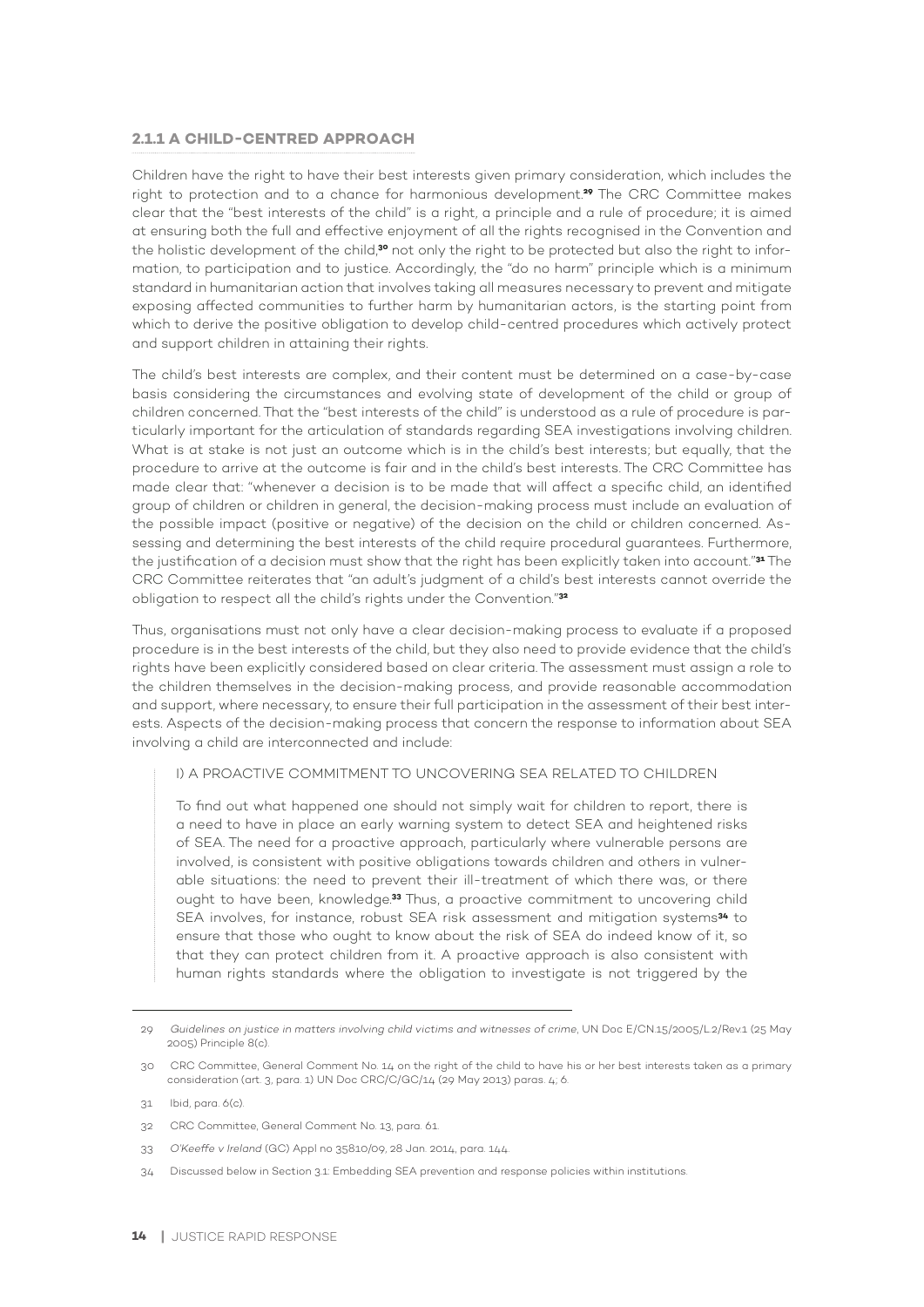### 2.1.1 A CHILD-CENTRED APPROACH

Children have the right to have their best interests given primary consideration, which includes the right to protection and to a chance for harmonious development.[29] The CRC Committee makes clear that the "best interests of the child" is a right, a principle and a rule of procedure; it is aimed at ensuring both the full and effective enjoyment of all the rights recognised in the Convention and the holistic development of the child,[30] not only the right to be protected but also the right to information, to participation and to justice. Accordingly, the "do no harm" principle which is a minimum standard in humanitarian action that involves taking all measures necessary to prevent and mitigate exposing affected communities to further harm by humanitarian actors, is the starting point from which to derive the positive obligation to develop child-centred procedures which actively protect and support children in attaining their rights.

The child's best interests are complex, and their content must be determined on a case-by-case basis considering the circumstances and evolving state of development of the child or group of children concerned. That the "best interests of the child" is understood as a rule of procedure is particularly important for the articulation of standards regarding SEA investigations involving children. What is at stake is not just an outcome which is in the child's best interests; but equally, that the procedure to arrive at the outcome is fair and in the child's best interests. The CRC Committee has made clear that: "whenever a decision is to be made that will affect a specific child, an identified group of children or children in general, the decision-making process must include an evaluation of the possible impact (positive or negative) of the decision on the child or children concerned. Assessing and determining the best interests of the child require procedural guarantees. Furthermore, the justification of a decision must show that the right has been explicitly taken into account."[31] The CRC Committee reiterates that "an adult's judgment of a child's best interests cannot override the obligation to respect all the child's rights under the Convention."[32]

Thus, organisations must not only have a clear decision-making process to evaluate if a proposed procedure is in the best interests of the child, but they also need to provide evidence that the child's rights have been explicitly considered based on clear criteria. The assessment must assign a role to the children themselves in the decision-making process, and provide reasonable accommodation and support, where necessary, to ensure their full participation in the assessment of their best interests. Aspects of the decision-making process that concern the response to information about SEA involving a child are interconnected and include:

> I) A PROACTIVE COMMITMENT TO UNCOVERING SEA RELATED TO CHILDREN
>
> To find out what happened one should not simply wait for children to report, there is a need to have in place an early warning system to detect SEA and heightened risks of SEA. The need for a proactive approach, particularly where vulnerable persons are involved, is consistent with positive obligations towards children and others in vulnerable situations: the need to prevent their ill-treatment of which there was, or there ought to have been, knowledge.[33] Thus, a proactive commitment to uncovering child SEA involves, for instance, robust SEA risk assessment and mitigation systems[34] to ensure that those who ought to know about the risk of SEA do indeed know of it, so that they can protect children from it. A proactive approach is also consistent with human rights standards where the obligation to investigate is not triggered by the

---

29 *Guidelines on justice in matters involving child victims and witnesses of crime*, UN Doc E/CN.15/2005/L.2/Rev.1 (25 May 2005) Principle 8(c).

30 CRC Committee, General Comment No. 14 on the right of the child to have his or her best interests taken as a primary consideration (art. 3, para. 1) UN Doc CRC/C/GC/14 (29 May 2013) paras. 4; 6.

31 Ibid, para. 6(c).

32 CRC Committee, General Comment No. 13, para. 61.

33 *O'Keeffe v Ireland* (GC) Appl no 35810/09, 28 Jan. 2014, para. 144.

34 Discussed below in Section 3.1: Embedding SEA prevention and response policies within institutions.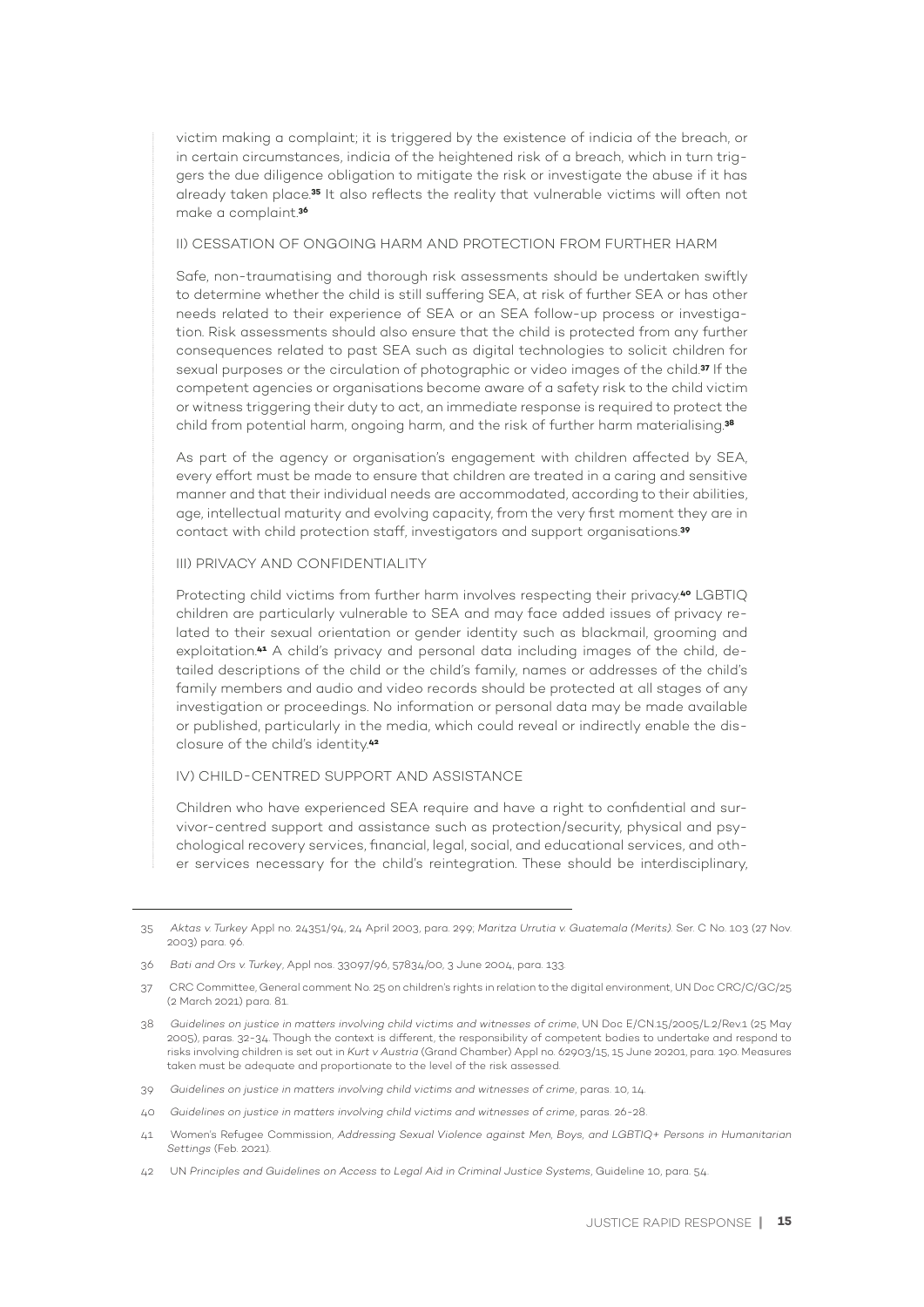victim making a complaint; it is triggered by the existence of indicia of the breach, or in certain circumstances, indicia of the heightened risk of a breach, which in turn triggers the due diligence obligation to mitigate the risk or investigate the abuse if it has already taken place.[35] It also reflects the reality that vulnerable victims will often not make a complaint.[36]

### II) CESSATION OF ONGOING HARM AND PROTECTION FROM FURTHER HARM

Safe, non-traumatising and thorough risk assessments should be undertaken swiftly to determine whether the child is still suffering SEA, at risk of further SEA or has other needs related to their experience of SEA or an SEA follow-up process or investigation. Risk assessments should also ensure that the child is protected from any further consequences related to past SEA such as digital technologies to solicit children for sexual purposes or the circulation of photographic or video images of the child.[37] If the competent agencies or organisations become aware of a safety risk to the child victim or witness triggering their duty to act, an immediate response is required to protect the child from potential harm, ongoing harm, and the risk of further harm materialising.[38]

As part of the agency or organisation's engagement with children affected by SEA, every effort must be made to ensure that children are treated in a caring and sensitive manner and that their individual needs are accommodated, according to their abilities, age, intellectual maturity and evolving capacity, from the very first moment they are in contact with child protection staff, investigators and support organisations.[39]

### III) PRIVACY AND CONFIDENTIALITY

Protecting child victims from further harm involves respecting their privacy.[40] LGBTIQ children are particularly vulnerable to SEA and may face added issues of privacy related to their sexual orientation or gender identity such as blackmail, grooming and exploitation.[41] A child's privacy and personal data including images of the child, detailed descriptions of the child or the child's family, names or addresses of the child's family members and audio and video records should be protected at all stages of any investigation or proceedings. No information or personal data may be made available or published, particularly in the media, which could reveal or indirectly enable the disclosure of the child's identity.[42]

### IV) CHILD-CENTRED SUPPORT AND ASSISTANCE

Children who have experienced SEA require and have a right to confidential and survivor-centred support and assistance such as protection/security, physical and psychological recovery services, financial, legal, social, and educational services, and other services necessary for the child's reintegration. These should be interdisciplinary,

---

35 *Aktas v. Turkey* Appl no. 24351/94, 24 April 2003, para. 299; *Maritza Urrutia v. Guatemala (Merits).* Ser. C No. 103 (27 Nov. 2003) para. 96.

36 *Bati and Ors v. Turkey*, Appl nos. 33097/96; 57834/00, 3 June 2004, para. 133.

37 CRC Committee, General comment No. 25 on children's rights in relation to the digital environment, UN Doc CRC/C/GC/25 (2 March 2021) para. 81.

38 *Guidelines on justice in matters involving child victims and witnesses of crime*, UN Doc E/CN.15/2005/L.2/Rev.1 (25 May 2005), paras. 32-34. Though the context is different, the responsibility of competent bodies to undertake and respond to risks involving children is set out in *Kurt v Austria* (Grand Chamber) Appl no. 62903/15, 15 June 20201, para. 190. Measures taken must be adequate and proportionate to the level of the risk assessed.

39 *Guidelines on justice in matters involving child victims and witnesses of crime*, paras. 10, 14.

40 *Guidelines on justice in matters involving child victims and witnesses of crime*, paras. 26-28.

41 Women's Refugee Commission, *Addressing Sexual Violence against Men, Boys, and LGBTIQ+ Persons in Humanitarian Settings* (Feb. 2021).

42 UN *Principles and Guidelines on Access to Legal Aid in Criminal Justice Systems*, Guideline 10, para. 54.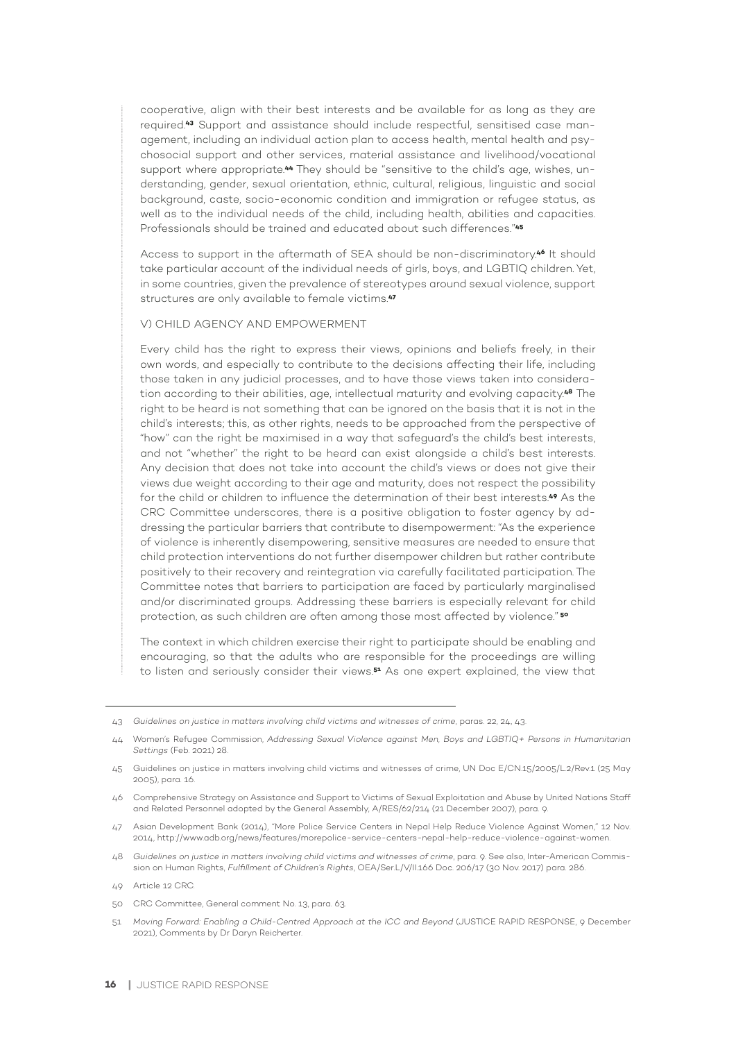cooperative, align with their best interests and be available for as long as they are required.[43] Support and assistance should include respectful, sensitised case management, including an individual action plan to access health, mental health and psychosocial support and other services, material assistance and livelihood/vocational support where appropriate.[44] They should be "sensitive to the child's age, wishes, understanding, gender, sexual orientation, ethnic, cultural, religious, linguistic and social background, caste, socio-economic condition and immigration or refugee status, as well as to the individual needs of the child, including health, abilities and capacities. Professionals should be trained and educated about such differences."[45]

Access to support in the aftermath of SEA should be non-discriminatory.[46] It should take particular account of the individual needs of girls, boys, and LGBTIQ children. Yet, in some countries, given the prevalence of stereotypes around sexual violence, support structures are only available to female victims.[47]

### V) CHILD AGENCY AND EMPOWERMENT

Every child has the right to express their views, opinions and beliefs freely, in their own words, and especially to contribute to the decisions affecting their life, including those taken in any judicial processes, and to have those views taken into consideration according to their abilities, age, intellectual maturity and evolving capacity.[48] The right to be heard is not something that can be ignored on the basis that it is not in the child's interests; this, as other rights, needs to be approached from the perspective of "how" can the right be maximised in a way that safeguard's the child's best interests, and not "whether" the right to be heard can exist alongside a child's best interests. Any decision that does not take into account the child's views or does not give their views due weight according to their age and maturity, does not respect the possibility for the child or children to influence the determination of their best interests.[49] As the CRC Committee underscores, there is a positive obligation to foster agency by addressing the particular barriers that contribute to disempowerment: "As the experience of violence is inherently disempowering, sensitive measures are needed to ensure that child protection interventions do not further disempower children but rather contribute positively to their recovery and reintegration via carefully facilitated participation. The Committee notes that barriers to participation are faced by particularly marginalised and/or discriminated groups. Addressing these barriers is especially relevant for child protection, as such children are often among those most affected by violence." [50]

The context in which children exercise their right to participate should be enabling and encouraging, so that the adults who are responsible for the proceedings are willing to listen and seriously consider their views.[51] As one expert explained, the view that

---

43 *Guidelines on justice in matters involving child victims and witnesses of crime*, paras. 22, 24, 43.

44 Women's Refugee Commission, *Addressing Sexual Violence against Men, Boys and LGBTIQ+ Persons in Humanitarian Settings* (Feb. 2021) 28.

45 Guidelines on justice in matters involving child victims and witnesses of crime, UN Doc E/CN.15/2005/L.2/Rev.1 (25 May 2005), para. 16.

46 Comprehensive Strategy on Assistance and Support to Victims of Sexual Exploitation and Abuse by United Nations Staff and Related Personnel adopted by the General Assembly, A/RES/62/214 (21 December 2007), para. 9.

47 Asian Development Bank (2014), "More Police Service Centers in Nepal Help Reduce Violence Against Women," 12 Nov. 2014, http://www.adb.org/news/features/morepolice-service-centers-nepal-help-reduce-violence-against-women.

48 *Guidelines on justice in matters involving child victims and witnesses of crime*, para. 9. See also, Inter-American Commission on Human Rights, *Fulfillment of Children's Rights*, OEA/Ser.L/V/II.166 Doc. 206/17 (30 Nov. 2017) para. 286.

49 Article 12 CRC.

50 CRC Committee, General comment No. 13, para. 63.

51 *Moving Forward: Enabling a Child-Centred Approach at the ICC and Beyond* (JUSTICE RAPID RESPONSE, 9 December 2021), Comments by Dr Daryn Reicherter.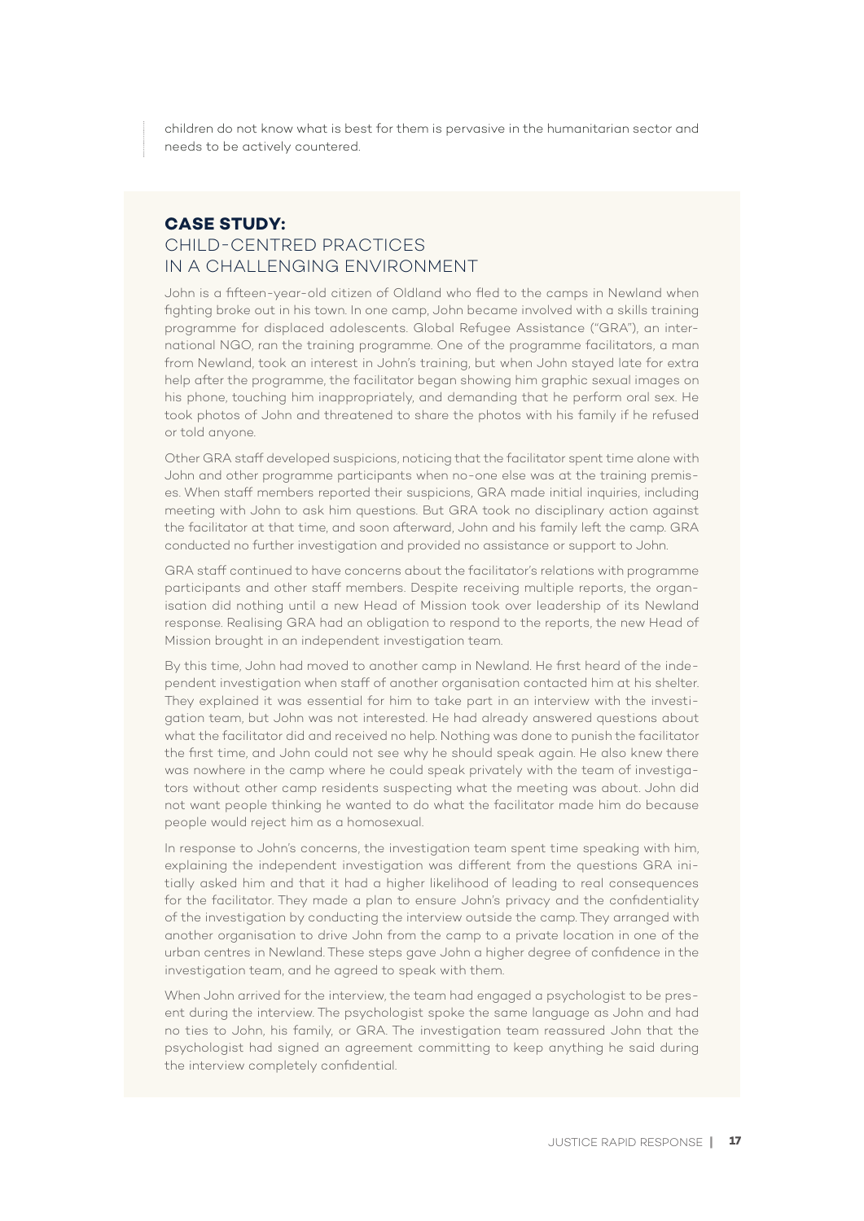children do not know what is best for them is pervasive in the humanitarian sector and needs to be actively countered.

## CASE STUDY:
### CHILD-CENTRED PRACTICES IN A CHALLENGING ENVIRONMENT

John is a fifteen-year-old citizen of Oldland who fled to the camps in Newland when fighting broke out in his town. In one camp, John became involved with a skills training programme for displaced adolescents. Global Refugee Assistance ("GRA"), an international NGO, ran the training programme. One of the programme facilitators, a man from Newland, took an interest in John's training, but when John stayed late for extra help after the programme, the facilitator began showing him graphic sexual images on his phone, touching him inappropriately, and demanding that he perform oral sex. He took photos of John and threatened to share the photos with his family if he refused or told anyone.

Other GRA staff developed suspicions, noticing that the facilitator spent time alone with John and other programme participants when no-one else was at the training premises. When staff members reported their suspicions, GRA made initial inquiries, including meeting with John to ask him questions. But GRA took no disciplinary action against the facilitator at that time, and soon afterward, John and his family left the camp. GRA conducted no further investigation and provided no assistance or support to John.

GRA staff continued to have concerns about the facilitator's relations with programme participants and other staff members. Despite receiving multiple reports, the organisation did nothing until a new Head of Mission took over leadership of its Newland response. Realising GRA had an obligation to respond to the reports, the new Head of Mission brought in an independent investigation team.

By this time, John had moved to another camp in Newland. He first heard of the independent investigation when staff of another organisation contacted him at his shelter. They explained it was essential for him to take part in an interview with the investigation team, but John was not interested. He had already answered questions about what the facilitator did and received no help. Nothing was done to punish the facilitator the first time, and John could not see why he should speak again. He also knew there was nowhere in the camp where he could speak privately with the team of investigators without other camp residents suspecting what the meeting was about. John did not want people thinking he wanted to do what the facilitator made him do because people would reject him as a homosexual.

In response to John's concerns, the investigation team spent time speaking with him, explaining the independent investigation was different from the questions GRA initially asked him and that it had a higher likelihood of leading to real consequences for the facilitator. They made a plan to ensure John's privacy and the confidentiality of the investigation by conducting the interview outside the camp. They arranged with another organisation to drive John from the camp to a private location in one of the urban centres in Newland. These steps gave John a higher degree of confidence in the investigation team, and he agreed to speak with them.

When John arrived for the interview, the team had engaged a psychologist to be present during the interview. The psychologist spoke the same language as John and had no ties to John, his family, or GRA. The investigation team reassured John that the psychologist had signed an agreement committing to keep anything he said during the interview completely confidential.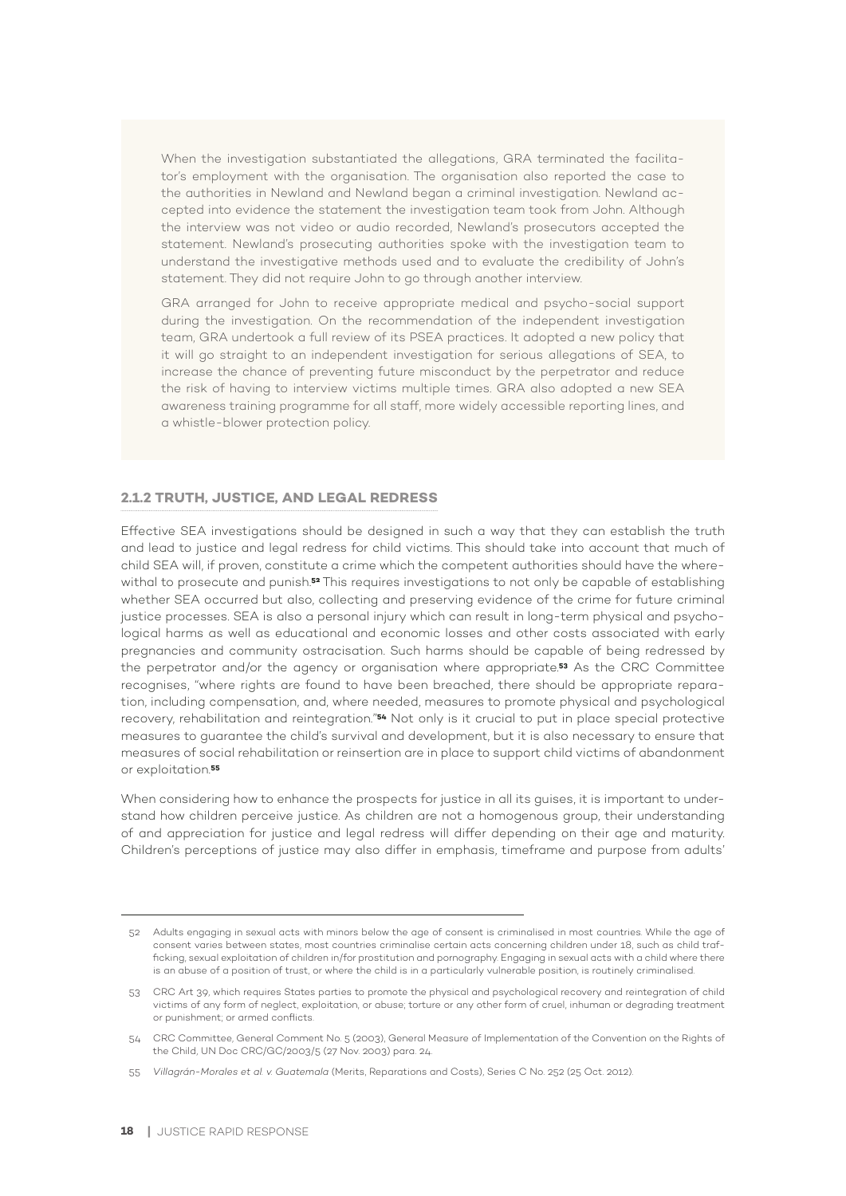When the investigation substantiated the allegations, GRA terminated the facilitator's employment with the organisation. The organisation also reported the case to the authorities in Newland and Newland began a criminal investigation. Newland accepted into evidence the statement the investigation team took from John. Although the interview was not video or audio recorded, Newland's prosecutors accepted the statement. Newland's prosecuting authorities spoke with the investigation team to understand the investigative methods used and to evaluate the credibility of John's statement. They did not require John to go through another interview.

GRA arranged for John to receive appropriate medical and psycho-social support during the investigation. On the recommendation of the independent investigation team, GRA undertook a full review of its PSEA practices. It adopted a new policy that it will go straight to an independent investigation for serious allegations of SEA, to increase the chance of preventing future misconduct by the perpetrator and reduce the risk of having to interview victims multiple times. GRA also adopted a new SEA awareness training programme for all staff, more widely accessible reporting lines, and a whistle-blower protection policy.

### 2.1.2 TRUTH, JUSTICE, AND LEGAL REDRESS

Effective SEA investigations should be designed in such a way that they can establish the truth and lead to justice and legal redress for child victims. This should take into account that much of child SEA will, if proven, constitute a crime which the competent authorities should have the wherewithal to prosecute and punish.[52] This requires investigations to not only be capable of establishing whether SEA occurred but also, collecting and preserving evidence of the crime for future criminal justice processes. SEA is also a personal injury which can result in long-term physical and psychological harms as well as educational and economic losses and other costs associated with early pregnancies and community ostracisation. Such harms should be capable of being redressed by the perpetrator and/or the agency or organisation where appropriate.[53] As the CRC Committee recognises, "where rights are found to have been breached, there should be appropriate reparation, including compensation, and, where needed, measures to promote physical and psychological recovery, rehabilitation and reintegration."[54] Not only is it crucial to put in place special protective measures to guarantee the child's survival and development, but it is also necessary to ensure that measures of social rehabilitation or reinsertion are in place to support child victims of abandonment or exploitation.[55]

When considering how to enhance the prospects for justice in all its guises, it is important to understand how children perceive justice. As children are not a homogenous group, their understanding of and appreciation for justice and legal redress will differ depending on their age and maturity. Children's perceptions of justice may also differ in emphasis, timeframe and purpose from adults'

---

52 Adults engaging in sexual acts with minors below the age of consent is criminalised in most countries. While the age of consent varies between states, most countries criminalise certain acts concerning children under 18, such as child trafficking, sexual exploitation of children in/for prostitution and pornography. Engaging in sexual acts with a child where there is an abuse of a position of trust, or where the child is in a particularly vulnerable position, is routinely criminalised.

53 CRC Art 39, which requires States parties to promote the physical and psychological recovery and reintegration of child victims of any form of neglect, exploitation, or abuse; torture or any other form of cruel, inhuman or degrading treatment or punishment; or armed conflicts.

54 CRC Committee, General Comment No. 5 (2003), General Measure of Implementation of the Convention on the Rights of the Child, UN Doc CRC/GC/2003/5 (27 Nov. 2003) para. 24.

55 *Villagrán-Morales et al. v. Guatemala* (Merits, Reparations and Costs), Series C No. 252 (25 Oct. 2012).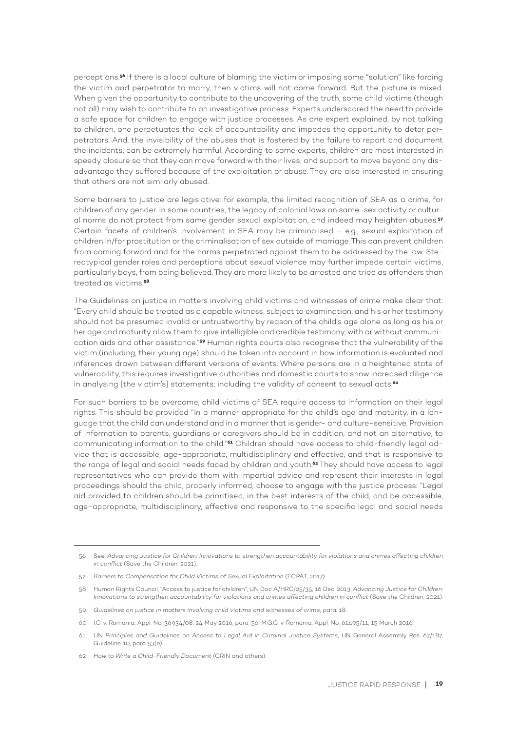perceptions.[56] If there is a local culture of blaming the victim or imposing some "solution" like forcing the victim and perpetrator to marry, then victims will not come forward. But the picture is mixed. When given the opportunity to contribute to the uncovering of the truth, some child victims (though not all) may wish to contribute to an investigative process. Experts underscored the need to provide a safe space for children to engage with justice processes. As one expert explained, by not talking to children, one perpetuates the lack of accountability and impedes the opportunity to deter perpetrators. And, the invisibility of the abuses that is fostered by the failure to report and document the incidents, can be extremely harmful. According to some experts, children are most interested in speedy closure so that they can move forward with their lives, and support to move beyond any disadvantage they suffered because of the exploitation or abuse. They are also interested in ensuring that others are not similarly abused.

Some barriers to justice are legislative: for example, the limited recognition of SEA as a crime, for children of any gender. In some countries, the legacy of colonial laws on same-sex activity or cultural norms do not protect from same gender sexual exploitation, and indeed may heighten abuses.[57] Certain facets of children's involvement in SEA may be criminalised – e.g., sexual exploitation of children in/for prostitution or the criminalisation of sex outside of marriage. This can prevent children from coming forward and for the harms perpetrated against them to be addressed by the law. Stereotypical gender roles and perceptions about sexual violence may further impede certain victims, particularly boys, from being believed. They are more likely to be arrested and tried as offenders than treated as victims.[58]

The Guidelines on justice in matters involving child victims and witnesses of crime make clear that: "Every child should be treated as a capable witness, subject to examination, and his or her testimony should not be presumed invalid or untrustworthy by reason of the child's age alone as long as his or her age and maturity allow them to give intelligible and credible testimony, with or without communication aids and other assistance."[59] Human rights courts also recognise that the vulnerability of the victim (including, their young age) should be taken into account in how information is evaluated and inferences drawn between different versions of events. Where persons are in a heightened state of vulnerability, this requires investigative authorities and domestic courts to show increased diligence in analysing [the victim's] statements; including the validity of consent to sexual acts.[60]

For such barriers to be overcome, child victims of SEA require access to information on their legal rights. This should be provided "in a manner appropriate for the child's age and maturity, in a language that the child can understand and in a manner that is gender- and culture-sensitive. Provision of information to parents, guardians or caregivers should be in addition, and not an alternative, to communicating information to the child."[61] Children should have access to child-friendly legal advice that is accessible, age-appropriate, multidisciplinary and effective, and that is responsive to the range of legal and social needs faced by children and youth.[62] They should have access to legal representatives who can provide them with impartial advice and represent their interests in legal proceedings should the child, properly informed, choose to engage with the justice process: "Legal aid provided to children should be prioritised, in the best interests of the child, and be accessible, age-appropriate, multidisciplinary, effective and responsive to the specific legal and social needs

---

56 See, *Advancing Justice for Children: Innovations to strengthen accountability for violations and crimes affecting children in conflict* (Save the Children, 2021).

57 *Barriers to Compensation for Child Victims of Sexual Exploitation* (ECPAT, 2017).

58 Human Rights Council, "Access to justice for children", UN Doc A/HRC/25/35, 16 Dec. 2013; *Advancing Justice for Children: Innovations to strengthen accountability for violations and crimes affecting children in conflict* (Save the Children, 2021).

59 *Guidelines on justice in matters involving child victims and witnesses of crime*, para. 18.

60 I.C. v. Romania, Appl. No. 36934/08, 24 May 2016, para. 56; M.G.C. v. Romania, Appl. No. 61495/11, 15 March 2016.

61 UN *Principles and Guidelines on Access to Legal Aid in Criminal Justice Systems*, UN General Assembly Res. 67/187, Guideline 10, para 53(e).

62 *How to Write a Child-Friendly Document* (CRIN and others).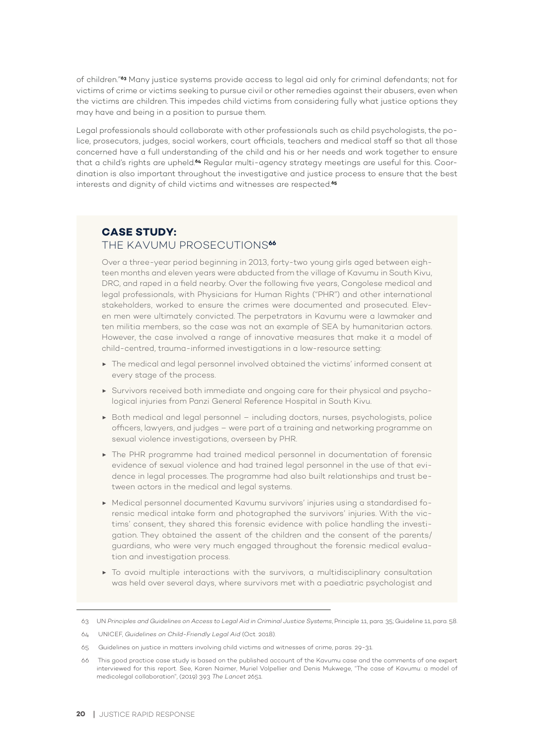of children."[63] Many justice systems provide access to legal aid only for criminal defendants; not for victims of crime or victims seeking to pursue civil or other remedies against their abusers, even when the victims are children. This impedes child victims from considering fully what justice options they may have and being in a position to pursue them.

Legal professionals should collaborate with other professionals such as child psychologists, the police, prosecutors, judges, social workers, court officials, teachers and medical staff so that all those concerned have a full understanding of the child and his or her needs and work together to ensure that a child's rights are upheld.[64] Regular multi-agency strategy meetings are useful for this. Coordination is also important throughout the investigative and justice process to ensure that the best interests and dignity of child victims and witnesses are respected.[65]

## CASE STUDY: THE KAVUMU PROSECUTIONS[66]

Over a three-year period beginning in 2013, forty-two young girls aged between eighteen months and eleven years were abducted from the village of Kavumu in South Kivu, DRC, and raped in a field nearby. Over the following five years, Congolese medical and legal professionals, with Physicians for Human Rights ("PHR") and other international stakeholders, worked to ensure the crimes were documented and prosecuted. Eleven men were ultimately convicted. The perpetrators in Kavumu were a lawmaker and ten militia members, so the case was not an example of SEA by humanitarian actors. However, the case involved a range of innovative measures that make it a model of child-centred, trauma-informed investigations in a low-resource setting:

- The medical and legal personnel involved obtained the victims' informed consent at every stage of the process.
- Survivors received both immediate and ongoing care for their physical and psychological injuries from Panzi General Reference Hospital in South Kivu.
- Both medical and legal personnel – including doctors, nurses, psychologists, police officers, lawyers, and judges – were part of a training and networking programme on sexual violence investigations, overseen by PHR.
- The PHR programme had trained medical personnel in documentation of forensic evidence of sexual violence and had trained legal personnel in the use of that evidence in legal processes. The programme had also built relationships and trust between actors in the medical and legal systems.
- Medical personnel documented Kavumu survivors' injuries using a standardised forensic medical intake form and photographed the survivors' injuries. With the victims' consent, they shared this forensic evidence with police handling the investigation. They obtained the assent of the children and the consent of the parents/guardians, who were very much engaged throughout the forensic medical evaluation and investigation process.
- To avoid multiple interactions with the survivors, a multidisciplinary consultation was held over several days, where survivors met with a paediatric psychologist and

---

63 UN *Principles and Guidelines on Access to Legal Aid in Criminal Justice Systems*, Principle 11, para. 35; Guideline 11, para. 58.

64 UNICEF, *Guidelines on Child-Friendly Legal Aid* (Oct. 2018).

65 Guidelines on justice in matters involving child victims and witnesses of crime, paras. 29-31.

66 This good practice case study is based on the published account of the Kavumu case and the comments of one expert interviewed for this report. See, Karen Naimer, Muriel Volpellier and Denis Mukwege, "The case of Kavumu: a model of medicolegal collaboration", (2019) 393 *The Lancet* 2651.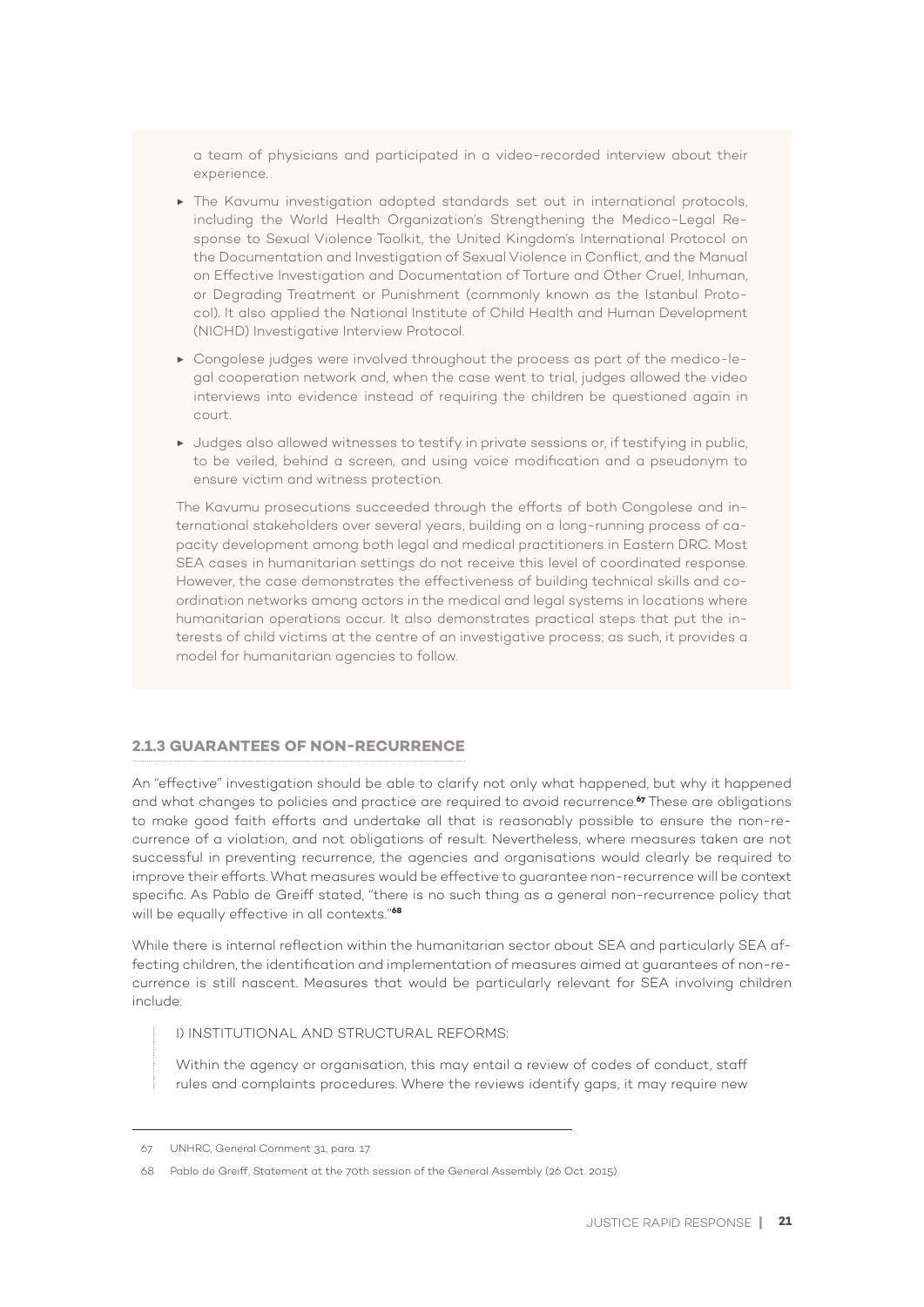a team of physicians and participated in a video-recorded interview about their experience.

- The Kavumu investigation adopted standards set out in international protocols, including the World Health Organization's Strengthening the Medico-Legal Response to Sexual Violence Toolkit, the United Kingdom's International Protocol on the Documentation and Investigation of Sexual Violence in Conflict, and the Manual on Effective Investigation and Documentation of Torture and Other Cruel, Inhuman, or Degrading Treatment or Punishment (commonly known as the Istanbul Protocol). It also applied the National Institute of Child Health and Human Development (NICHD) Investigative Interview Protocol.
- Congolese judges were involved throughout the process as part of the medico-legal cooperation network and, when the case went to trial, judges allowed the video interviews into evidence instead of requiring the children be questioned again in court.
- Judges also allowed witnesses to testify in private sessions or, if testifying in public, to be veiled, behind a screen, and using voice modification and a pseudonym to ensure victim and witness protection.

The Kavumu prosecutions succeeded through the efforts of both Congolese and international stakeholders over several years, building on a long-running process of capacity development among both legal and medical practitioners in Eastern DRC. Most SEA cases in humanitarian settings do not receive this level of coordinated response. However, the case demonstrates the effectiveness of building technical skills and coordination networks among actors in the medical and legal systems in locations where humanitarian operations occur. It also demonstrates practical steps that put the interests of child victims at the centre of an investigative process; as such, it provides a model for humanitarian agencies to follow.

### 2.1.3 GUARANTEES OF NON-RECURRENCE

An "effective" investigation should be able to clarify not only what happened, but why it happened and what changes to policies and practice are required to avoid recurrence.[67] These are obligations to make good faith efforts and undertake all that is reasonably possible to ensure the non-recurrence of a violation, and not obligations of result. Nevertheless, where measures taken are not successful in preventing recurrence, the agencies and organisations would clearly be required to improve their efforts. What measures would be effective to guarantee non-recurrence will be context specific. As Pablo de Greiff stated, "there is no such thing as a general non-recurrence policy that will be equally effective in all contexts."[68]

While there is internal reflection within the humanitarian sector about SEA and particularly SEA affecting children, the identification and implementation of measures aimed at guarantees of non-recurrence is still nascent. Measures that would be particularly relevant for SEA involving children include:

> I) INSTITUTIONAL AND STRUCTURAL REFORMS:
>
> Within the agency or organisation, this may entail a review of codes of conduct, staff rules and complaints procedures. Where the reviews identify gaps, it may require new

---

67 UNHRC, General Comment 31, para. 17.

68 Pablo de Greiff, Statement at the 70th session of the General Assembly (26 Oct. 2015).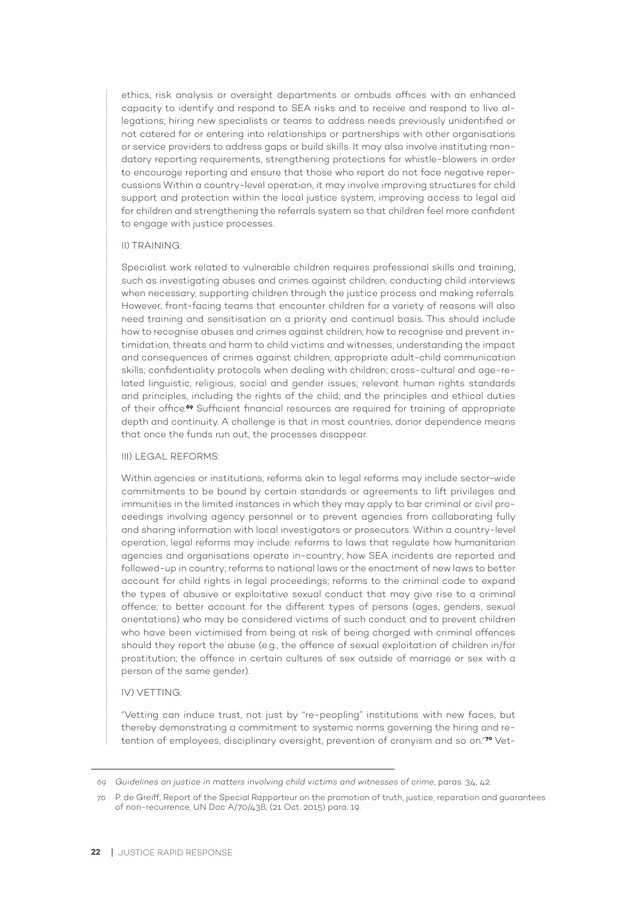ethics, risk analysis or oversight departments or ombuds offices with an enhanced capacity to identify and respond to SEA risks and to receive and respond to live allegations; hiring new specialists or teams to address needs previously unidentified or not catered for or entering into relationships or partnerships with other organisations or service providers to address gaps or build skills. It may also involve instituting mandatory reporting requirements, strengthening protections for whistle-blowers in order to encourage reporting and ensure that those who report do not face negative repercussions Within a country-level operation, it may involve improving structures for child support and protection within the local justice system, improving access to legal aid for children and strengthening the referrals system so that children feel more confident to engage with justice processes.

II) TRAINING:

Specialist work related to vulnerable children requires professional skills and training, such as investigating abuses and crimes against children, conducting child interviews when necessary, supporting children through the justice process and making referrals. However, front-facing teams that encounter children for a variety of reasons will also need training and sensitisation on a priority and continual basis. This should include how to recognise abuses and crimes against children; how to recognise and prevent intimidation, threats and harm to child victims and witnesses; understanding the impact and consequences of crimes against children; appropriate adult-child communication skills; confidentiality protocols when dealing with children; cross-cultural and age-related linguistic, religious, social and gender issues; relevant human rights standards and principles, including the rights of the child; and the principles and ethical duties of their office.[69] Sufficient financial resources are required for training of appropriate depth and continuity. A challenge is that in most countries, donor dependence means that once the funds run out, the processes disappear.

III) LEGAL REFORMS:

Within agencies or institutions, reforms akin to legal reforms may include sector-wide commitments to be bound by certain standards or agreements to lift privileges and immunities in the limited instances in which they may apply to bar criminal or civil proceedings involving agency personnel or to prevent agencies from collaborating fully and sharing information with local investigators or prosecutors. Within a country-level operation, legal reforms may include: reforms to laws that regulate how humanitarian agencies and organisations operate in-country; how SEA incidents are reported and followed-up in country; reforms to national laws or the enactment of new laws to better account for child rights in legal proceedings; reforms to the criminal code to expand the types of abusive or exploitative sexual conduct that may give rise to a criminal offence; to better account for the different types of persons (ages, genders, sexual orientations) who may be considered victims of such conduct and to prevent children who have been victimised from being at risk of being charged with criminal offences should they report the abuse (e.g., the offence of sexual exploitation of children in/for prostitution; the offence in certain cultures of sex outside of marriage or sex with a person of the same gender).

IV) VETTING:

"Vetting can induce trust, not just by "re-peopling" institutions with new faces, but thereby demonstrating a commitment to systemic norms governing the hiring and retention of employees, disciplinary oversight, prevention of cronyism and so on."[70] Vet-

---

69 *Guidelines on justice in matters involving child victims and witnesses of crime*, paras. 34, 42.

70 P. de Greiff, Report of the Special Rapporteur on the promotion of truth, justice, reparation and guarantees of non-recurrence, UN Doc A/70/438, (21 Oct. 2015) para. 19.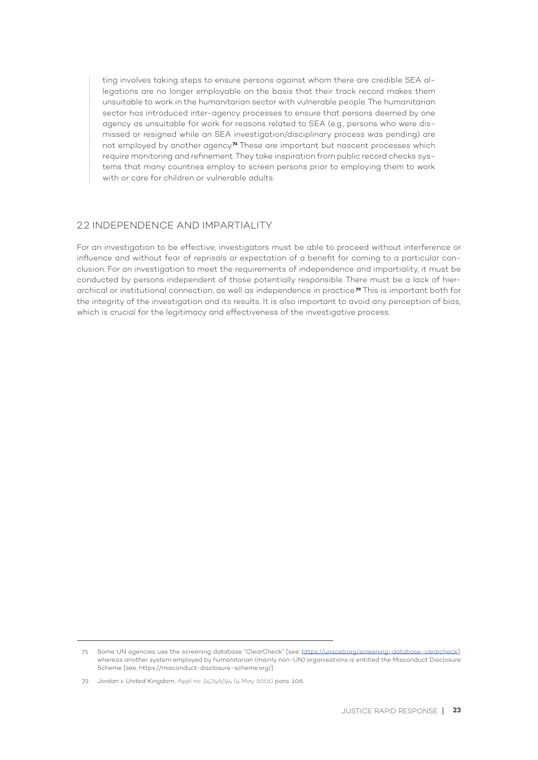ting involves taking steps to ensure persons against whom there are credible SEA allegations are no longer employable on the basis that their track record makes them unsuitable to work in the humanitarian sector with vulnerable people. The humanitarian sector has introduced inter-agency processes to ensure that persons deemed by one agency as unsuitable for work for reasons related to SEA (e.g., persons who were dismissed or resigned while an SEA investigation/disciplinary process was pending) are not employed by another agency.[71] These are important but nascent processes which require monitoring and refinement. They take inspiration from public record checks systems that many countries employ to screen persons prior to employing them to work with or care for children or vulnerable adults.

## 2.2 INDEPENDENCE AND IMPARTIALITY

For an investigation to be effective, investigators must be able to proceed without interference or influence and without fear of reprisals or expectation of a benefit for coming to a particular conclusion. For an investigation to meet the requirements of independence and impartiality, it must be conducted by persons independent of those potentially responsible. There must be a lack of hierarchical or institutional connection, as well as independence in practice.[72] This is important both for the integrity of the investigation and its results. It is also important to avoid any perception of bias, which is crucial for the legitimacy and effectiveness of the investigative process.

---

71 Some UN agencies use the screening database "ClearCheck" [see: https://unsceb.org/screening-database-clearcheck], whereas another system employed by humanitarian (mainly non-UN) organisations is entitled the Misconduct Disclosure Scheme [see: https://misconduct-disclosure-scheme.org/].

72 *Jordan v United Kingdom*, Appl no. 24746/94 (4 May 2001) para. 106.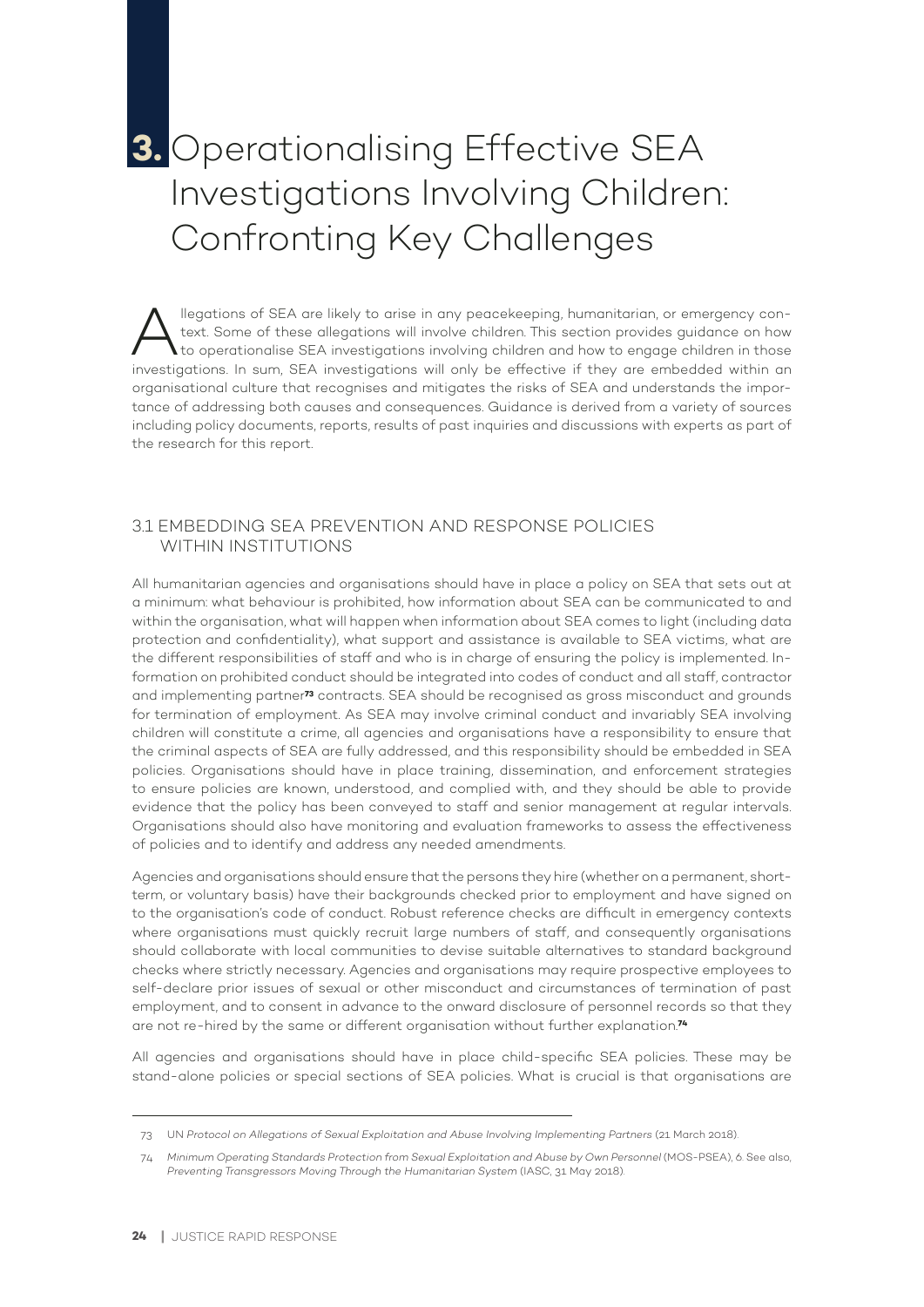# 3. Operationalising Effective SEA Investigations Involving Children: Confronting Key Challenges

Allegations of SEA are likely to arise in any peacekeeping, humanitarian, or emergency context. Some of these allegations will involve children. This section provides guidance on how to operationalise SEA investigations involving children and how to engage children in those investigations. In sum, SEA investigations will only be effective if they are embedded within an organisational culture that recognises and mitigates the risks of SEA and understands the importance of addressing both causes and consequences. Guidance is derived from a variety of sources including policy documents, reports, results of past inquiries and discussions with experts as part of the research for this report.

## 3.1 EMBEDDING SEA PREVENTION AND RESPONSE POLICIES WITHIN INSTITUTIONS

All humanitarian agencies and organisations should have in place a policy on SEA that sets out at a minimum: what behaviour is prohibited, how information about SEA can be communicated to and within the organisation, what will happen when information about SEA comes to light (including data protection and confidentiality), what support and assistance is available to SEA victims, what are the different responsibilities of staff and who is in charge of ensuring the policy is implemented. Information on prohibited conduct should be integrated into codes of conduct and all staff, contractor and implementing partner[73] contracts. SEA should be recognised as gross misconduct and grounds for termination of employment. As SEA may involve criminal conduct and invariably SEA involving children will constitute a crime, all agencies and organisations have a responsibility to ensure that the criminal aspects of SEA are fully addressed, and this responsibility should be embedded in SEA policies. Organisations should have in place training, dissemination, and enforcement strategies to ensure policies are known, understood, and complied with, and they should be able to provide evidence that the policy has been conveyed to staff and senior management at regular intervals. Organisations should also have monitoring and evaluation frameworks to assess the effectiveness of policies and to identify and address any needed amendments.

Agencies and organisations should ensure that the persons they hire (whether on a permanent, short-term, or voluntary basis) have their backgrounds checked prior to employment and have signed on to the organisation's code of conduct. Robust reference checks are difficult in emergency contexts where organisations must quickly recruit large numbers of staff, and consequently organisations should collaborate with local communities to devise suitable alternatives to standard background checks where strictly necessary. Agencies and organisations may require prospective employees to self-declare prior issues of sexual or other misconduct and circumstances of termination of past employment, and to consent in advance to the onward disclosure of personnel records so that they are not re-hired by the same or different organisation without further explanation.[74]

All agencies and organisations should have in place child-specific SEA policies. These may be stand-alone policies or special sections of SEA policies. What is crucial is that organisations are

---

[73] UN *Protocol on Allegations of Sexual Exploitation and Abuse Involving Implementing Partners* (21 March 2018).

[74] *Minimum Operating Standards Protection from Sexual Exploitation and Abuse by Own Personnel* (MOS-PSEA), 6. See also, *Preventing Transgressors Moving Through the Humanitarian System* (IASC, 31 May 2018).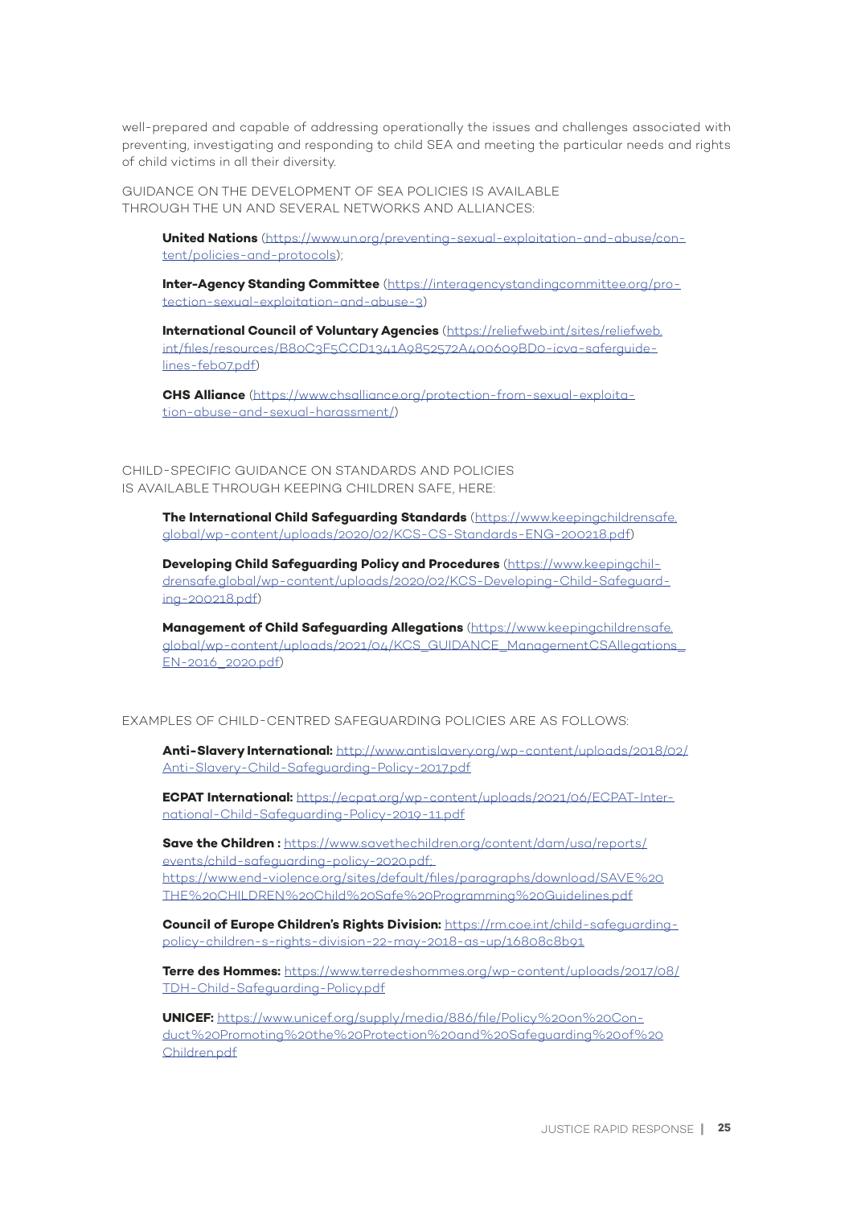well-prepared and capable of addressing operationally the issues and challenges associated with preventing, investigating and responding to child SEA and meeting the particular needs and rights of child victims in all their diversity.

GUIDANCE ON THE DEVELOPMENT OF SEA POLICIES IS AVAILABLE THROUGH THE UN AND SEVERAL NETWORKS AND ALLIANCES:

**United Nations** (https://www.un.org/preventing-sexual-exploitation-and-abuse/content/policies-and-protocols);

**Inter-Agency Standing Committee** (https://interagencystandingcommittee.org/protection-sexual-exploitation-and-abuse-3)

**International Council of Voluntary Agencies** (https://reliefweb.int/sites/reliefweb.int/files/resources/B80C3F5CCD1341A9852572A400609BD0-icva-saferguidelines-feb07.pdf)

**CHS Alliance** (https://www.chsalliance.org/protection-from-sexual-exploitation-abuse-and-sexual-harassment/)

CHILD-SPECIFIC GUIDANCE ON STANDARDS AND POLICIES IS AVAILABLE THROUGH KEEPING CHILDREN SAFE, HERE:

**The International Child Safeguarding Standards** (https://www.keepingchildrensafe.global/wp-content/uploads/2020/02/KCS-CS-Standards-ENG-200218.pdf)

**Developing Child Safeguarding Policy and Procedures** (https://www.keepingchildrensafe.global/wp-content/uploads/2020/02/KCS-Developing-Child-Safeguarding-200218.pdf)

**Management of Child Safeguarding Allegations** (https://www.keepingchildrensafe.global/wp-content/uploads/2021/04/KCS_GUIDANCE_ManagementCSAllegations_EN-2016_2020.pdf)

EXAMPLES OF CHILD-CENTRED SAFEGUARDING POLICIES ARE AS FOLLOWS:

**Anti-Slavery International:** http://www.antislavery.org/wp-content/uploads/2018/02/Anti-Slavery-Child-Safeguarding-Policy-2017.pdf

**ECPAT International:** https://ecpat.org/wp-content/uploads/2021/06/ECPAT-International-Child-Safeguarding-Policy-2019-11.pdf

**Save the Children :** https://www.savethechildren.org/content/dam/usa/reports/events/child-safeguarding-policy-2020.pdf; https://www.end-violence.org/sites/default/files/paragraphs/download/SAVE%20THE%20CHILDREN%20Child%20Safe%20Programming%20Guidelines.pdf

**Council of Europe Children's Rights Division:** https://rm.coe.int/child-safeguarding-policy-children-s-rights-division-22-may-2018-as-up/16808c8b91

**Terre des Hommes:** https://www.terredeshommes.org/wp-content/uploads/2017/08/TDH-Child-Safeguarding-Policy.pdf

**UNICEF:** https://www.unicef.org/supply/media/886/file/Policy%20on%20Conduct%20Promoting%20the%20Protection%20and%20Safeguarding%20of%20Children.pdf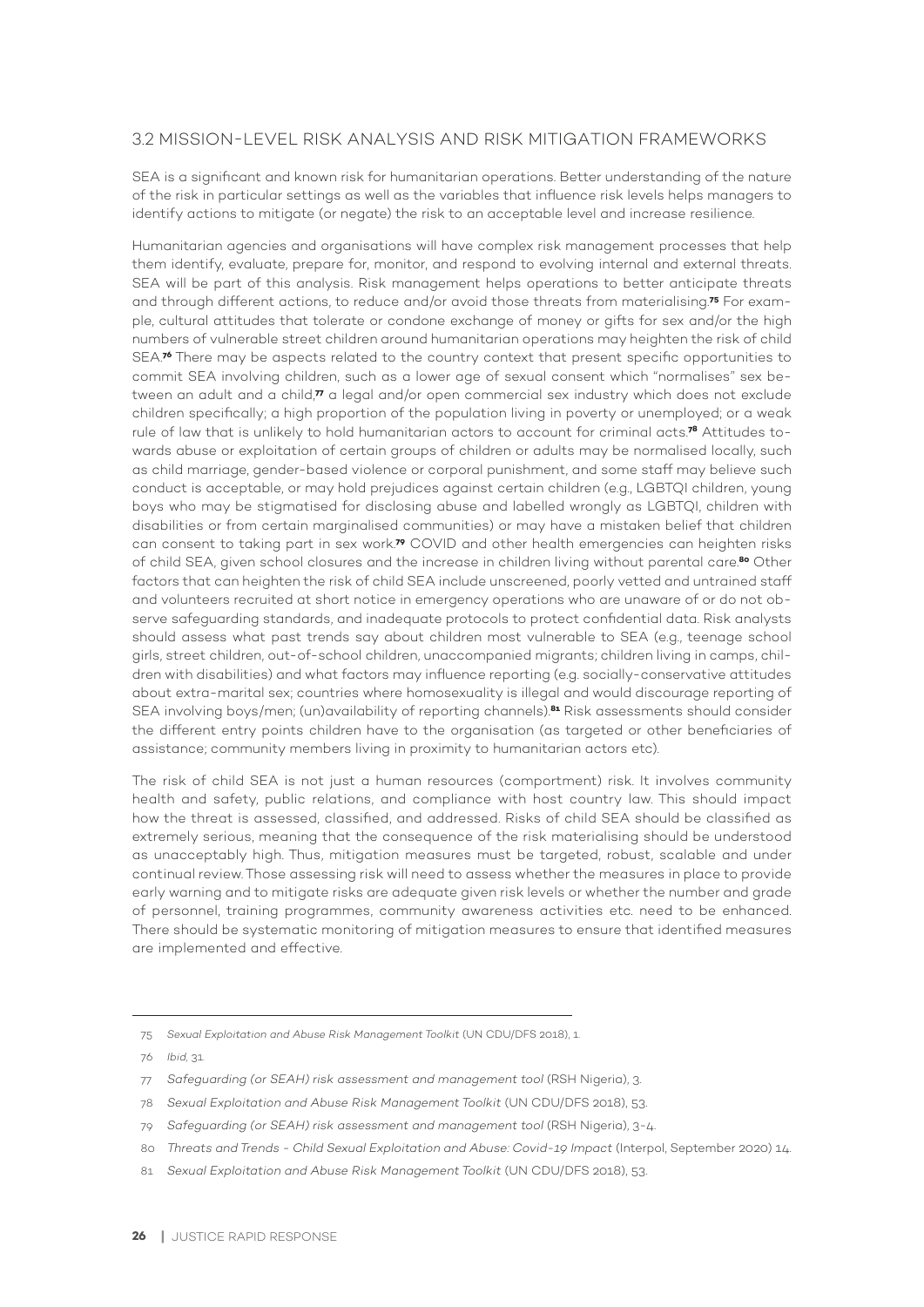## 3.2 MISSION-LEVEL RISK ANALYSIS AND RISK MITIGATION FRAMEWORKS

SEA is a significant and known risk for humanitarian operations. Better understanding of the nature of the risk in particular settings as well as the variables that influence risk levels helps managers to identify actions to mitigate (or negate) the risk to an acceptable level and increase resilience.

Humanitarian agencies and organisations will have complex risk management processes that help them identify, evaluate, prepare for, monitor, and respond to evolving internal and external threats. SEA will be part of this analysis. Risk management helps operations to better anticipate threats and through different actions, to reduce and/or avoid those threats from materialising.[75] For example, cultural attitudes that tolerate or condone exchange of money or gifts for sex and/or the high numbers of vulnerable street children around humanitarian operations may heighten the risk of child SEA.[76] There may be aspects related to the country context that present specific opportunities to commit SEA involving children, such as a lower age of sexual consent which "normalises" sex between an adult and a child,[77] a legal and/or open commercial sex industry which does not exclude children specifically; a high proportion of the population living in poverty or unemployed; or a weak rule of law that is unlikely to hold humanitarian actors to account for criminal acts.[78] Attitudes towards abuse or exploitation of certain groups of children or adults may be normalised locally, such as child marriage, gender-based violence or corporal punishment, and some staff may believe such conduct is acceptable, or may hold prejudices against certain children (e.g., LGBTQI children, young boys who may be stigmatised for disclosing abuse and labelled wrongly as LGBTQI, children with disabilities or from certain marginalised communities) or may have a mistaken belief that children can consent to taking part in sex work.[79] COVID and other health emergencies can heighten risks of child SEA, given school closures and the increase in children living without parental care.[80] Other factors that can heighten the risk of child SEA include unscreened, poorly vetted and untrained staff and volunteers recruited at short notice in emergency operations who are unaware of or do not observe safeguarding standards, and inadequate protocols to protect confidential data. Risk analysts should assess what past trends say about children most vulnerable to SEA (e.g., teenage school girls, street children, out-of-school children, unaccompanied migrants; children living in camps, children with disabilities) and what factors may influence reporting (e.g. socially-conservative attitudes about extra-marital sex; countries where homosexuality is illegal and would discourage reporting of SEA involving boys/men; (un)availability of reporting channels).[81] Risk assessments should consider the different entry points children have to the organisation (as targeted or other beneficiaries of assistance; community members living in proximity to humanitarian actors etc).

The risk of child SEA is not just a human resources (comportment) risk. It involves community health and safety, public relations, and compliance with host country law. This should impact how the threat is assessed, classified, and addressed. Risks of child SEA should be classified as extremely serious, meaning that the consequence of the risk materialising should be understood as unacceptably high. Thus, mitigation measures must be targeted, robust, scalable and under continual review. Those assessing risk will need to assess whether the measures in place to provide early warning and to mitigate risks are adequate given risk levels or whether the number and grade of personnel, training programmes, community awareness activities etc. need to be enhanced. There should be systematic monitoring of mitigation measures to ensure that identified measures are implemented and effective.

---

75 *Sexual Exploitation and Abuse Risk Management Toolkit* (UN CDU/DFS 2018), 1.

76 *Ibid*, 31.

77 *Safeguarding (or SEAH) risk assessment and management tool* (RSH Nigeria), 3.

78 *Sexual Exploitation and Abuse Risk Management Toolkit* (UN CDU/DFS 2018), 53.

79 *Safeguarding (or SEAH) risk assessment and management tool* (RSH Nigeria), 3-4.

80 *Threats and Trends - Child Sexual Exploitation and Abuse: Covid-19 Impact* (Interpol, September 2020) 14.

81 *Sexual Exploitation and Abuse Risk Management Toolkit* (UN CDU/DFS 2018), 53.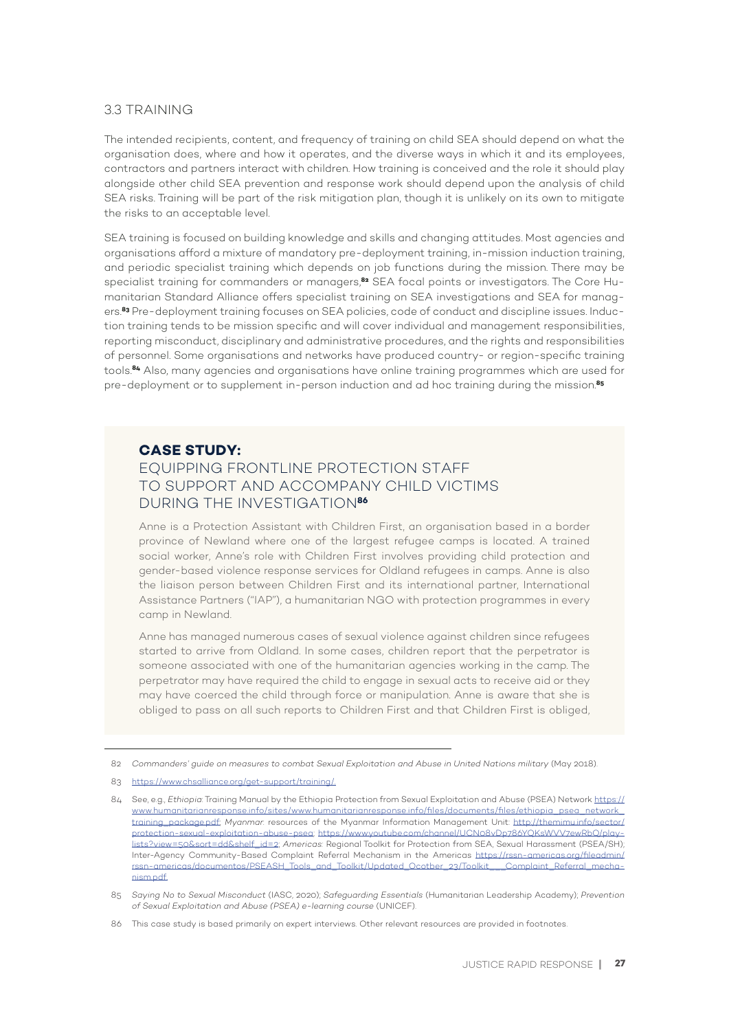### 3.3 TRAINING

The intended recipients, content, and frequency of training on child SEA should depend on what the organisation does, where and how it operates, and the diverse ways in which it and its employees, contractors and partners interact with children. How training is conceived and the role it should play alongside other child SEA prevention and response work should depend upon the analysis of child SEA risks. Training will be part of the risk mitigation plan, though it is unlikely on its own to mitigate the risks to an acceptable level.

SEA training is focused on building knowledge and skills and changing attitudes. Most agencies and organisations afford a mixture of mandatory pre-deployment training, in-mission induction training, and periodic specialist training which depends on job functions during the mission. There may be specialist training for commanders or managers,[82] SEA focal points or investigators. The Core Humanitarian Standard Alliance offers specialist training on SEA investigations and SEA for managers.[83] Pre-deployment training focuses on SEA policies, code of conduct and discipline issues. Induction training tends to be mission specific and will cover individual and management responsibilities, reporting misconduct, disciplinary and administrative procedures, and the rights and responsibilities of personnel. Some organisations and networks have produced country- or region-specific training tools.[84] Also, many agencies and organisations have online training programmes which are used for pre-deployment or to supplement in-person induction and ad hoc training during the mission.[85]

> **CASE STUDY:**
>
> EQUIPPING FRONTLINE PROTECTION STAFF TO SUPPORT AND ACCOMPANY CHILD VICTIMS DURING THE INVESTIGATION[86]
>
> Anne is a Protection Assistant with Children First, an organisation based in a border province of Newland where one of the largest refugee camps is located. A trained social worker, Anne's role with Children First involves providing child protection and gender-based violence response services for Oldland refugees in camps. Anne is also the liaison person between Children First and its international partner, International Assistance Partners ("IAP"), a humanitarian NGO with protection programmes in every camp in Newland.
>
> Anne has managed numerous cases of sexual violence against children since refugees started to arrive from Oldland. In some cases, children report that the perpetrator is someone associated with one of the humanitarian agencies working in the camp. The perpetrator may have required the child to engage in sexual acts to receive aid or they may have coerced the child through force or manipulation. Anne is aware that she is obliged to pass on all such reports to Children First and that Children First is obliged,

---

82 *Commanders' guide on measures to combat Sexual Exploitation and Abuse in United Nations military* (May 2018).

83 https://www.chsalliance.org/get-support/training/.

84 See, e.g., *Ethiopia*: Training Manual by the Ethiopia Protection from Sexual Exploitation and Abuse (PSEA) Network https://www.humanitarianresponse.info/sites/www.humanitarianresponse.info/files/documents/files/ethiopia_psea_network_training_package.pdf; *Myanmar*: resources of the Myanmar Information Management Unit: http://themimu.info/sector/protection-sexual-exploitation-abuse-psea; https://www.youtube.com/channel/UCN08vDp786YQKsWVV7ewRbQ/playlists?view=50&sort=dd&shelf_id=2; *Americas*: Regional Toolkit for Protection from SEA, Sexual Harassment (PSEA/SH); Inter-Agency Community-Based Complaint Referral Mechanism in the Americas https://rssn-americas.org/fileadmin/rssn-americas/documentos/PSEASH_Tools_and_Toolkit/Updated_Ocotber_23/Toolkit___Complaint_Referral_mechanism.pdf.

85 *Saying No to Sexual Misconduct* (IASC, 2020); *Safeguarding Essentials* (Humanitarian Leadership Academy); *Prevention of Sexual Exploitation and Abuse (PSEA) e-learning course* (UNICEF).

86 This case study is based primarily on expert interviews. Other relevant resources are provided in footnotes.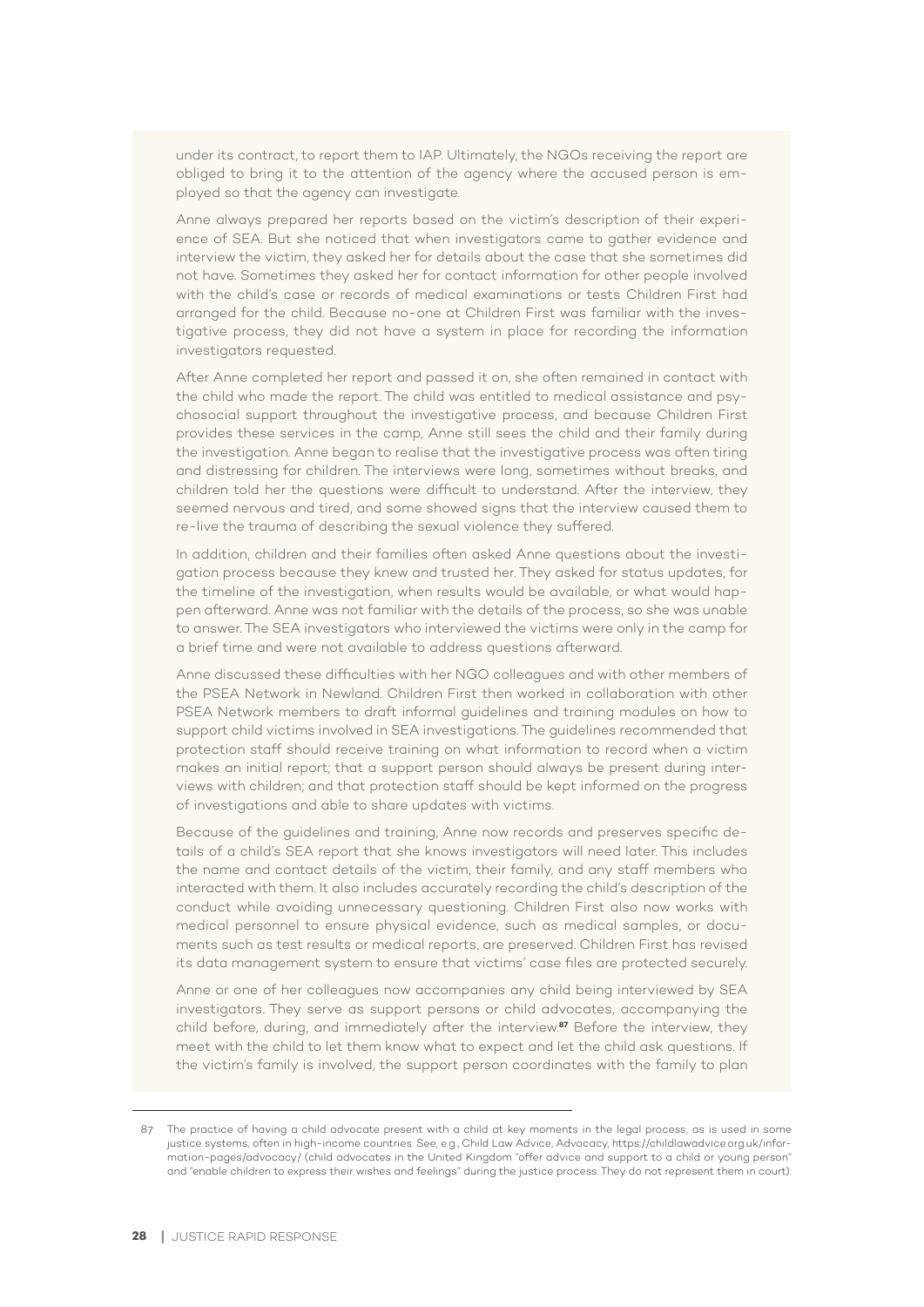under its contract, to report them to IAP. Ultimately, the NGOs receiving the report are obliged to bring it to the attention of the agency where the accused person is employed so that the agency can investigate.

Anne always prepared her reports based on the victim's description of their experience of SEA. But she noticed that when investigators came to gather evidence and interview the victim, they asked her for details about the case that she sometimes did not have. Sometimes they asked her for contact information for other people involved with the child's case or records of medical examinations or tests Children First had arranged for the child. Because no-one at Children First was familiar with the investigative process, they did not have a system in place for recording the information investigators requested.

After Anne completed her report and passed it on, she often remained in contact with the child who made the report. The child was entitled to medical assistance and psychosocial support throughout the investigative process, and because Children First provides these services in the camp, Anne still sees the child and their family during the investigation. Anne began to realise that the investigative process was often tiring and distressing for children. The interviews were long, sometimes without breaks, and children told her the questions were difficult to understand. After the interview, they seemed nervous and tired, and some showed signs that the interview caused them to re-live the trauma of describing the sexual violence they suffered.

In addition, children and their families often asked Anne questions about the investigation process because they knew and trusted her. They asked for status updates, for the timeline of the investigation, when results would be available, or what would happen afterward. Anne was not familiar with the details of the process, so she was unable to answer. The SEA investigators who interviewed the victims were only in the camp for a brief time and were not available to address questions afterward.

Anne discussed these difficulties with her NGO colleagues and with other members of the PSEA Network in Newland. Children First then worked in collaboration with other PSEA Network members to draft informal guidelines and training modules on how to support child victims involved in SEA investigations. The guidelines recommended that protection staff should receive training on what information to record when a victim makes an initial report; that a support person should always be present during interviews with children; and that protection staff should be kept informed on the progress of investigations and able to share updates with victims.

Because of the guidelines and training, Anne now records and preserves specific details of a child's SEA report that she knows investigators will need later. This includes the name and contact details of the victim, their family, and any staff members who interacted with them. It also includes accurately recording the child's description of the conduct while avoiding unnecessary questioning. Children First also now works with medical personnel to ensure physical evidence, such as medical samples, or documents such as test results or medical reports, are preserved. Children First has revised its data management system to ensure that victims' case files are protected securely.

Anne or one of her colleagues now accompanies any child being interviewed by SEA investigators. They serve as support persons or child advocates, accompanying the child before, during, and immediately after the interview.[87] Before the interview, they meet with the child to let them know what to expect and let the child ask questions. If the victim's family is involved, the support person coordinates with the family to plan

---

87 The practice of having a child advocate present with a child at key moments in the legal process, as is used in some justice systems, often in high-income countries. See, e.g., Child Law Advice, Advocacy, https://childlawadvice.org.uk/information-pages/advocacy/ (child advocates in the United Kingdom "offer advice and support to a child or young person" and "enable children to express their wishes and feelings" during the justice process. They do not represent them in court).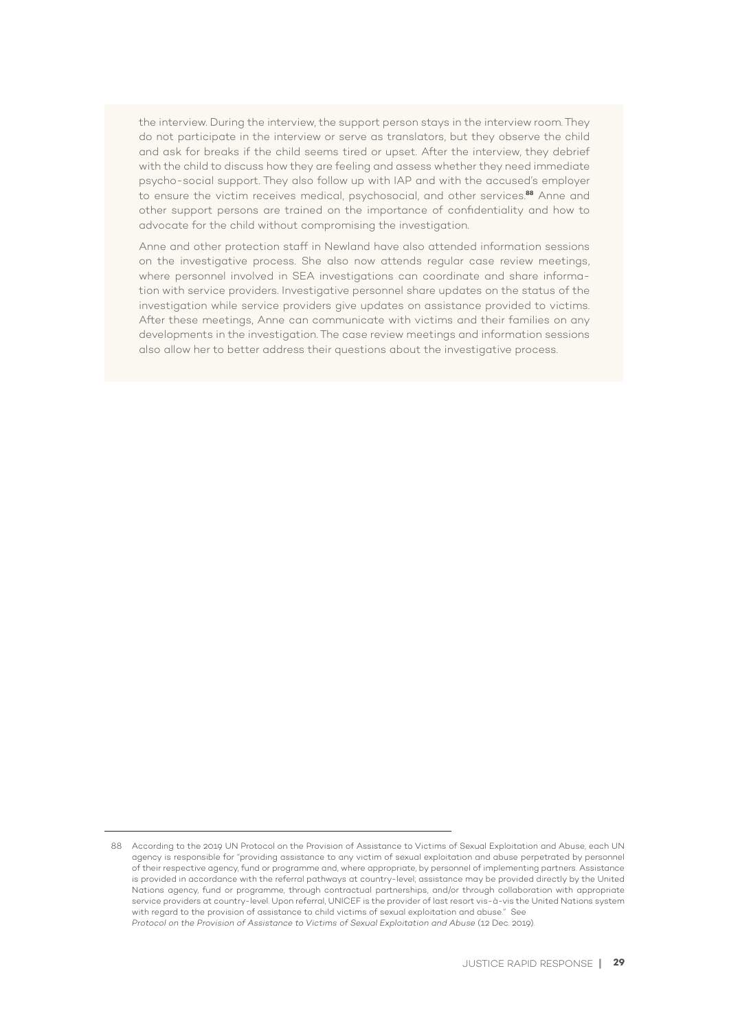the interview. During the interview, the support person stays in the interview room. They do not participate in the interview or serve as translators, but they observe the child and ask for breaks if the child seems tired or upset. After the interview, they debrief with the child to discuss how they are feeling and assess whether they need immediate psycho-social support. They also follow up with IAP and with the accused's employer to ensure the victim receives medical, psychosocial, and other services.[88] Anne and other support persons are trained on the importance of confidentiality and how to advocate for the child without compromising the investigation.

Anne and other protection staff in Newland have also attended information sessions on the investigative process. She also now attends regular case review meetings, where personnel involved in SEA investigations can coordinate and share information with service providers. Investigative personnel share updates on the status of the investigation while service providers give updates on assistance provided to victims. After these meetings, Anne can communicate with victims and their families on any developments in the investigation. The case review meetings and information sessions also allow her to better address their questions about the investigative process.

---

88 According to the 2019 UN Protocol on the Provision of Assistance to Victims of Sexual Exploitation and Abuse, each UN agency is responsible for "providing assistance to any victim of sexual exploitation and abuse perpetrated by personnel of their respective agency, fund or programme and, where appropriate, by personnel of implementing partners. Assistance is provided in accordance with the referral pathways at country-level; assistance may be provided directly by the United Nations agency, fund or programme, through contractual partnerships, and/or through collaboration with appropriate service providers at country-level. Upon referral, UNICEF is the provider of last resort vis-à-vis the United Nations system with regard to the provision of assistance to child victims of sexual exploitation and abuse." See *Protocol on the Provision of Assistance to Victims of Sexual Exploitation and Abuse* (12 Dec. 2019).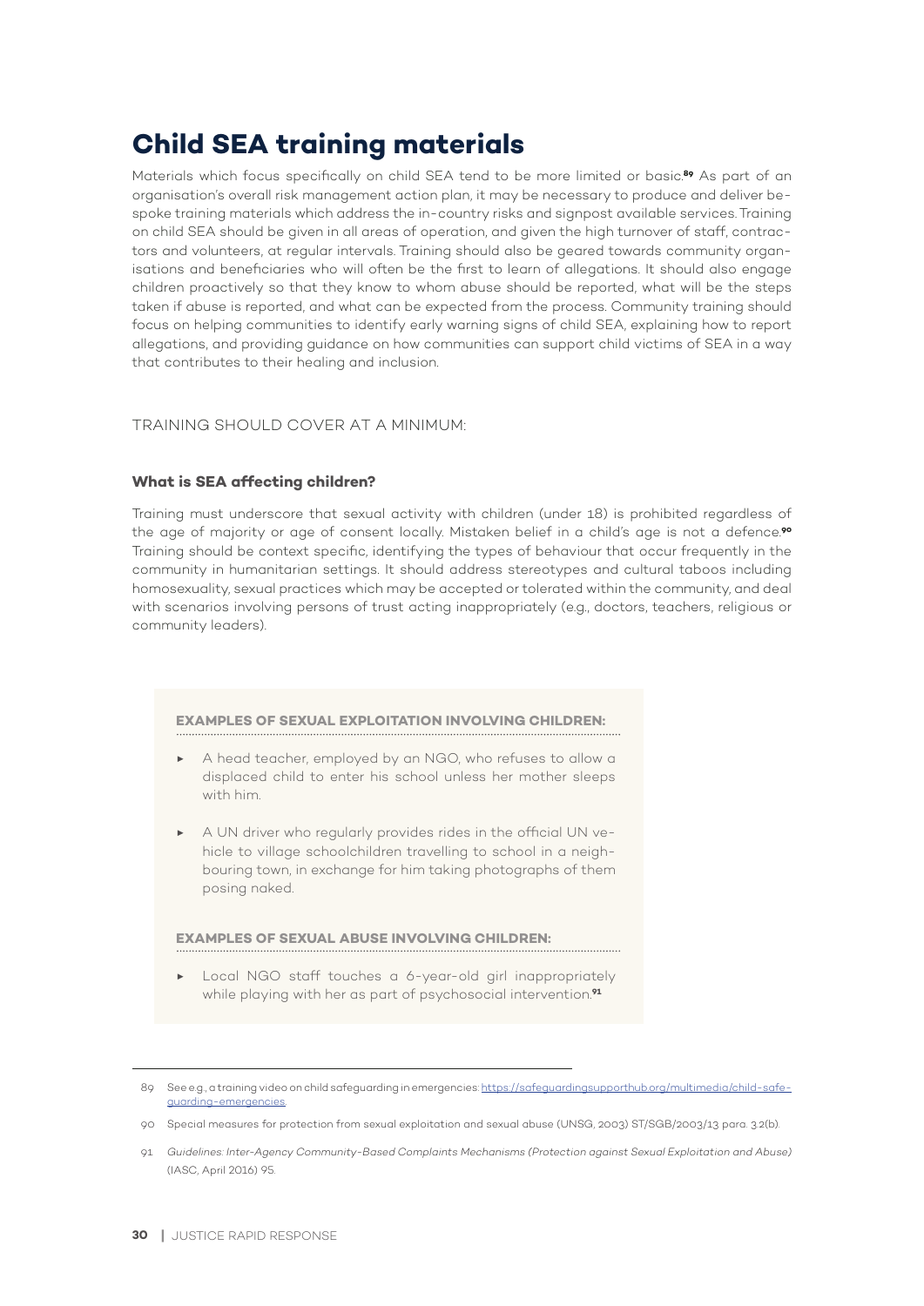# Child SEA training materials

Materials which focus specifically on child SEA tend to be more limited or basic.[89] As part of an organisation's overall risk management action plan, it may be necessary to produce and deliver bespoke training materials which address the in-country risks and signpost available services. Training on child SEA should be given in all areas of operation, and given the high turnover of staff, contractors and volunteers, at regular intervals. Training should also be geared towards community organisations and beneficiaries who will often be the first to learn of allegations. It should also engage children proactively so that they know to whom abuse should be reported, what will be the steps taken if abuse is reported, and what can be expected from the process. Community training should focus on helping communities to identify early warning signs of child SEA, explaining how to report allegations, and providing guidance on how communities can support child victims of SEA in a way that contributes to their healing and inclusion.

TRAINING SHOULD COVER AT A MINIMUM:

### What is SEA affecting children?

Training must underscore that sexual activity with children (under 18) is prohibited regardless of the age of majority or age of consent locally. Mistaken belief in a child's age is not a defence.[90] Training should be context specific, identifying the types of behaviour that occur frequently in the community in humanitarian settings. It should address stereotypes and cultural taboos including homosexuality, sexual practices which may be accepted or tolerated within the community, and deal with scenarios involving persons of trust acting inappropriately (e.g., doctors, teachers, religious or community leaders).

**EXAMPLES OF SEXUAL EXPLOITATION INVOLVING CHILDREN:**

- A head teacher, employed by an NGO, who refuses to allow a displaced child to enter his school unless her mother sleeps with him.
- A UN driver who regularly provides rides in the official UN vehicle to village schoolchildren travelling to school in a neighbouring town, in exchange for him taking photographs of them posing naked.

**EXAMPLES OF SEXUAL ABUSE INVOLVING CHILDREN:**

- Local NGO staff touches a 6-year-old girl inappropriately while playing with her as part of psychosocial intervention.[91]

---

89 See e.g., a training video on child safeguarding in emergencies: https://safeguardingsupporthub.org/multimedia/child-safeguarding-emergencies.

90 Special measures for protection from sexual exploitation and sexual abuse (UNSG, 2003) ST/SGB/2003/13 para. 3.2(b).

91 *Guidelines: Inter-Agency Community-Based Complaints Mechanisms (Protection against Sexual Exploitation and Abuse)* (IASC, April 2016) 95.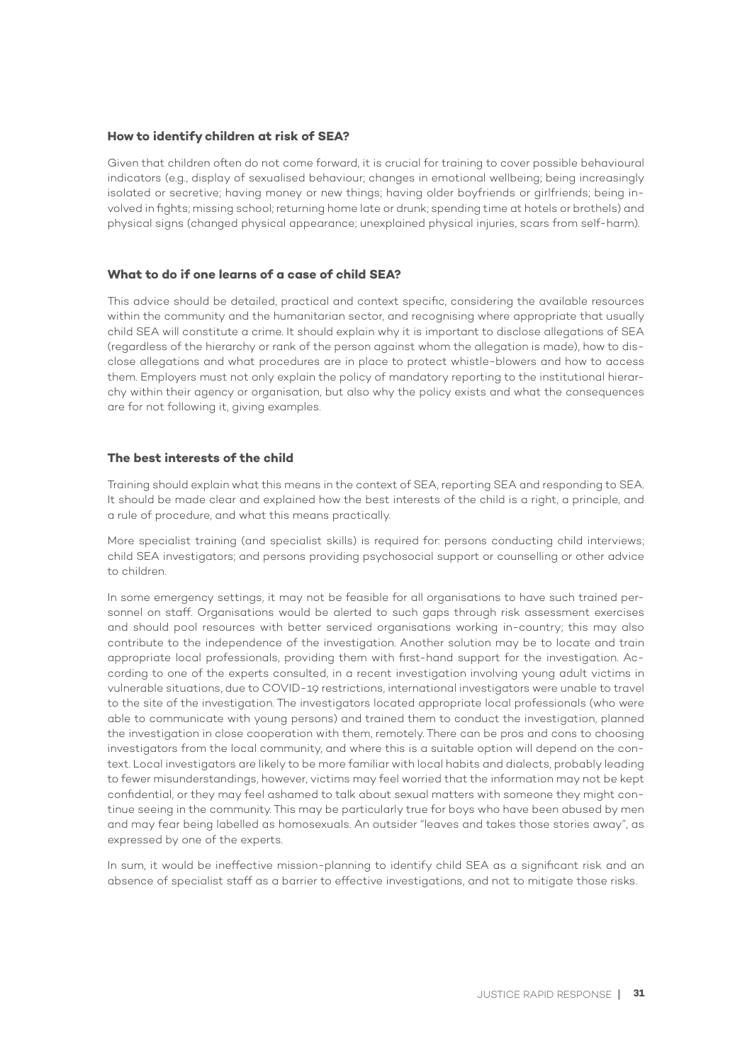### How to identify children at risk of SEA?

Given that children often do not come forward, it is crucial for training to cover possible behavioural indicators (e.g., display of sexualised behaviour; changes in emotional wellbeing; being increasingly isolated or secretive; having money or new things; having older boyfriends or girlfriends; being involved in fights; missing school; returning home late or drunk; spending time at hotels or brothels) and physical signs (changed physical appearance; unexplained physical injuries, scars from self-harm).

### What to do if one learns of a case of child SEA?

This advice should be detailed, practical and context specific, considering the available resources within the community and the humanitarian sector, and recognising where appropriate that usually child SEA will constitute a crime. It should explain why it is important to disclose allegations of SEA (regardless of the hierarchy or rank of the person against whom the allegation is made), how to disclose allegations and what procedures are in place to protect whistle-blowers and how to access them. Employers must not only explain the policy of mandatory reporting to the institutional hierarchy within their agency or organisation, but also why the policy exists and what the consequences are for not following it, giving examples.

### The best interests of the child

Training should explain what this means in the context of SEA, reporting SEA and responding to SEA. It should be made clear and explained how the best interests of the child is a right, a principle, and a rule of procedure, and what this means practically.

More specialist training (and specialist skills) is required for: persons conducting child interviews; child SEA investigators; and persons providing psychosocial support or counselling or other advice to children.

In some emergency settings, it may not be feasible for all organisations to have such trained personnel on staff. Organisations would be alerted to such gaps through risk assessment exercises and should pool resources with better serviced organisations working in-country; this may also contribute to the independence of the investigation. Another solution may be to locate and train appropriate local professionals, providing them with first-hand support for the investigation. According to one of the experts consulted, in a recent investigation involving young adult victims in vulnerable situations, due to COVID-19 restrictions, international investigators were unable to travel to the site of the investigation. The investigators located appropriate local professionals (who were able to communicate with young persons) and trained them to conduct the investigation, planned the investigation in close cooperation with them, remotely. There can be pros and cons to choosing investigators from the local community, and where this is a suitable option will depend on the context. Local investigators are likely to be more familiar with local habits and dialects, probably leading to fewer misunderstandings, however, victims may feel worried that the information may not be kept confidential, or they may feel ashamed to talk about sexual matters with someone they might continue seeing in the community. This may be particularly true for boys who have been abused by men and may fear being labelled as homosexuals. An outsider "leaves and takes those stories away", as expressed by one of the experts.

In sum, it would be ineffective mission-planning to identify child SEA as a significant risk and an absence of specialist staff as a barrier to effective investigations, and not to mitigate those risks.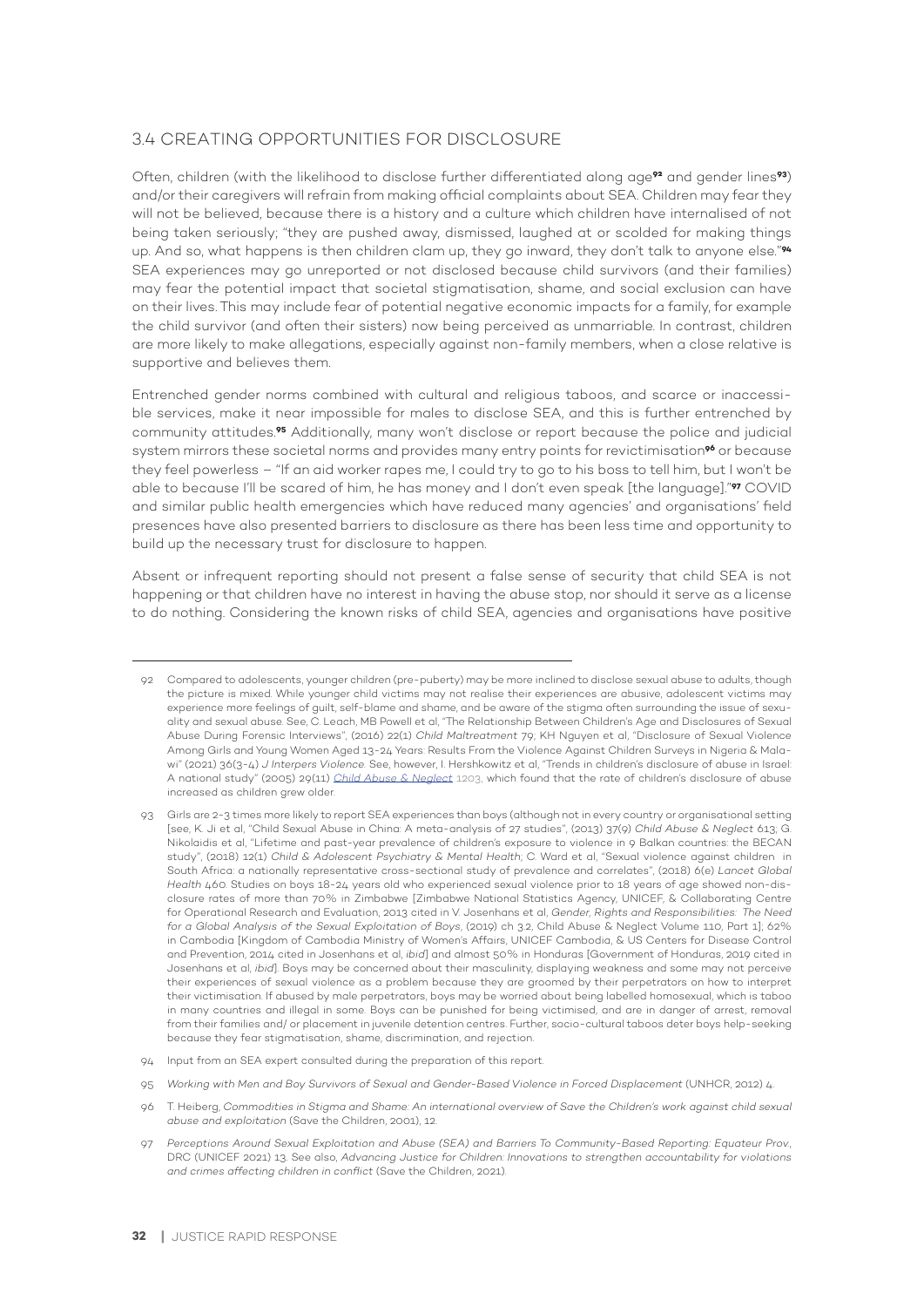### 3.4 CREATING OPPORTUNITIES FOR DISCLOSURE

Often, children (with the likelihood to disclose further differentiated along age[92] and gender lines[93]) and/or their caregivers will refrain from making official complaints about SEA. Children may fear they will not be believed, because there is a history and a culture which children have internalised of not being taken seriously; "they are pushed away, dismissed, laughed at or scolded for making things up. And so, what happens is then children clam up, they go inward, they don't talk to anyone else."[94] SEA experiences may go unreported or not disclosed because child survivors (and their families) may fear the potential impact that societal stigmatisation, shame, and social exclusion can have on their lives. This may include fear of potential negative economic impacts for a family, for example the child survivor (and often their sisters) now being perceived as unmarriable. In contrast, children are more likely to make allegations, especially against non-family members, when a close relative is supportive and believes them.

Entrenched gender norms combined with cultural and religious taboos, and scarce or inaccessible services, make it near impossible for males to disclose SEA, and this is further entrenched by community attitudes.[95] Additionally, many won't disclose or report because the police and judicial system mirrors these societal norms and provides many entry points for revictimisation[96] or because they feel powerless – "If an aid worker rapes me, I could try to go to his boss to tell him, but I won't be able to because I'll be scared of him, he has money and I don't even speak [the language]."[97] COVID and similar public health emergencies which have reduced many agencies' and organisations' field presences have also presented barriers to disclosure as there has been less time and opportunity to build up the necessary trust for disclosure to happen.

Absent or infrequent reporting should not present a false sense of security that child SEA is not happening or that children have no interest in having the abuse stop, nor should it serve as a license to do nothing. Considering the known risks of child SEA, agencies and organisations have positive

---

92 Compared to adolescents, younger children (pre-puberty) may be more inclined to disclose sexual abuse to adults, though the picture is mixed. While younger child victims may not realise their experiences are abusive, adolescent victims may experience more feelings of guilt, self-blame and shame, and be aware of the stigma often surrounding the issue of sexuality and sexual abuse. See, C. Leach, MB Powell et al, "The Relationship Between Children's Age and Disclosures of Sexual Abuse During Forensic Interviews", (2016) 22(1) *Child Maltreatment* 79; KH Nguyen et al, "Disclosure of Sexual Violence Among Girls and Young Women Aged 13-24 Years: Results From the Violence Against Children Surveys in Nigeria & Malawi" (2021) 36(3-4) *J Interpers Violence*. See, however, I. Hershkowitz et al, "Trends in children's disclosure of abuse in Israel: A national study" (2005) 29(11) *Child Abuse & Neglect* 1203, which found that the rate of children's disclosure of abuse increased as children grew older.

93 Girls are 2-3 times more likely to report SEA experiences than boys (although not in every country or organisational setting [see, K. Ji et al, "Child Sexual Abuse in China: A meta-analysis of 27 studies", (2013) 37(9) *Child Abuse & Neglect* 613; G. Nikolaidis et al, "Lifetime and past-year prevalence of children's exposure to violence in 9 Balkan countries: the BECAN study", (2018) 12(1) *Child & Adolescent Psychiatry & Mental Health*; C. Ward et al, "Sexual violence against children in South Africa: a nationally representative cross-sectional study of prevalence and correlates", (2018) 6(e) *Lancet Global Health* 460. Studies on boys 18-24 years old who experienced sexual violence prior to 18 years of age showed non-disclosure rates of more than 70% in Zimbabwe [Zimbabwe National Statistics Agency, UNICEF, & Collaborating Centre for Operational Research and Evaluation, 2013 cited in V. Josenhans et al, *Gender, Rights and Responsibilities: The Need for a Global Analysis of the Sexual Exploitation of Boys*, (2019) ch 3.2, Child Abuse & Neglect Volume 110, Part 1]; 62% in Cambodia [Kingdom of Cambodia Ministry of Women's Affairs, UNICEF Cambodia, & US Centers for Disease Control and Prevention, 2014 cited in Josenhans et al, *ibid*] and almost 50% in Honduras [Government of Honduras, 2019 cited in Josenhans et al, *ibid*]. Boys may be concerned about their masculinity, displaying weakness and some may not perceive their experiences of sexual violence as a problem because they are groomed by their perpetrators on how to interpret their victimisation. If abused by male perpetrators, boys may be worried about being labelled homosexual, which is taboo in many countries and illegal in some. Boys can be punished for being victimised, and are in danger of arrest, removal from their families and/ or placement in juvenile detention centres. Further, socio-cultural taboos deter boys help-seeking because they fear stigmatisation, shame, discrimination, and rejection.

94 Input from an SEA expert consulted during the preparation of this report.

95 *Working with Men and Boy Survivors of Sexual and Gender-Based Violence in Forced Displacement* (UNHCR, 2012) 4.

96 T. Heiberg, *Commodities in Stigma and Shame: An international overview of Save the Children's work against child sexual abuse and exploitation* (Save the Children, 2001), 12.

97 *Perceptions Around Sexual Exploitation and Abuse (SEA) and Barriers To Community-Based Reporting: Equateur Prov.*, DRC (UNICEF 2021) 13. See also, *Advancing Justice for Children: Innovations to strengthen accountability for violations and crimes affecting children in conflict* (Save the Children, 2021).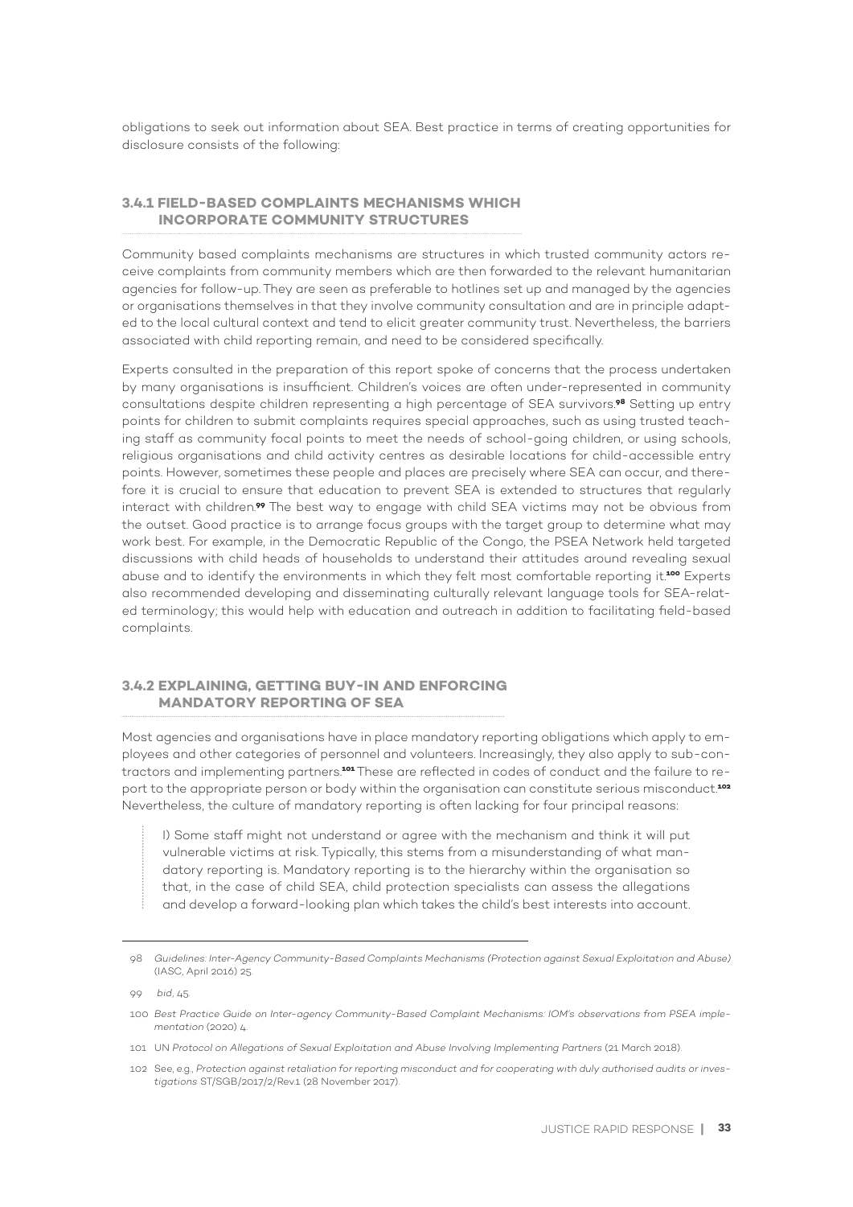obligations to seek out information about SEA. Best practice in terms of creating opportunities for disclosure consists of the following:

### 3.4.1 FIELD-BASED COMPLAINTS MECHANISMS WHICH INCORPORATE COMMUNITY STRUCTURES

Community based complaints mechanisms are structures in which trusted community actors receive complaints from community members which are then forwarded to the relevant humanitarian agencies for follow-up. They are seen as preferable to hotlines set up and managed by the agencies or organisations themselves in that they involve community consultation and are in principle adapted to the local cultural context and tend to elicit greater community trust. Nevertheless, the barriers associated with child reporting remain, and need to be considered specifically.

Experts consulted in the preparation of this report spoke of concerns that the process undertaken by many organisations is insufficient. Children's voices are often under-represented in community consultations despite children representing a high percentage of SEA survivors.[98] Setting up entry points for children to submit complaints requires special approaches, such as using trusted teaching staff as community focal points to meet the needs of school-going children, or using schools, religious organisations and child activity centres as desirable locations for child-accessible entry points. However, sometimes these people and places are precisely where SEA can occur, and therefore it is crucial to ensure that education to prevent SEA is extended to structures that regularly interact with children.[99] The best way to engage with child SEA victims may not be obvious from the outset. Good practice is to arrange focus groups with the target group to determine what may work best. For example, in the Democratic Republic of the Congo, the PSEA Network held targeted discussions with child heads of households to understand their attitudes around revealing sexual abuse and to identify the environments in which they felt most comfortable reporting it.[100] Experts also recommended developing and disseminating culturally relevant language tools for SEA-related terminology; this would help with education and outreach in addition to facilitating field-based complaints.

### 3.4.2 EXPLAINING, GETTING BUY-IN AND ENFORCING MANDATORY REPORTING OF SEA

Most agencies and organisations have in place mandatory reporting obligations which apply to employees and other categories of personnel and volunteers. Increasingly, they also apply to sub-contractors and implementing partners.[101] These are reflected in codes of conduct and the failure to report to the appropriate person or body within the organisation can constitute serious misconduct.[102] Nevertheless, the culture of mandatory reporting is often lacking for four principal reasons:

> I) Some staff might not understand or agree with the mechanism and think it will put vulnerable victims at risk. Typically, this stems from a misunderstanding of what mandatory reporting is. Mandatory reporting is to the hierarchy within the organisation so that, in the case of child SEA, child protection specialists can assess the allegations and develop a forward-looking plan which takes the child's best interests into account.

---

98 *Guidelines: Inter-Agency Community-Based Complaints Mechanisms (Protection against Sexual Exploitation and Abuse)* (IASC, April 2016) 25.

99 *bid*, 45.

100 *Best Practice Guide on Inter-agency Community-Based Complaint Mechanisms: IOM's observations from PSEA implementation* (2020) 4.

101 UN *Protocol on Allegations of Sexual Exploitation and Abuse Involving Implementing Partners* (21 March 2018).

102 See, e.g., *Protection against retaliation for reporting misconduct and for cooperating with duly authorised audits or investigations* ST/SGB/2017/2/Rev.1 (28 November 2017).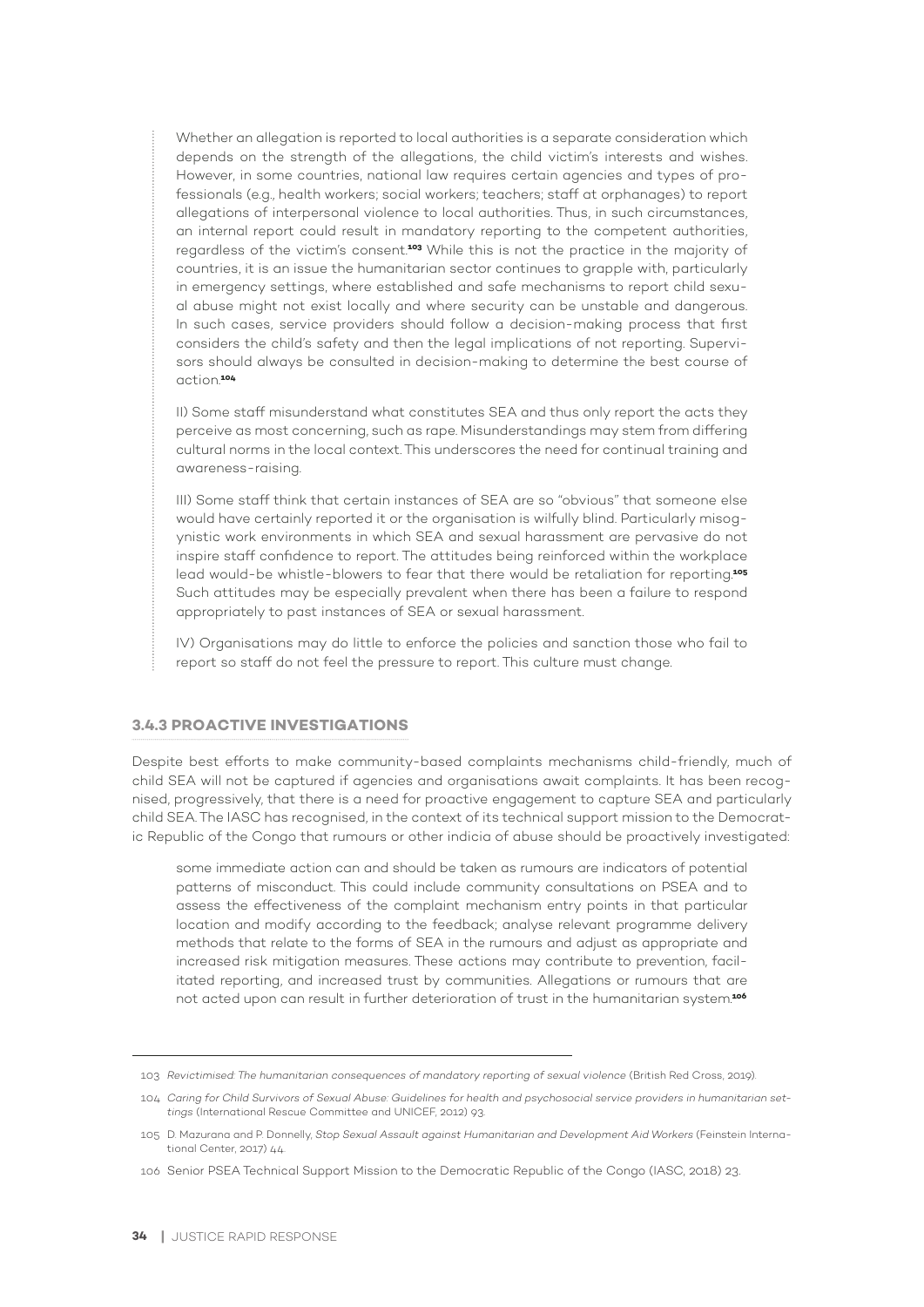Whether an allegation is reported to local authorities is a separate consideration which depends on the strength of the allegations, the child victim's interests and wishes. However, in some countries, national law requires certain agencies and types of professionals (e.g., health workers; social workers; teachers; staff at orphanages) to report allegations of interpersonal violence to local authorities. Thus, in such circumstances, an internal report could result in mandatory reporting to the competent authorities, regardless of the victim's consent.[103] While this is not the practice in the majority of countries, it is an issue the humanitarian sector continues to grapple with, particularly in emergency settings, where established and safe mechanisms to report child sexual abuse might not exist locally and where security can be unstable and dangerous. In such cases, service providers should follow a decision-making process that first considers the child's safety and then the legal implications of not reporting. Supervisors should always be consulted in decision-making to determine the best course of action.[104]

II) Some staff misunderstand what constitutes SEA and thus only report the acts they perceive as most concerning, such as rape. Misunderstandings may stem from differing cultural norms in the local context. This underscores the need for continual training and awareness-raising.

III) Some staff think that certain instances of SEA are so "obvious" that someone else would have certainly reported it or the organisation is wilfully blind. Particularly misogynistic work environments in which SEA and sexual harassment are pervasive do not inspire staff confidence to report. The attitudes being reinforced within the workplace lead would-be whistle-blowers to fear that there would be retaliation for reporting.[105] Such attitudes may be especially prevalent when there has been a failure to respond appropriately to past instances of SEA or sexual harassment.

IV) Organisations may do little to enforce the policies and sanction those who fail to report so staff do not feel the pressure to report. This culture must change.

### 3.4.3 PROACTIVE INVESTIGATIONS

Despite best efforts to make community-based complaints mechanisms child-friendly, much of child SEA will not be captured if agencies and organisations await complaints. It has been recognised, progressively, that there is a need for proactive engagement to capture SEA and particularly child SEA. The IASC has recognised, in the context of its technical support mission to the Democratic Republic of the Congo that rumours or other indicia of abuse should be proactively investigated:

> some immediate action can and should be taken as rumours are indicators of potential patterns of misconduct. This could include community consultations on PSEA and to assess the effectiveness of the complaint mechanism entry points in that particular location and modify according to the feedback; analyse relevant programme delivery methods that relate to the forms of SEA in the rumours and adjust as appropriate and increased risk mitigation measures. These actions may contribute to prevention, facilitated reporting, and increased trust by communities. Allegations or rumours that are not acted upon can result in further deterioration of trust in the humanitarian system.[106]

---

103 *Revictimised: The humanitarian consequences of mandatory reporting of sexual violence* (British Red Cross, 2019).

104 *Caring for Child Survivors of Sexual Abuse: Guidelines for health and psychosocial service providers in humanitarian settings* (International Rescue Committee and UNICEF, 2012) 93.

105 D. Mazurana and P. Donnelly, *Stop Sexual Assault against Humanitarian and Development Aid Workers* (Feinstein International Center, 2017) 44.

106 Senior PSEA Technical Support Mission to the Democratic Republic of the Congo (IASC, 2018) 23.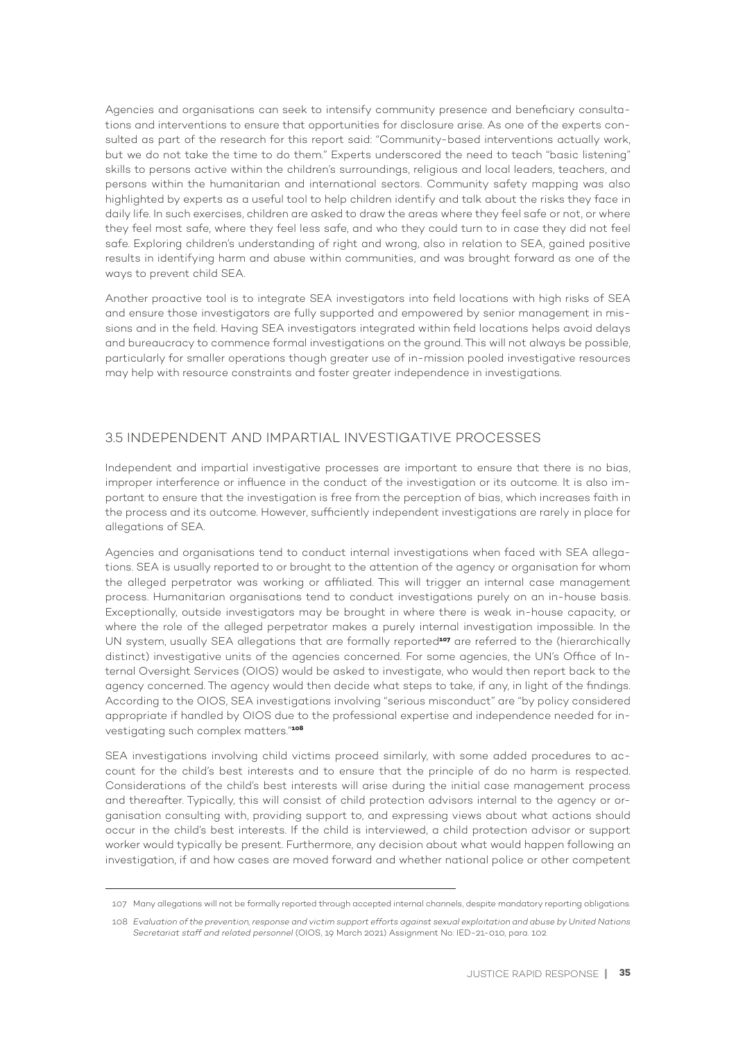Agencies and organisations can seek to intensify community presence and beneficiary consultations and interventions to ensure that opportunities for disclosure arise. As one of the experts consulted as part of the research for this report said: "Community-based interventions actually work, but we do not take the time to do them." Experts underscored the need to teach "basic listening" skills to persons active within the children's surroundings, religious and local leaders, teachers, and persons within the humanitarian and international sectors. Community safety mapping was also highlighted by experts as a useful tool to help children identify and talk about the risks they face in daily life. In such exercises, children are asked to draw the areas where they feel safe or not, or where they feel most safe, where they feel less safe, and who they could turn to in case they did not feel safe. Exploring children's understanding of right and wrong, also in relation to SEA, gained positive results in identifying harm and abuse within communities, and was brought forward as one of the ways to prevent child SEA.

Another proactive tool is to integrate SEA investigators into field locations with high risks of SEA and ensure those investigators are fully supported and empowered by senior management in missions and in the field. Having SEA investigators integrated within field locations helps avoid delays and bureaucracy to commence formal investigations on the ground. This will not always be possible, particularly for smaller operations though greater use of in-mission pooled investigative resources may help with resource constraints and foster greater independence in investigations.

### 3.5 INDEPENDENT AND IMPARTIAL INVESTIGATIVE PROCESSES

Independent and impartial investigative processes are important to ensure that there is no bias, improper interference or influence in the conduct of the investigation or its outcome. It is also important to ensure that the investigation is free from the perception of bias, which increases faith in the process and its outcome. However, sufficiently independent investigations are rarely in place for allegations of SEA.

Agencies and organisations tend to conduct internal investigations when faced with SEA allegations. SEA is usually reported to or brought to the attention of the agency or organisation for whom the alleged perpetrator was working or affiliated. This will trigger an internal case management process. Humanitarian organisations tend to conduct investigations purely on an in-house basis. Exceptionally, outside investigators may be brought in where there is weak in-house capacity, or where the role of the alleged perpetrator makes a purely internal investigation impossible. In the UN system, usually SEA allegations that are formally reported[107] are referred to the (hierarchically distinct) investigative units of the agencies concerned. For some agencies, the UN's Office of Internal Oversight Services (OIOS) would be asked to investigate, who would then report back to the agency concerned. The agency would then decide what steps to take, if any, in light of the findings. According to the OIOS, SEA investigations involving "serious misconduct" are "by policy considered appropriate if handled by OIOS due to the professional expertise and independence needed for investigating such complex matters."[108]

SEA investigations involving child victims proceed similarly, with some added procedures to account for the child's best interests and to ensure that the principle of do no harm is respected. Considerations of the child's best interests will arise during the initial case management process and thereafter. Typically, this will consist of child protection advisors internal to the agency or organisation consulting with, providing support to, and expressing views about what actions should occur in the child's best interests. If the child is interviewed, a child protection advisor or support worker would typically be present. Furthermore, any decision about what would happen following an investigation, if and how cases are moved forward and whether national police or other competent

---

107 Many allegations will not be formally reported through accepted internal channels, despite mandatory reporting obligations.

108 *Evaluation of the prevention, response and victim support efforts against sexual exploitation and abuse by United Nations Secretariat staff and related personnel* (OIOS, 19 March 2021) Assignment No: IED-21-010, para. 102.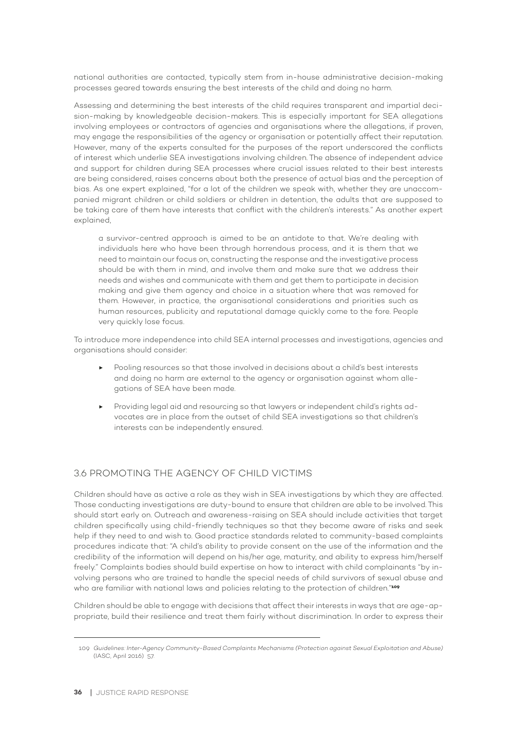national authorities are contacted, typically stem from in-house administrative decision-making processes geared towards ensuring the best interests of the child and doing no harm.

Assessing and determining the best interests of the child requires transparent and impartial decision-making by knowledgeable decision-makers. This is especially important for SEA allegations involving employees or contractors of agencies and organisations where the allegations, if proven, may engage the responsibilities of the agency or organisation or potentially affect their reputation. However, many of the experts consulted for the purposes of the report underscored the conflicts of interest which underlie SEA investigations involving children. The absence of independent advice and support for children during SEA processes where crucial issues related to their best interests are being considered, raises concerns about both the presence of actual bias and the perception of bias. As one expert explained, "for a lot of the children we speak with, whether they are unaccompanied migrant children or child soldiers or children in detention, the adults that are supposed to be taking care of them have interests that conflict with the children's interests." As another expert explained,

> a survivor-centred approach is aimed to be an antidote to that. We're dealing with individuals here who have been through horrendous process, and it is them that we need to maintain our focus on, constructing the response and the investigative process should be with them in mind, and involve them and make sure that we address their needs and wishes and communicate with them and get them to participate in decision making and give them agency and choice in a situation where that was removed for them. However, in practice, the organisational considerations and priorities such as human resources, publicity and reputational damage quickly come to the fore. People very quickly lose focus.

To introduce more independence into child SEA internal processes and investigations, agencies and organisations should consider:

- Pooling resources so that those involved in decisions about a child's best interests and doing no harm are external to the agency or organisation against whom allegations of SEA have been made.
- Providing legal aid and resourcing so that lawyers or independent child's rights advocates are in place from the outset of child SEA investigations so that children's interests can be independently ensured.

## 3.6 PROMOTING THE AGENCY OF CHILD VICTIMS

Children should have as active a role as they wish in SEA investigations by which they are affected. Those conducting investigations are duty-bound to ensure that children are able to be involved. This should start early on. Outreach and awareness-raising on SEA should include activities that target children specifically using child-friendly techniques so that they become aware of risks and seek help if they need to and wish to. Good practice standards related to community-based complaints procedures indicate that: "A child's ability to provide consent on the use of the information and the credibility of the information will depend on his/her age, maturity, and ability to express him/herself freely." Complaints bodies should build expertise on how to interact with child complainants "by involving persons who are trained to handle the special needs of child survivors of sexual abuse and who are familiar with national laws and policies relating to the protection of children."[109]

Children should be able to engage with decisions that affect their interests in ways that are age-appropriate, build their resilience and treat them fairly without discrimination. In order to express their

---

109 *Guidelines: Inter-Agency Community-Based Complaints Mechanisms (Protection against Sexual Exploitation and Abuse)* (IASC, April 2016) 57.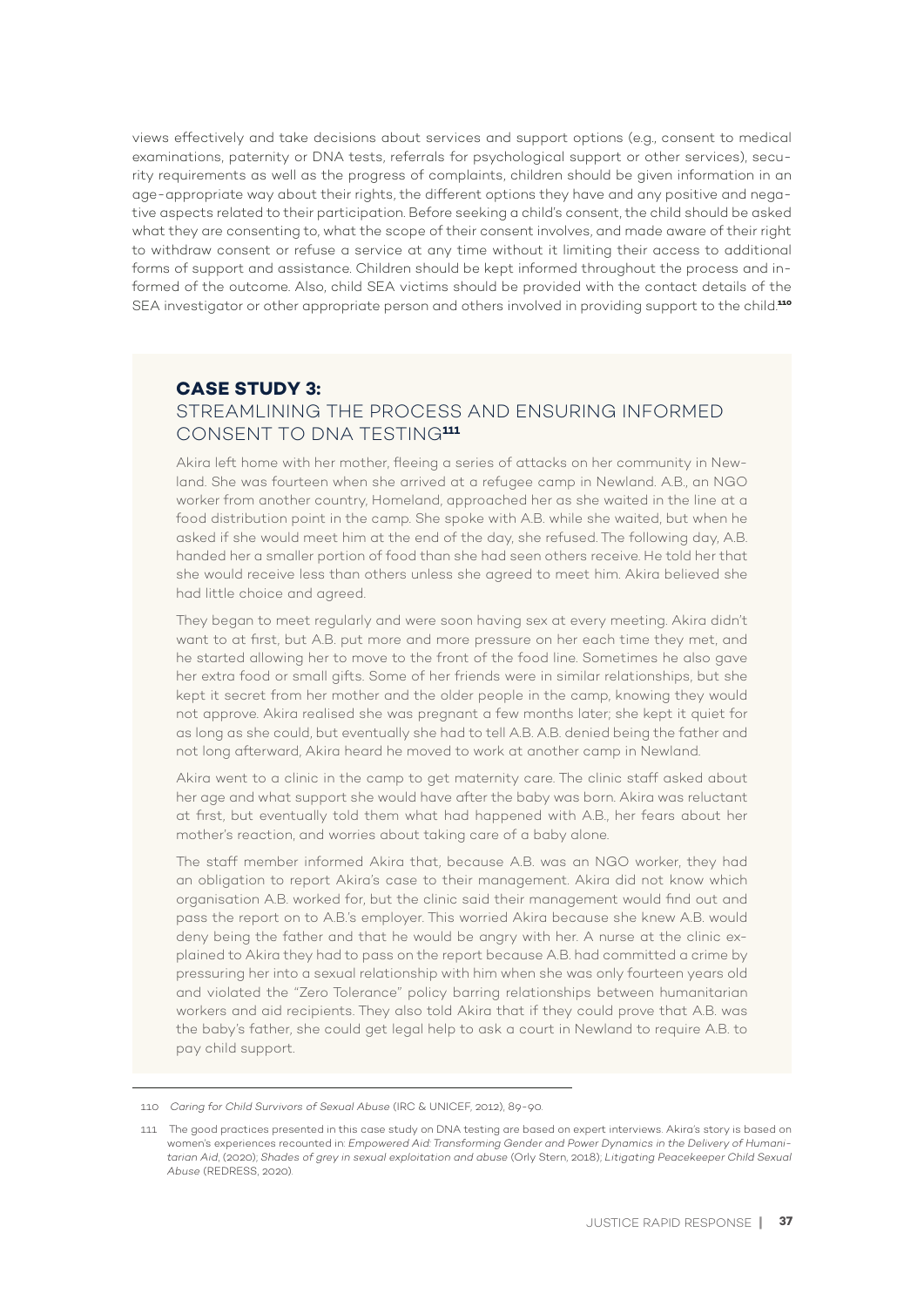views effectively and take decisions about services and support options (e.g., consent to medical examinations, paternity or DNA tests, referrals for psychological support or other services), security requirements as well as the progress of complaints, children should be given information in an age-appropriate way about their rights, the different options they have and any positive and negative aspects related to their participation. Before seeking a child's consent, the child should be asked what they are consenting to, what the scope of their consent involves, and made aware of their right to withdraw consent or refuse a service at any time without it limiting their access to additional forms of support and assistance. Children should be kept informed throughout the process and informed of the outcome. Also, child SEA victims should be provided with the contact details of the SEA investigator or other appropriate person and others involved in providing support to the child.[110]

## CASE STUDY 3:
## STREAMLINING THE PROCESS AND ENSURING INFORMED CONSENT TO DNA TESTING[111]

Akira left home with her mother, fleeing a series of attacks on her community in Newland. She was fourteen when she arrived at a refugee camp in Newland. A.B., an NGO worker from another country, Homeland, approached her as she waited in the line at a food distribution point in the camp. She spoke with A.B. while she waited, but when he asked if she would meet him at the end of the day, she refused. The following day, A.B. handed her a smaller portion of food than she had seen others receive. He told her that she would receive less than others unless she agreed to meet him. Akira believed she had little choice and agreed.

They began to meet regularly and were soon having sex at every meeting. Akira didn't want to at first, but A.B. put more and more pressure on her each time they met, and he started allowing her to move to the front of the food line. Sometimes he also gave her extra food or small gifts. Some of her friends were in similar relationships, but she kept it secret from her mother and the older people in the camp, knowing they would not approve. Akira realised she was pregnant a few months later; she kept it quiet for as long as she could, but eventually she had to tell A.B. A.B. denied being the father and not long afterward, Akira heard he moved to work at another camp in Newland.

Akira went to a clinic in the camp to get maternity care. The clinic staff asked about her age and what support she would have after the baby was born. Akira was reluctant at first, but eventually told them what had happened with A.B., her fears about her mother's reaction, and worries about taking care of a baby alone.

The staff member informed Akira that, because A.B. was an NGO worker, they had an obligation to report Akira's case to their management. Akira did not know which organisation A.B. worked for, but the clinic said their management would find out and pass the report on to A.B.'s employer. This worried Akira because she knew A.B. would deny being the father and that he would be angry with her. A nurse at the clinic explained to Akira they had to pass on the report because A.B. had committed a crime by pressuring her into a sexual relationship with him when she was only fourteen years old and violated the "Zero Tolerance" policy barring relationships between humanitarian workers and aid recipients. They also told Akira that if they could prove that A.B. was the baby's father, she could get legal help to ask a court in Newland to require A.B. to pay child support.

---

110 *Caring for Child Survivors of Sexual Abuse* (IRC & UNICEF, 2012), 89-90.

111 The good practices presented in this case study on DNA testing are based on expert interviews. Akira's story is based on women's experiences recounted in: *Empowered Aid: Transforming Gender and Power Dynamics in the Delivery of Humanitarian Aid*, (2020); *Shades of grey in sexual exploitation and abuse* (Orly Stern, 2018); *Litigating Peacekeeper Child Sexual Abuse* (REDRESS, 2020).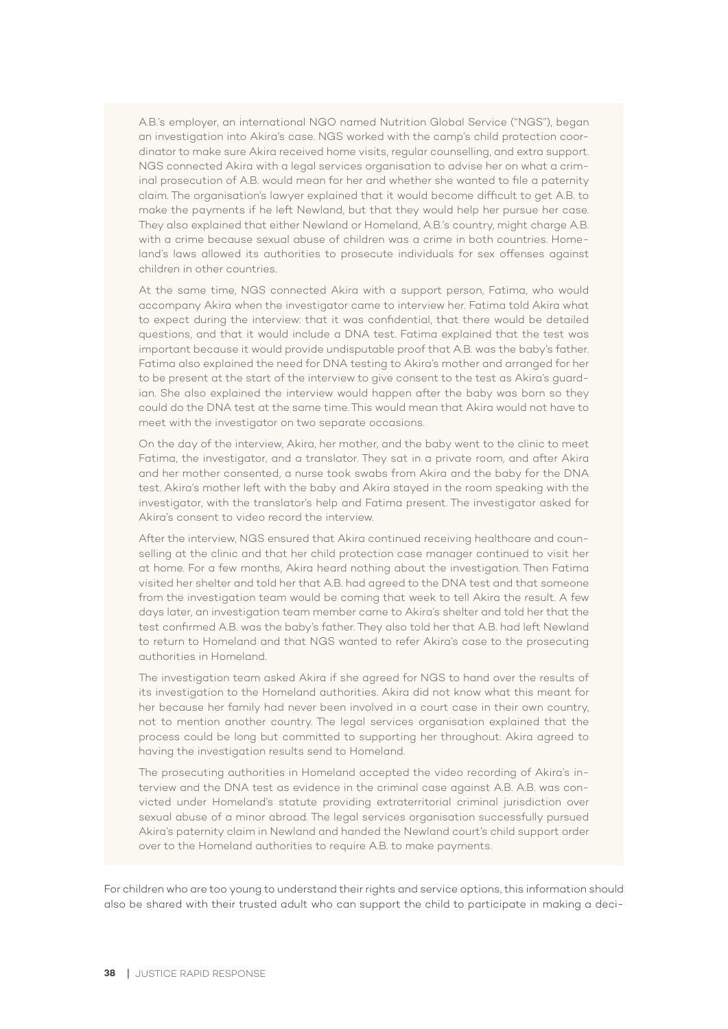A.B.'s employer, an international NGO named Nutrition Global Service ("NGS"), began an investigation into Akira's case. NGS worked with the camp's child protection coordinator to make sure Akira received home visits, regular counselling, and extra support. NGS connected Akira with a legal services organisation to advise her on what a criminal prosecution of A.B. would mean for her and whether she wanted to file a paternity claim. The organisation's lawyer explained that it would become difficult to get A.B. to make the payments if he left Newland, but that they would help her pursue her case. They also explained that either Newland or Homeland, A.B.'s country, might charge A.B. with a crime because sexual abuse of children was a crime in both countries. Homeland's laws allowed its authorities to prosecute individuals for sex offenses against children in other countries.

At the same time, NGS connected Akira with a support person, Fatima, who would accompany Akira when the investigator came to interview her. Fatima told Akira what to expect during the interview: that it was confidential, that there would be detailed questions, and that it would include a DNA test. Fatima explained that the test was important because it would provide undisputable proof that A.B. was the baby's father. Fatima also explained the need for DNA testing to Akira's mother and arranged for her to be present at the start of the interview to give consent to the test as Akira's guardian. She also explained the interview would happen after the baby was born so they could do the DNA test at the same time. This would mean that Akira would not have to meet with the investigator on two separate occasions.

On the day of the interview, Akira, her mother, and the baby went to the clinic to meet Fatima, the investigator, and a translator. They sat in a private room, and after Akira and her mother consented, a nurse took swabs from Akira and the baby for the DNA test. Akira's mother left with the baby and Akira stayed in the room speaking with the investigator, with the translator's help and Fatima present. The investigator asked for Akira's consent to video record the interview.

After the interview, NGS ensured that Akira continued receiving healthcare and counselling at the clinic and that her child protection case manager continued to visit her at home. For a few months, Akira heard nothing about the investigation. Then Fatima visited her shelter and told her that A.B. had agreed to the DNA test and that someone from the investigation team would be coming that week to tell Akira the result. A few days later, an investigation team member came to Akira's shelter and told her that the test confirmed A.B. was the baby's father. They also told her that A.B. had left Newland to return to Homeland and that NGS wanted to refer Akira's case to the prosecuting authorities in Homeland.

The investigation team asked Akira if she agreed for NGS to hand over the results of its investigation to the Homeland authorities. Akira did not know what this meant for her because her family had never been involved in a court case in their own country, not to mention another country. The legal services organisation explained that the process could be long but committed to supporting her throughout. Akira agreed to having the investigation results send to Homeland.

The prosecuting authorities in Homeland accepted the video recording of Akira's interview and the DNA test as evidence in the criminal case against A.B. A.B. was convicted under Homeland's statute providing extraterritorial criminal jurisdiction over sexual abuse of a minor abroad. The legal services organisation successfully pursued Akira's paternity claim in Newland and handed the Newland court's child support order over to the Homeland authorities to require A.B. to make payments.

For children who are too young to understand their rights and service options, this information should also be shared with their trusted adult who can support the child to participate in making a deci-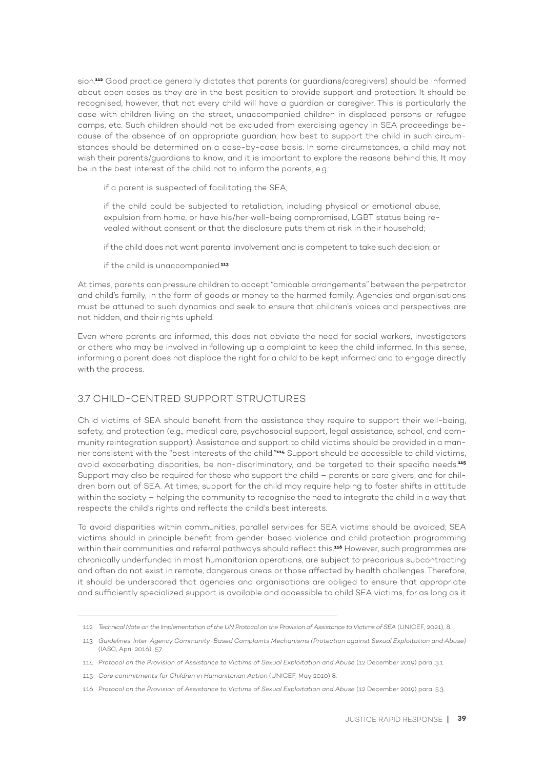sion.[112] Good practice generally dictates that parents (or guardians/caregivers) should be informed about open cases as they are in the best position to provide support and protection. It should be recognised, however, that not every child will have a guardian or caregiver. This is particularly the case with children living on the street, unaccompanied children in displaced persons or refugee camps, etc. Such children should not be excluded from exercising agency in SEA proceedings because of the absence of an appropriate guardian; how best to support the child in such circumstances should be determined on a case-by-case basis. In some circumstances, a child may not wish their parents/guardians to know, and it is important to explore the reasons behind this. It may be in the best interest of the child not to inform the parents, e.g.:

- if a parent is suspected of facilitating the SEA;
- if the child could be subjected to retaliation, including physical or emotional abuse, expulsion from home, or have his/her well-being compromised, LGBT status being revealed without consent or that the disclosure puts them at risk in their household;
- if the child does not want parental involvement and is competent to take such decision; or
- if the child is unaccompanied.[113]

At times, parents can pressure children to accept "amicable arrangements" between the perpetrator and child's family, in the form of goods or money to the harmed family. Agencies and organisations must be attuned to such dynamics and seek to ensure that children's voices and perspectives are not hidden, and their rights upheld.

Even where parents are informed, this does not obviate the need for social workers, investigators or others who may be involved in following up a complaint to keep the child informed. In this sense, informing a parent does not displace the right for a child to be kept informed and to engage directly with the process.

## 3.7 CHILD-CENTRED SUPPORT STRUCTURES

Child victims of SEA should benefit from the assistance they require to support their well-being, safety, and protection (e.g., medical care, psychosocial support, legal assistance, school, and community reintegration support). Assistance and support to child victims should be provided in a manner consistent with the "best interests of the child."[114] Support should be accessible to child victims, avoid exacerbating disparities, be non-discriminatory, and be targeted to their specific needs.[115] Support may also be required for those who support the child – parents or care givers, and for children born out of SEA. At times, support for the child may require helping to foster shifts in attitude within the society – helping the community to recognise the need to integrate the child in a way that respects the child's rights and reflects the child's best interests.

To avoid disparities within communities, parallel services for SEA victims should be avoided; SEA victims should in principle benefit from gender-based violence and child protection programming within their communities and referral pathways should reflect this.[116] However, such programmes are chronically underfunded in most humanitarian operations, are subject to precarious subcontracting and often do not exist in remote, dangerous areas or those affected by health challenges. Therefore, it should be underscored that agencies and organisations are obliged to ensure that appropriate and sufficiently specialized support is available and accessible to child SEA victims, for as long as it

---

112 *Technical Note on the Implementation of the UN Protocol on the Provision of Assistance to Victims of SEA* (UNICEF, 2021), 8.

113 *Guidelines: Inter-Agency Community-Based Complaints Mechanisms (Protection against Sexual Exploitation and Abuse)* (IASC, April 2016) 57.

114 *Protocol on the Provision of Assistance to Victims of Sexual Exploitation and Abuse* (12 December 2019) para. 3.1.

115 *Core commitments for Children in Humanitarian Action* (UNICEF, May 2010) 8.

116 *Protocol on the Provision of Assistance to Victims of Sexual Exploitation and Abuse* (12 December 2019) para. 5.3.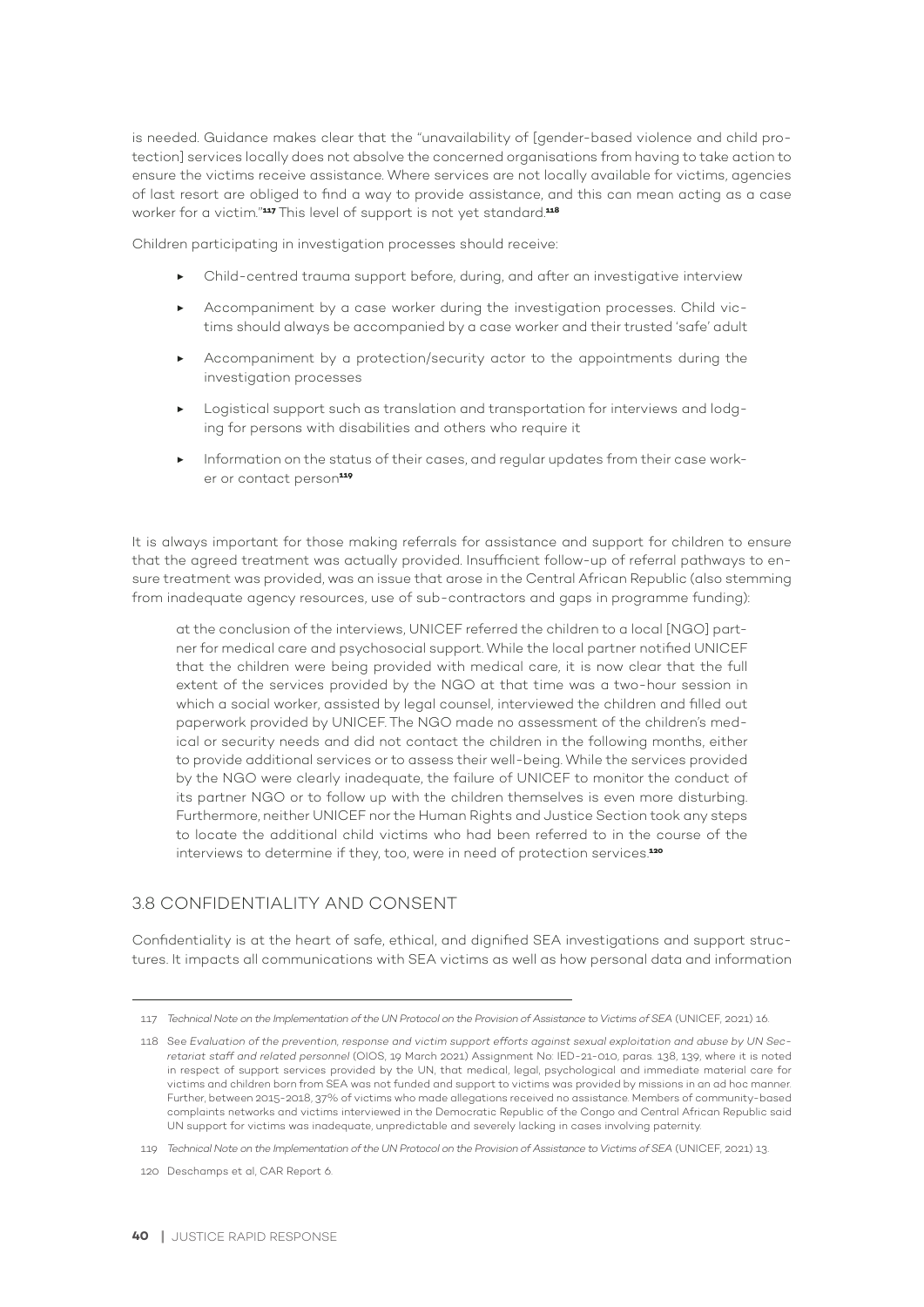is needed. Guidance makes clear that the "unavailability of [gender-based violence and child protection] services locally does not absolve the concerned organisations from having to take action to ensure the victims receive assistance. Where services are not locally available for victims, agencies of last resort are obliged to find a way to provide assistance, and this can mean acting as a case worker for a victim."[117] This level of support is not yet standard.[118]

Children participating in investigation processes should receive:

- Child-centred trauma support before, during, and after an investigative interview
- Accompaniment by a case worker during the investigation processes. Child victims should always be accompanied by a case worker and their trusted 'safe' adult
- Accompaniment by a protection/security actor to the appointments during the investigation processes
- Logistical support such as translation and transportation for interviews and lodging for persons with disabilities and others who require it
- Information on the status of their cases, and regular updates from their case worker or contact person[119]

It is always important for those making referrals for assistance and support for children to ensure that the agreed treatment was actually provided. Insufficient follow-up of referral pathways to ensure treatment was provided, was an issue that arose in the Central African Republic (also stemming from inadequate agency resources, use of sub-contractors and gaps in programme funding):

> at the conclusion of the interviews, UNICEF referred the children to a local [NGO] partner for medical care and psychosocial support. While the local partner notified UNICEF that the children were being provided with medical care, it is now clear that the full extent of the services provided by the NGO at that time was a two-hour session in which a social worker, assisted by legal counsel, interviewed the children and filled out paperwork provided by UNICEF. The NGO made no assessment of the children's medical or security needs and did not contact the children in the following months, either to provide additional services or to assess their well-being. While the services provided by the NGO were clearly inadequate, the failure of UNICEF to monitor the conduct of its partner NGO or to follow up with the children themselves is even more disturbing. Furthermore, neither UNICEF nor the Human Rights and Justice Section took any steps to locate the additional child victims who had been referred to in the course of the interviews to determine if they, too, were in need of protection services.[120]

## 3.8 CONFIDENTIALITY AND CONSENT

Confidentiality is at the heart of safe, ethical, and dignified SEA investigations and support structures. It impacts all communications with SEA victims as well as how personal data and information

---

117 *Technical Note on the Implementation of the UN Protocol on the Provision of Assistance to Victims of SEA* (UNICEF, 2021) 16.

118 See *Evaluation of the prevention, response and victim support efforts against sexual exploitation and abuse by UN Secretariat staff and related personnel* (OIOS, 19 March 2021) Assignment No: IED-21-010, paras. 138, 139, where it is noted in respect of support services provided by the UN, that medical, legal, psychological and immediate material care for victims and children born from SEA was not funded and support to victims was provided by missions in an ad hoc manner. Further, between 2015-2018, 37% of victims who made allegations received no assistance. Members of community-based complaints networks and victims interviewed in the Democratic Republic of the Congo and Central African Republic said UN support for victims was inadequate, unpredictable and severely lacking in cases involving paternity.

119 *Technical Note on the Implementation of the UN Protocol on the Provision of Assistance to Victims of SEA* (UNICEF, 2021) 13.

120 Deschamps et al, CAR Report 6.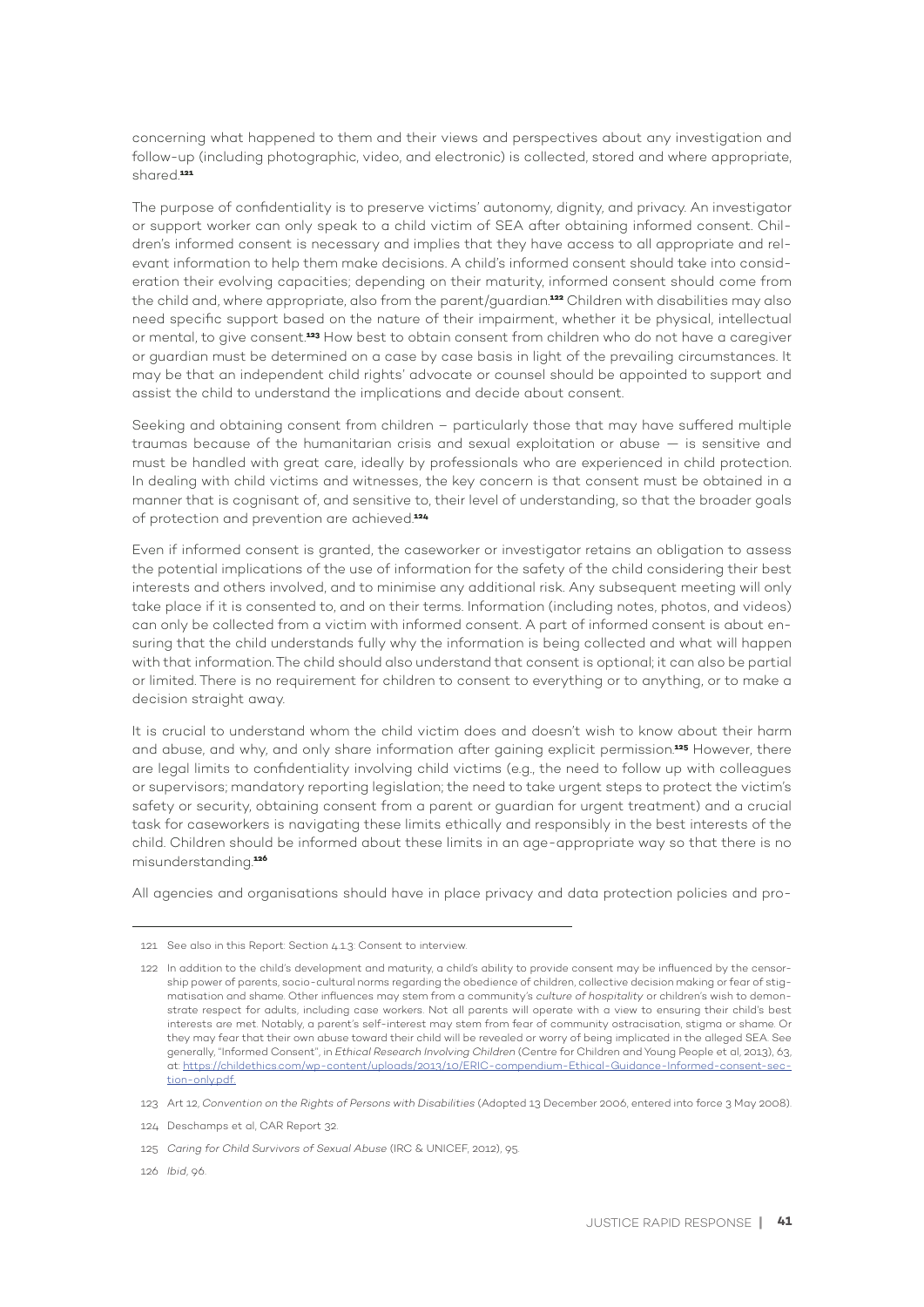concerning what happened to them and their views and perspectives about any investigation and follow-up (including photographic, video, and electronic) is collected, stored and where appropriate, shared.[121]

The purpose of confidentiality is to preserve victims' autonomy, dignity, and privacy. An investigator or support worker can only speak to a child victim of SEA after obtaining informed consent. Children's informed consent is necessary and implies that they have access to all appropriate and relevant information to help them make decisions. A child's informed consent should take into consideration their evolving capacities; depending on their maturity, informed consent should come from the child and, where appropriate, also from the parent/guardian.[122] Children with disabilities may also need specific support based on the nature of their impairment, whether it be physical, intellectual or mental, to give consent.[123] How best to obtain consent from children who do not have a caregiver or guardian must be determined on a case by case basis in light of the prevailing circumstances. It may be that an independent child rights' advocate or counsel should be appointed to support and assist the child to understand the implications and decide about consent.

Seeking and obtaining consent from children – particularly those that may have suffered multiple traumas because of the humanitarian crisis and sexual exploitation or abuse — is sensitive and must be handled with great care, ideally by professionals who are experienced in child protection. In dealing with child victims and witnesses, the key concern is that consent must be obtained in a manner that is cognisant of, and sensitive to, their level of understanding, so that the broader goals of protection and prevention are achieved.[124]

Even if informed consent is granted, the caseworker or investigator retains an obligation to assess the potential implications of the use of information for the safety of the child considering their best interests and others involved, and to minimise any additional risk. Any subsequent meeting will only take place if it is consented to, and on their terms. Information (including notes, photos, and videos) can only be collected from a victim with informed consent. A part of informed consent is about ensuring that the child understands fully why the information is being collected and what will happen with that information. The child should also understand that consent is optional; it can also be partial or limited. There is no requirement for children to consent to everything or to anything, or to make a decision straight away.

It is crucial to understand whom the child victim does and doesn't wish to know about their harm and abuse, and why, and only share information after gaining explicit permission.[125] However, there are legal limits to confidentiality involving child victims (e.g., the need to follow up with colleagues or supervisors; mandatory reporting legislation; the need to take urgent steps to protect the victim's safety or security, obtaining consent from a parent or guardian for urgent treatment) and a crucial task for caseworkers is navigating these limits ethically and responsibly in the best interests of the child. Children should be informed about these limits in an age-appropriate way so that there is no misunderstanding.[126]

All agencies and organisations should have in place privacy and data protection policies and pro-

---

121 See also in this Report: Section 4.1.3: Consent to interview.

122 In addition to the child's development and maturity, a child's ability to provide consent may be influenced by the censorship power of parents, socio-cultural norms regarding the obedience of children, collective decision making or fear of stigmatisation and shame. Other influences may stem from a community's *culture of hospitality* or children's wish to demonstrate respect for adults, including case workers. Not all parents will operate with a view to ensuring their child's best interests are met. Notably, a parent's self-interest may stem from fear of community ostracisation, stigma or shame. Or they may fear that their own abuse toward their child will be revealed or worry of being implicated in the alleged SEA. See generally, "Informed Consent", in *Ethical Research Involving Children* (Centre for Children and Young People et al, 2013), 63, at: https://childethics.com/wp-content/uploads/2013/10/ERIC-compendium-Ethical-Guidance-Informed-consent-section-only.pdf.

123 Art 12, *Convention on the Rights of Persons with Disabilities* (Adopted 13 December 2006, entered into force 3 May 2008).

124 Deschamps et al, CAR Report 32.

125 *Caring for Child Survivors of Sexual Abuse* (IRC & UNICEF, 2012), 95.

126 *Ibid*, 96.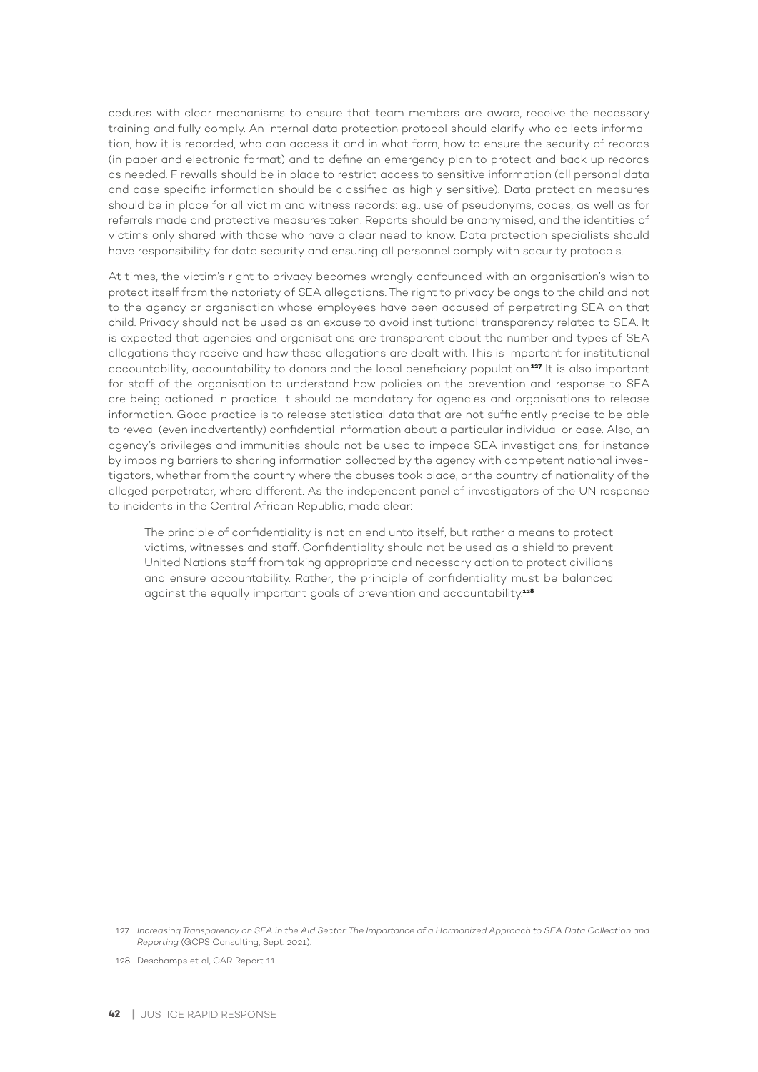cedures with clear mechanisms to ensure that team members are aware, receive the necessary training and fully comply. An internal data protection protocol should clarify who collects information, how it is recorded, who can access it and in what form, how to ensure the security of records (in paper and electronic format) and to define an emergency plan to protect and back up records as needed. Firewalls should be in place to restrict access to sensitive information (all personal data and case specific information should be classified as highly sensitive). Data protection measures should be in place for all victim and witness records: e.g., use of pseudonyms, codes, as well as for referrals made and protective measures taken. Reports should be anonymised, and the identities of victims only shared with those who have a clear need to know. Data protection specialists should have responsibility for data security and ensuring all personnel comply with security protocols.

At times, the victim's right to privacy becomes wrongly confounded with an organisation's wish to protect itself from the notoriety of SEA allegations. The right to privacy belongs to the child and not to the agency or organisation whose employees have been accused of perpetrating SEA on that child. Privacy should not be used as an excuse to avoid institutional transparency related to SEA. It is expected that agencies and organisations are transparent about the number and types of SEA allegations they receive and how these allegations are dealt with. This is important for institutional accountability, accountability to donors and the local beneficiary population.[127] It is also important for staff of the organisation to understand how policies on the prevention and response to SEA are being actioned in practice. It should be mandatory for agencies and organisations to release information. Good practice is to release statistical data that are not sufficiently precise to be able to reveal (even inadvertently) confidential information about a particular individual or case. Also, an agency's privileges and immunities should not be used to impede SEA investigations, for instance by imposing barriers to sharing information collected by the agency with competent national investigators, whether from the country where the abuses took place, or the country of nationality of the alleged perpetrator, where different. As the independent panel of investigators of the UN response to incidents in the Central African Republic, made clear:

> The principle of confidentiality is not an end unto itself, but rather a means to protect victims, witnesses and staff. Confidentiality should not be used as a shield to prevent United Nations staff from taking appropriate and necessary action to protect civilians and ensure accountability. Rather, the principle of confidentiality must be balanced against the equally important goals of prevention and accountability.[128]

---

127 *Increasing Transparency on SEA in the Aid Sector: The Importance of a Harmonized Approach to SEA Data Collection and Reporting* (GCPS Consulting, Sept. 2021).

128 Deschamps et al, CAR Report 11.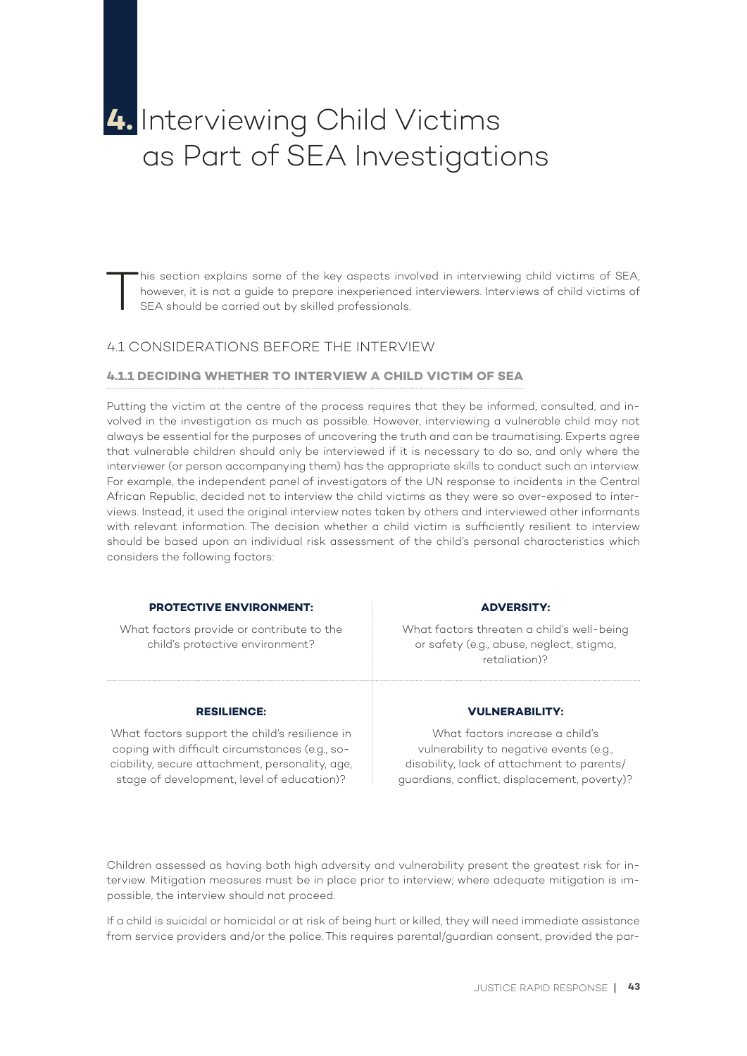# 4. Interviewing Child Victims as Part of SEA Investigations

This section explains some of the key aspects involved in interviewing child victims of SEA, however, it is not a guide to prepare inexperienced interviewers. Interviews of child victims of SEA should be carried out by skilled professionals.

## 4.1 CONSIDERATIONS BEFORE THE INTERVIEW

### 4.1.1 DECIDING WHETHER TO INTERVIEW A CHILD VICTIM OF SEA

Putting the victim at the centre of the process requires that they be informed, consulted, and involved in the investigation as much as possible. However, interviewing a vulnerable child may not always be essential for the purposes of uncovering the truth and can be traumatising. Experts agree that vulnerable children should only be interviewed if it is necessary to do so, and only where the interviewer (or person accompanying them) has the appropriate skills to conduct such an interview. For example, the independent panel of investigators of the UN response to incidents in the Central African Republic, decided not to interview the child victims as they were so over-exposed to interviews. Instead, it used the original interview notes taken by others and interviewed other informants with relevant information. The decision whether a child victim is sufficiently resilient to interview should be based upon an individual risk assessment of the child's personal characteristics which considers the following factors:

| **PROTECTIVE ENVIRONMENT:** | **ADVERSITY:** |
| --- | --- |
| What factors provide or contribute to the child's protective environment? | What factors threaten a child's well-being or safety (e.g., abuse, neglect, stigma, retaliation)? |
| **RESILIENCE:** | **VULNERABILITY:** |
| What factors support the child's resilience in coping with difficult circumstances (e.g., sociability, secure attachment, personality, age, stage of development, level of education)? | What factors increase a child's vulnerability to negative events (e.g., disability, lack of attachment to parents/guardians, conflict, displacement, poverty)? |

Children assessed as having both high adversity and vulnerability present the greatest risk for interview. Mitigation measures must be in place prior to interview; where adequate mitigation is impossible, the interview should not proceed.

If a child is suicidal or homicidal or at risk of being hurt or killed, they will need immediate assistance from service providers and/or the police. This requires parental/guardian consent, provided the par-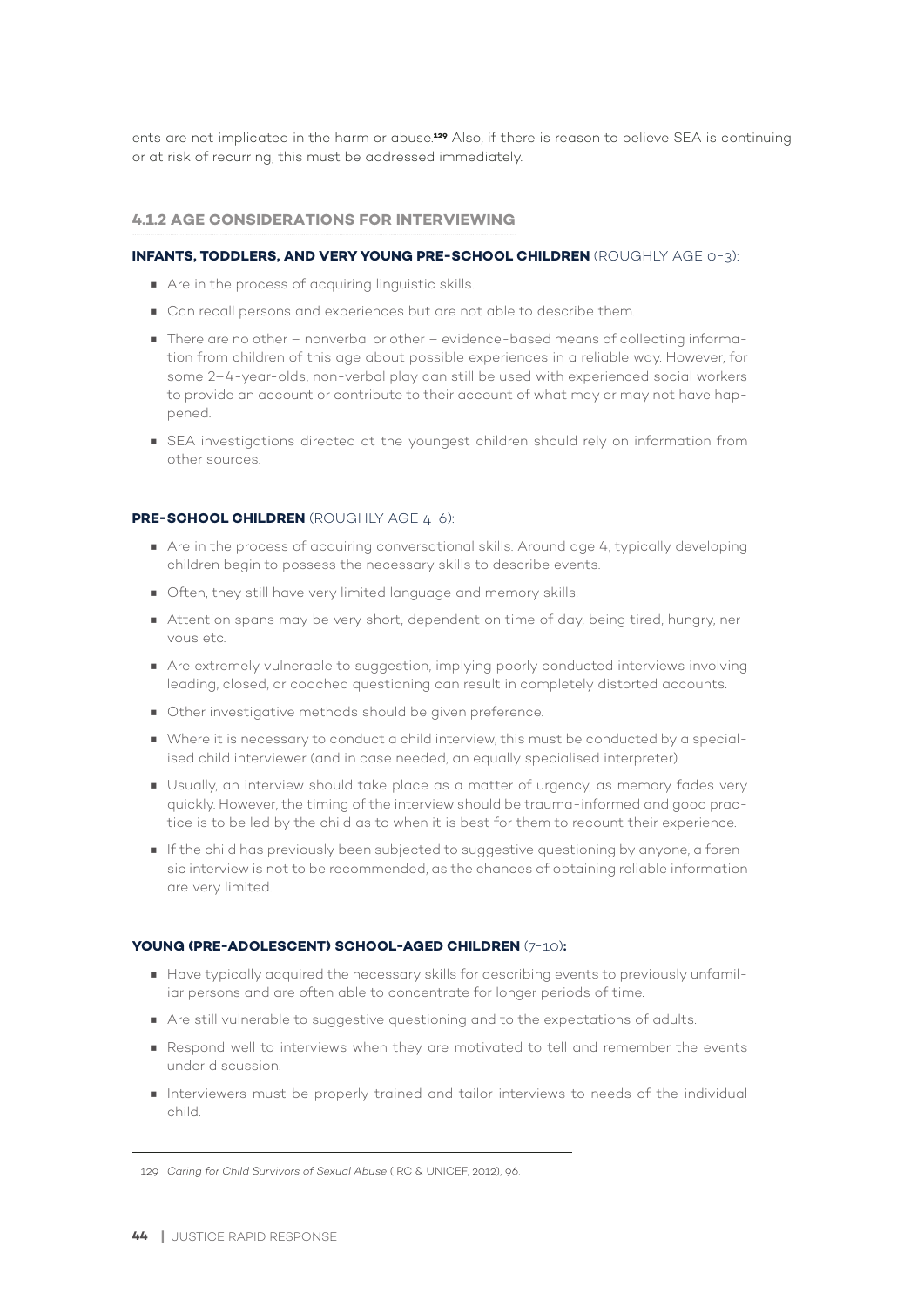ents are not implicated in the harm or abuse.[129] Also, if there is reason to believe SEA is continuing or at risk of recurring, this must be addressed immediately.

### 4.1.2 AGE CONSIDERATIONS FOR INTERVIEWING

**INFANTS, TODDLERS, AND VERY YOUNG PRE-SCHOOL CHILDREN** (ROUGHLY AGE 0-3):

- Are in the process of acquiring linguistic skills.
- Can recall persons and experiences but are not able to describe them.
- There are no other – nonverbal or other – evidence-based means of collecting information from children of this age about possible experiences in a reliable way. However, for some 2–4-year-olds, non-verbal play can still be used with experienced social workers to provide an account or contribute to their account of what may or may not have happened.
- SEA investigations directed at the youngest children should rely on information from other sources.

**PRE-SCHOOL CHILDREN** (ROUGHLY AGE 4-6):

- Are in the process of acquiring conversational skills. Around age 4, typically developing children begin to possess the necessary skills to describe events.
- Often, they still have very limited language and memory skills.
- Attention spans may be very short, dependent on time of day, being tired, hungry, nervous etc.
- Are extremely vulnerable to suggestion, implying poorly conducted interviews involving leading, closed, or coached questioning can result in completely distorted accounts.
- Other investigative methods should be given preference.
- Where it is necessary to conduct a child interview, this must be conducted by a specialised child interviewer (and in case needed, an equally specialised interpreter).
- Usually, an interview should take place as a matter of urgency, as memory fades very quickly. However, the timing of the interview should be trauma-informed and good practice is to be led by the child as to when it is best for them to recount their experience.
- If the child has previously been subjected to suggestive questioning by anyone, a forensic interview is not to be recommended, as the chances of obtaining reliable information are very limited.

**YOUNG (PRE-ADOLESCENT) SCHOOL-AGED CHILDREN** (7-10)**:**

- Have typically acquired the necessary skills for describing events to previously unfamiliar persons and are often able to concentrate for longer periods of time.
- Are still vulnerable to suggestive questioning and to the expectations of adults.
- Respond well to interviews when they are motivated to tell and remember the events under discussion.
- Interviewers must be properly trained and tailor interviews to needs of the individual child.

---

129 *Caring for Child Survivors of Sexual Abuse* (IRC & UNICEF, 2012), 96.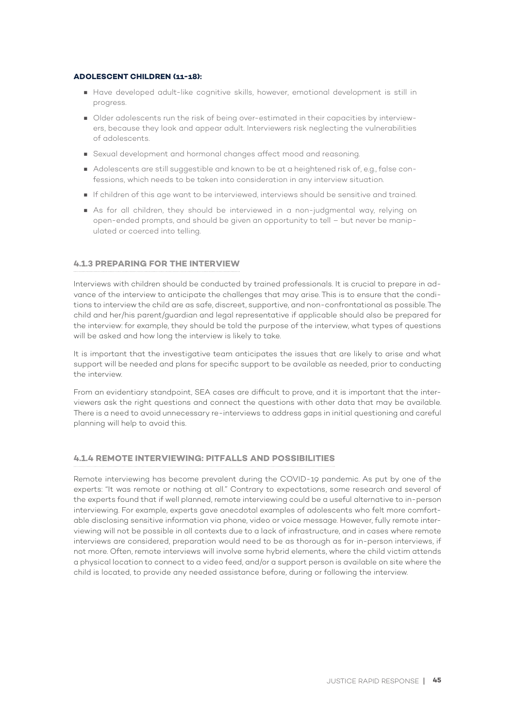**ADOLESCENT CHILDREN (11-18):**

- Have developed adult-like cognitive skills, however, emotional development is still in progress.
- Older adolescents run the risk of being over-estimated in their capacities by interviewers, because they look and appear adult. Interviewers risk neglecting the vulnerabilities of adolescents.
- Sexual development and hormonal changes affect mood and reasoning.
- Adolescents are still suggestible and known to be at a heightened risk of, e.g., false confessions, which needs to be taken into consideration in any interview situation.
- If children of this age want to be interviewed, interviews should be sensitive and trained.
- As for all children, they should be interviewed in a non-judgmental way, relying on open-ended prompts, and should be given an opportunity to tell – but never be manipulated or coerced into telling.

### 4.1.3 PREPARING FOR THE INTERVIEW

Interviews with children should be conducted by trained professionals. It is crucial to prepare in advance of the interview to anticipate the challenges that may arise. This is to ensure that the conditions to interview the child are as safe, discreet, supportive, and non-confrontational as possible. The child and her/his parent/guardian and legal representative if applicable should also be prepared for the interview: for example, they should be told the purpose of the interview, what types of questions will be asked and how long the interview is likely to take.

It is important that the investigative team anticipates the issues that are likely to arise and what support will be needed and plans for specific support to be available as needed, prior to conducting the interview.

From an evidentiary standpoint, SEA cases are difficult to prove, and it is important that the interviewers ask the right questions and connect the questions with other data that may be available. There is a need to avoid unnecessary re-interviews to address gaps in initial questioning and careful planning will help to avoid this.

### 4.1.4 REMOTE INTERVIEWING: PITFALLS AND POSSIBILITIES

Remote interviewing has become prevalent during the COVID-19 pandemic. As put by one of the experts: "It was remote or nothing at all." Contrary to expectations, some research and several of the experts found that if well planned, remote interviewing could be a useful alternative to in-person interviewing. For example, experts gave anecdotal examples of adolescents who felt more comfortable disclosing sensitive information via phone, video or voice message. However, fully remote interviewing will not be possible in all contexts due to a lack of infrastructure, and in cases where remote interviews are considered, preparation would need to be as thorough as for in-person interviews, if not more. Often, remote interviews will involve some hybrid elements, where the child victim attends a physical location to connect to a video feed, and/or a support person is available on site where the child is located, to provide any needed assistance before, during or following the interview.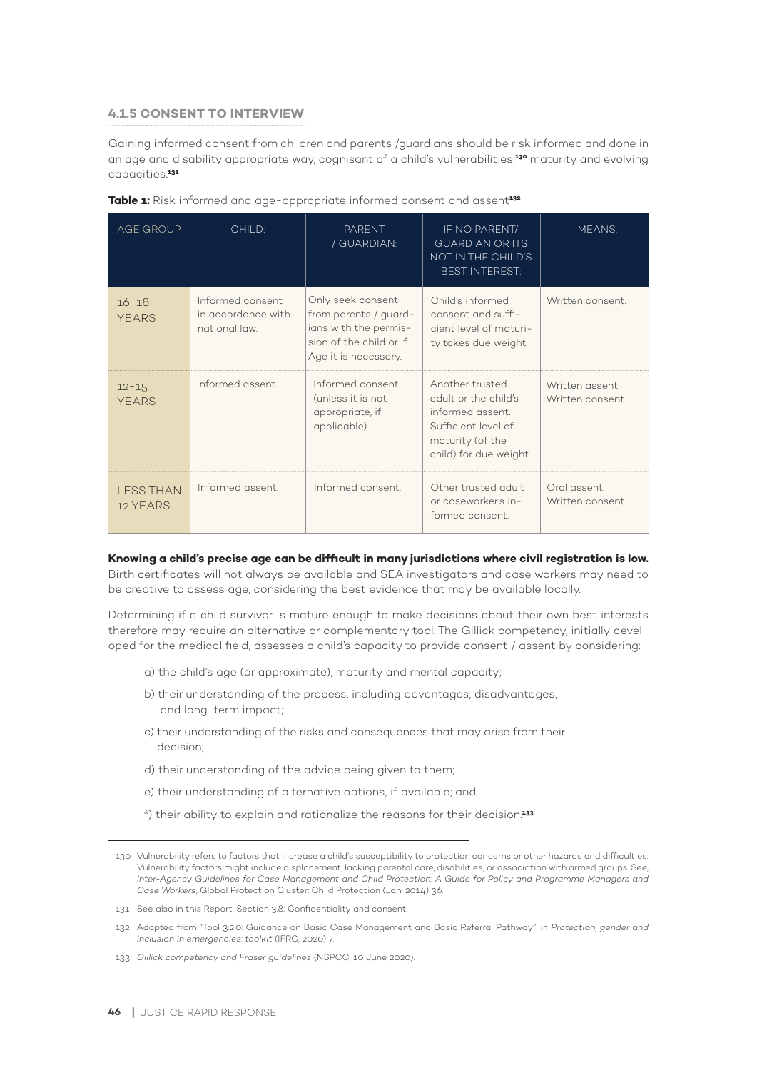### 4.1.5 CONSENT TO INTERVIEW

Gaining informed consent from children and parents /guardians should be risk informed and done in an age and disability appropriate way, cognisant of a child's vulnerabilities,[130] maturity and evolving capacities.[131]

**Table 1:** Risk informed and age-appropriate informed consent and assent[132]

| AGE GROUP | CHILD: | PARENT / GUARDIAN: | IF NO PARENT/ GUARDIAN OR ITS NOT IN THE CHILD'S BEST INTEREST: | MEANS: |
| --- | --- | --- | --- | --- |
| 16-18 YEARS | Informed consent in accordance with national law. | Only seek consent from parents / guardians with the permission of the child or if Age it is necessary. | Child's informed consent and sufficient level of maturity takes due weight. | Written consent. |
| 12-15 YEARS | Informed assent. | Informed consent (unless it is not appropriate, if applicable). | Another trusted adult or the child's informed assent. Sufficient level of maturity (of the child) for due weight. | Written assent. Written consent. |
| LESS THAN 12 YEARS | Informed assent. | Informed consent. | Other trusted adult or caseworker's informed consent. | Oral assent. Written consent. |

**Knowing a child's precise age can be difficult in many jurisdictions where civil registration is low.** Birth certificates will not always be available and SEA investigators and case workers may need to be creative to assess age, considering the best evidence that may be available locally.

Determining if a child survivor is mature enough to make decisions about their own best interests therefore may require an alternative or complementary tool. The Gillick competency, initially developed for the medical field, assesses a child's capacity to provide consent / assent by considering:

a) the child's age (or approximate), maturity and mental capacity;

b) their understanding of the process, including advantages, disadvantages, and long-term impact;

c) their understanding of the risks and consequences that may arise from their decision;

d) their understanding of the advice being given to them;

e) their understanding of alternative options, if available; and

f) their ability to explain and rationalize the reasons for their decision.[133]

---

130 Vulnerability refers to factors that increase a child's susceptibility to protection concerns or other hazards and difficulties. Vulnerability factors might include displacement, lacking parental care, disabilities, or association with armed groups. See, *Inter-Agency Guidelines for Case Management and Child Protection: A Guide for Policy and Programme Managers and Case Workers*, Global Protection Cluster: Child Protection (Jan. 2014) 36.

131 See also in this Report: Section 3.8: Confidentiality and consent.

132 Adapted from "Tool 3.2.0: Guidance on Basic Case Management and Basic Referral Pathway", in *Protection, gender and inclusion in emergencies: toolkit* (IFRC, 2020) 7.

133 *Gillick competency and Fraser guidelines* (NSPCC, 10 June 2020).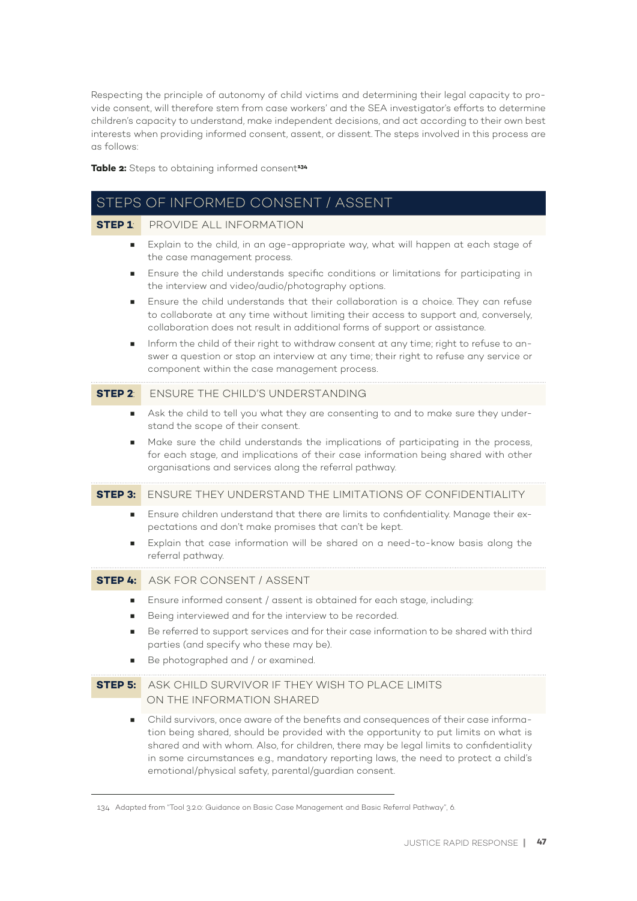Respecting the principle of autonomy of child victims and determining their legal capacity to provide consent, will therefore stem from case workers' and the SEA investigator's efforts to determine children's capacity to understand, make independent decisions, and act according to their own best interests when providing informed consent, assent, or dissent. The steps involved in this process are as follows:

**Table 2:** Steps to obtaining informed consent[134]

## STEPS OF INFORMED CONSENT / ASSENT

**STEP 1**: PROVIDE ALL INFORMATION

- Explain to the child, in an age-appropriate way, what will happen at each stage of the case management process.
- Ensure the child understands specific conditions or limitations for participating in the interview and video/audio/photography options.
- Ensure the child understands that their collaboration is a choice. They can refuse to collaborate at any time without limiting their access to support and, conversely, collaboration does not result in additional forms of support or assistance.
- Inform the child of their right to withdraw consent at any time; right to refuse to answer a question or stop an interview at any time; their right to refuse any service or component within the case management process.

**STEP 2**: ENSURE THE CHILD'S UNDERSTANDING

- Ask the child to tell you what they are consenting to and to make sure they understand the scope of their consent.
- Make sure the child understands the implications of participating in the process, for each stage, and implications of their case information being shared with other organisations and services along the referral pathway.

**STEP 3:** ENSURE THEY UNDERSTAND THE LIMITATIONS OF CONFIDENTIALITY

- Ensure children understand that there are limits to confidentiality. Manage their expectations and don't make promises that can't be kept.
- Explain that case information will be shared on a need-to-know basis along the referral pathway.

**STEP 4:** ASK FOR CONSENT / ASSENT

- Ensure informed consent / assent is obtained for each stage, including:
- Being interviewed and for the interview to be recorded.
- Be referred to support services and for their case information to be shared with third parties (and specify who these may be).
- Be photographed and / or examined.

**STEP 5:** ASK CHILD SURVIVOR IF THEY WISH TO PLACE LIMITS ON THE INFORMATION SHARED

- Child survivors, once aware of the benefits and consequences of their case information being shared, should be provided with the opportunity to put limits on what is shared and with whom. Also, for children, there may be legal limits to confidentiality in some circumstances e.g., mandatory reporting laws, the need to protect a child's emotional/physical safety, parental/guardian consent.

---

134 Adapted from "Tool 3.2.0: Guidance on Basic Case Management and Basic Referral Pathway", 6.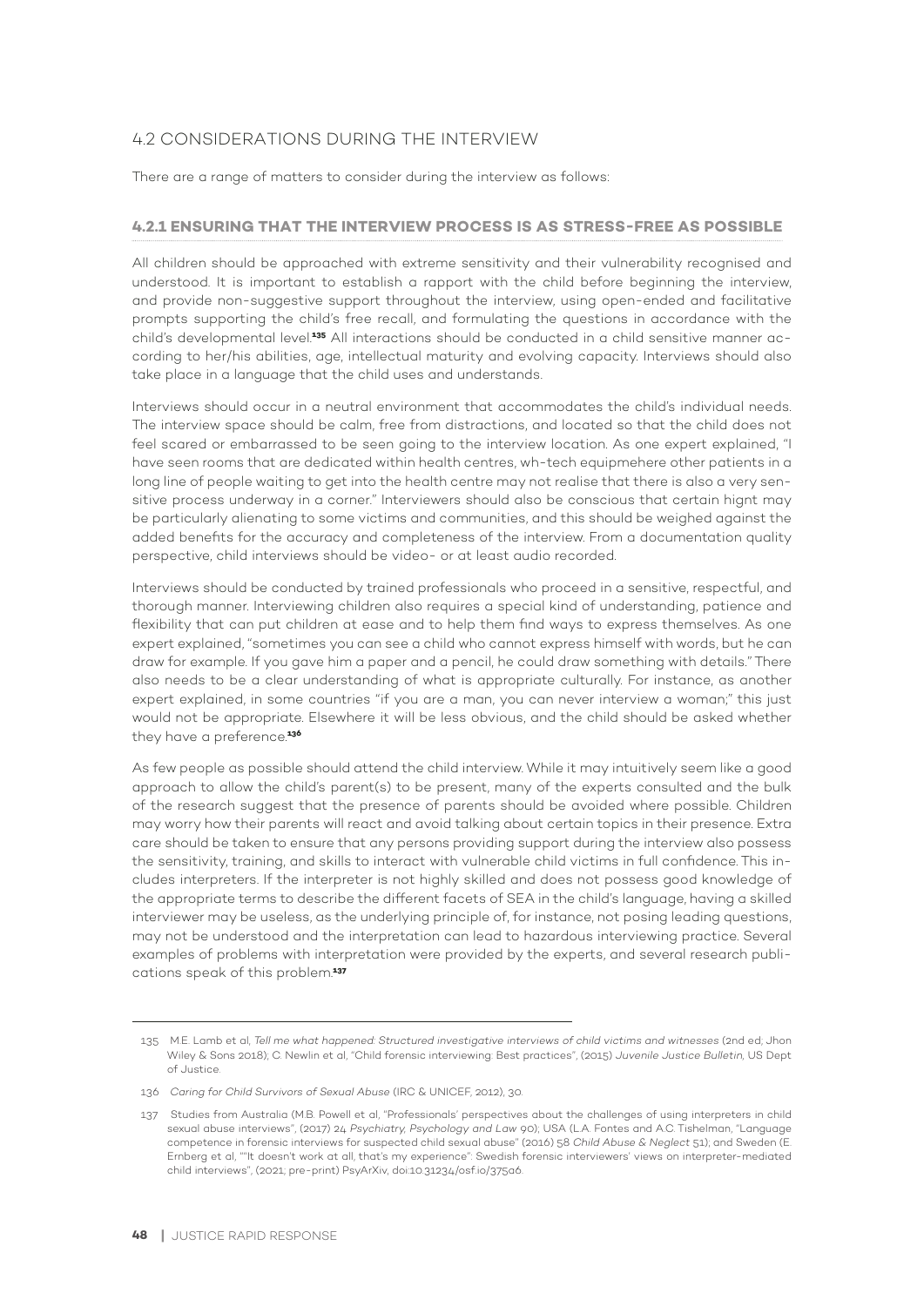## 4.2 CONSIDERATIONS DURING THE INTERVIEW

There are a range of matters to consider during the interview as follows:

### 4.2.1 ENSURING THAT THE INTERVIEW PROCESS IS AS STRESS-FREE AS POSSIBLE

All children should be approached with extreme sensitivity and their vulnerability recognised and understood. It is important to establish a rapport with the child before beginning the interview, and provide non-suggestive support throughout the interview, using open-ended and facilitative prompts supporting the child's free recall, and formulating the questions in accordance with the child's developmental level.[135] All interactions should be conducted in a child sensitive manner according to her/his abilities, age, intellectual maturity and evolving capacity. Interviews should also take place in a language that the child uses and understands.

Interviews should occur in a neutral environment that accommodates the child's individual needs. The interview space should be calm, free from distractions, and located so that the child does not feel scared or embarrassed to be seen going to the interview location. As one expert explained, "I have seen rooms that are dedicated within health centres, wh-tech equipmehere other patients in a long line of people waiting to get into the health centre may not realise that there is also a very sensitive process underway in a corner." Interviewers should also be conscious that certain hignt may be particularly alienating to some victims and communities, and this should be weighed against the added benefits for the accuracy and completeness of the interview. From a documentation quality perspective, child interviews should be video- or at least audio recorded.

Interviews should be conducted by trained professionals who proceed in a sensitive, respectful, and thorough manner. Interviewing children also requires a special kind of understanding, patience and flexibility that can put children at ease and to help them find ways to express themselves. As one expert explained, "sometimes you can see a child who cannot express himself with words, but he can draw for example. If you gave him a paper and a pencil, he could draw something with details." There also needs to be a clear understanding of what is appropriate culturally. For instance, as another expert explained, in some countries "if you are a man, you can never interview a woman;" this just would not be appropriate. Elsewhere it will be less obvious, and the child should be asked whether they have a preference.[136]

As few people as possible should attend the child interview. While it may intuitively seem like a good approach to allow the child's parent(s) to be present, many of the experts consulted and the bulk of the research suggest that the presence of parents should be avoided where possible. Children may worry how their parents will react and avoid talking about certain topics in their presence. Extra care should be taken to ensure that any persons providing support during the interview also possess the sensitivity, training, and skills to interact with vulnerable child victims in full confidence. This includes interpreters. If the interpreter is not highly skilled and does not possess good knowledge of the appropriate terms to describe the different facets of SEA in the child's language, having a skilled interviewer may be useless, as the underlying principle of, for instance, not posing leading questions, may not be understood and the interpretation can lead to hazardous interviewing practice. Several examples of problems with interpretation were provided by the experts, and several research publications speak of this problem.[137]

---

135 M.E. Lamb et al, *Tell me what happened: Structured investigative interviews of child victims and witnesses* (2nd ed; Jhon Wiley & Sons 2018); C. Newlin et al, "Child forensic interviewing: Best practices", (2015) *Juvenile Justice Bulletin*, US Dept of Justice.

136 *Caring for Child Survivors of Sexual Abuse* (IRC & UNICEF, 2012), 30.

137 Studies from Australia (M.B. Powell et al, "Professionals' perspectives about the challenges of using interpreters in child sexual abuse interviews", (2017) 24 *Psychiatry, Psychology and Law* 90); USA (L.A. Fontes and A.C. Tishelman, "Language competence in forensic interviews for suspected child sexual abuse" (2016) 58 *Child Abuse & Neglect* 51); and Sweden (E. Ernberg et al, ""It doesn't work at all, that's my experience": Swedish forensic interviewers' views on interpreter-mediated child interviews", (2021; pre-print) PsyArXiv, doi:10.31234/osf.io/375a6.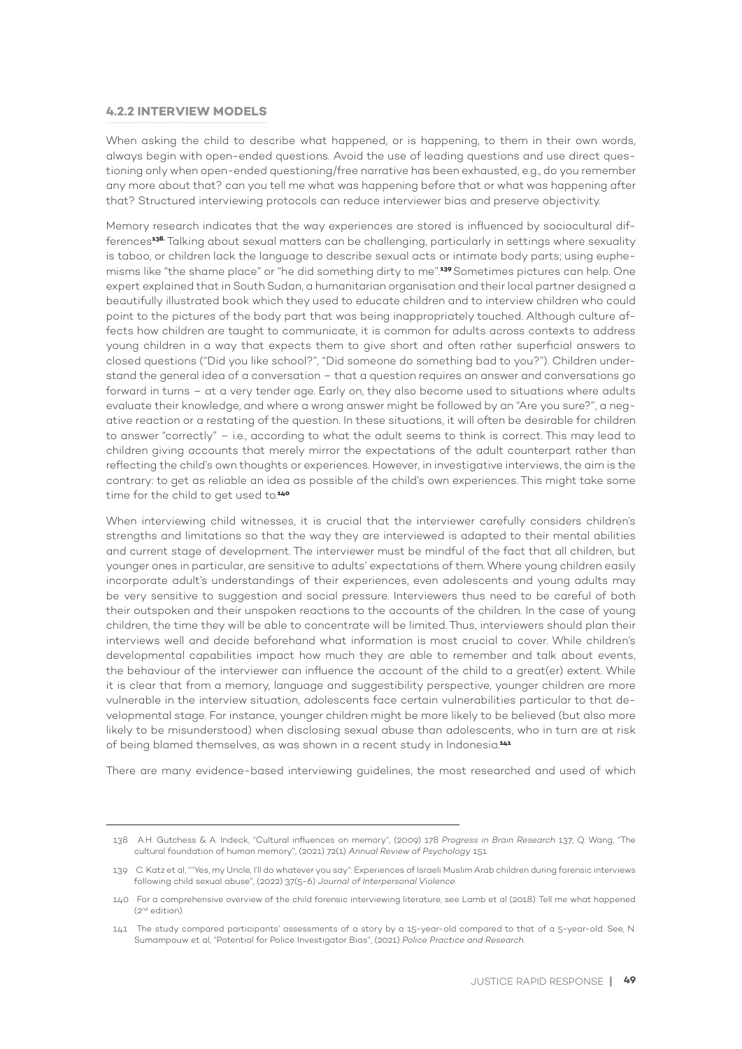### 4.2.2 INTERVIEW MODELS

When asking the child to describe what happened, or is happening, to them in their own words, always begin with open-ended questions. Avoid the use of leading questions and use direct questioning only when open-ended questioning/free narrative has been exhausted, e.g., do you remember any more about that? can you tell me what was happening before that or what was happening after that? Structured interviewing protocols can reduce interviewer bias and preserve objectivity.

Memory research indicates that the way experiences are stored is influenced by sociocultural differences[138]. Talking about sexual matters can be challenging, particularly in settings where sexuality is taboo, or children lack the language to describe sexual acts or intimate body parts; using euphemisms like "the shame place" or "he did something dirty to me".[139] Sometimes pictures can help. One expert explained that in South Sudan, a humanitarian organisation and their local partner designed a beautifully illustrated book which they used to educate children and to interview children who could point to the pictures of the body part that was being inappropriately touched. Although culture affects how children are taught to communicate, it is common for adults across contexts to address young children in a way that expects them to give short and often rather superficial answers to closed questions ("Did you like school?", "Did someone do something bad to you?"). Children understand the general idea of a conversation – that a question requires an answer and conversations go forward in turns – at a very tender age. Early on, they also become used to situations where adults evaluate their knowledge, and where a wrong answer might be followed by an "Are you sure?", a negative reaction or a restating of the question. In these situations, it will often be desirable for children to answer "correctly" – i.e., according to what the adult seems to think is correct. This may lead to children giving accounts that merely mirror the expectations of the adult counterpart rather than reflecting the child's own thoughts or experiences. However, in investigative interviews, the aim is the contrary: to get as reliable an idea as possible of the child's own experiences. This might take some time for the child to get used to.[140]

When interviewing child witnesses, it is crucial that the interviewer carefully considers children's strengths and limitations so that the way they are interviewed is adapted to their mental abilities and current stage of development. The interviewer must be mindful of the fact that all children, but younger ones in particular, are sensitive to adults' expectations of them. Where young children easily incorporate adult's understandings of their experiences, even adolescents and young adults may be very sensitive to suggestion and social pressure. Interviewers thus need to be careful of both their outspoken and their unspoken reactions to the accounts of the children. In the case of young children, the time they will be able to concentrate will be limited. Thus, interviewers should plan their interviews well and decide beforehand what information is most crucial to cover. While children's developmental capabilities impact how much they are able to remember and talk about events, the behaviour of the interviewer can influence the account of the child to a great(er) extent. While it is clear that from a memory, language and suggestibility perspective, younger children are more vulnerable in the interview situation, adolescents face certain vulnerabilities particular to that developmental stage. For instance, younger children might be more likely to be believed (but also more likely to be misunderstood) when disclosing sexual abuse than adolescents, who in turn are at risk of being blamed themselves, as was shown in a recent study in Indonesia.[141]

There are many evidence-based interviewing guidelines, the most researched and used of which

---

138 A.H. Gutchess & A. Indeck, "Cultural influences on memory", (2009) 178 *Progress in Brain Research* 137; Q. Wang, "The cultural foundation of human memory", (2021) 72(1) *Annual Review of Psychology* 151.

139 C. Katz et al, ""Yes, my Uncle, I'll do whatever you say": Experiences of Israeli Muslim Arab children during forensic interviews following child sexual abuse", (2022) 37(5-6) *Journal of Interpersonal Violence*.

140 For a comprehensive overview of the child forensic interviewing literature, see Lamb et al (2018): Tell me what happened (2nd edition).

141 The study compared participants' assessments of a story by a 15-year-old compared to that of a 5-year-old. See, N. Sumampouw et al, "Potential for Police Investigator Bias", (2021) *Police Practice and Research*.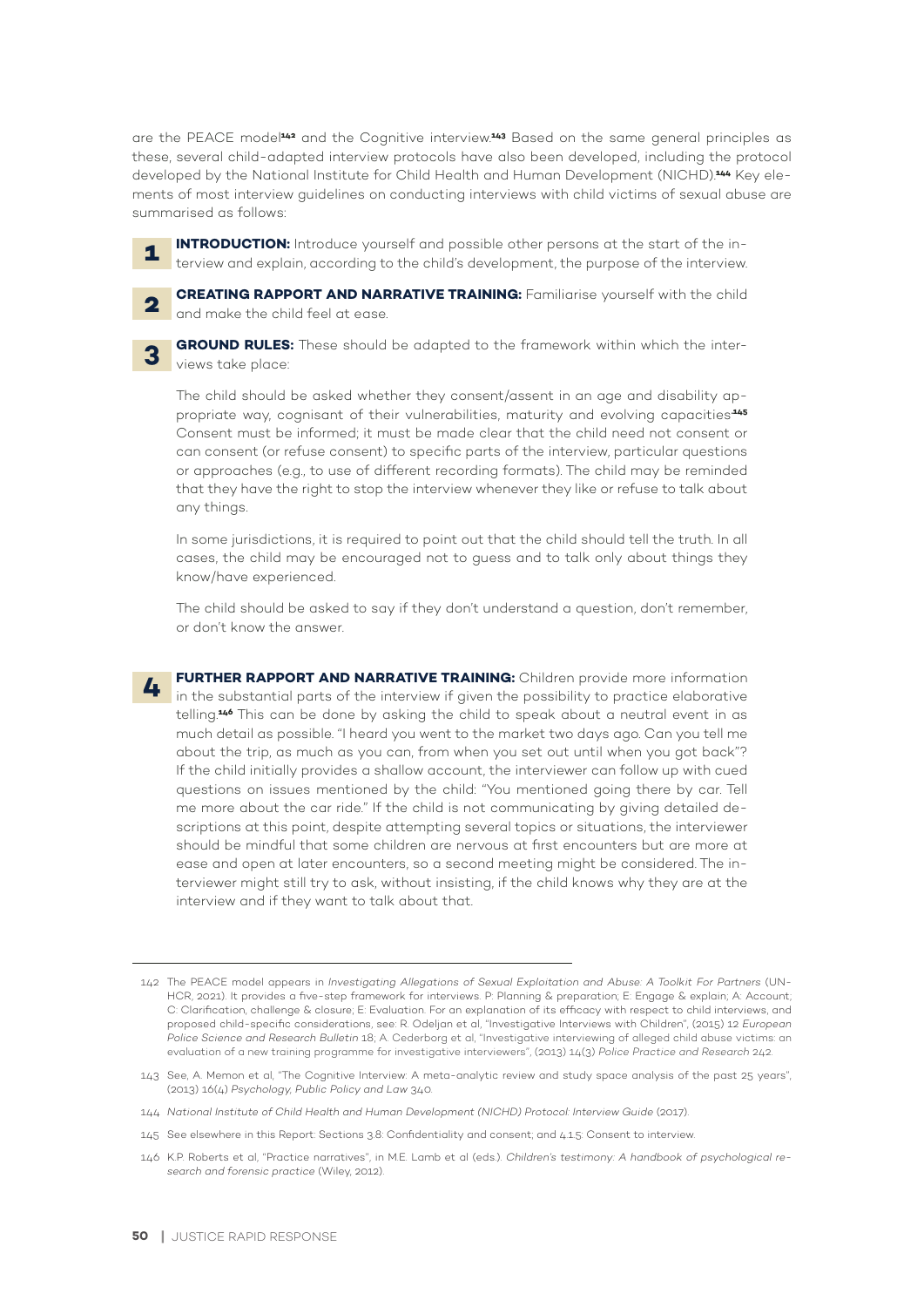are the PEACE model[142] and the Cognitive interview.[143] Based on the same general principles as these, several child-adapted interview protocols have also been developed, including the protocol developed by the National Institute for Child Health and Human Development (NICHD).[144] Key elements of most interview guidelines on conducting interviews with child victims of sexual abuse are summarised as follows:

**1** **INTRODUCTION:** Introduce yourself and possible other persons at the start of the interview and explain, according to the child's development, the purpose of the interview.

**2** **CREATING RAPPORT AND NARRATIVE TRAINING:** Familiarise yourself with the child and make the child feel at ease.

**3** **GROUND RULES:** These should be adapted to the framework within which the interviews take place:

The child should be asked whether they consent/assent in an age and disability appropriate way, cognisant of their vulnerabilities, maturity and evolving capacities.[145] Consent must be informed; it must be made clear that the child need not consent or can consent (or refuse consent) to specific parts of the interview, particular questions or approaches (e.g., to use of different recording formats). The child may be reminded that they have the right to stop the interview whenever they like or refuse to talk about any things.

In some jurisdictions, it is required to point out that the child should tell the truth. In all cases, the child may be encouraged not to guess and to talk only about things they know/have experienced.

The child should be asked to say if they don't understand a question, don't remember, or don't know the answer.

**4** **FURTHER RAPPORT AND NARRATIVE TRAINING:** Children provide more information in the substantial parts of the interview if given the possibility to practice elaborative telling.[146] This can be done by asking the child to speak about a neutral event in as much detail as possible. "I heard you went to the market two days ago. Can you tell me about the trip, as much as you can, from when you set out until when you got back"? If the child initially provides a shallow account, the interviewer can follow up with cued questions on issues mentioned by the child: "You mentioned going there by car. Tell me more about the car ride." If the child is not communicating by giving detailed descriptions at this point, despite attempting several topics or situations, the interviewer should be mindful that some children are nervous at first encounters but are more at ease and open at later encounters, so a second meeting might be considered. The interviewer might still try to ask, without insisting, if the child knows why they are at the interview and if they want to talk about that.

---

142 The PEACE model appears in *Investigating Allegations of Sexual Exploitation and Abuse: A Toolkit For Partners* (UNHCR, 2021). It provides a five-step framework for interviews. P: Planning & preparation; E: Engage & explain; A: Account; C: Clarification, challenge & closure; E: Evaluation. For an explanation of its efficacy with respect to child interviews, and proposed child-specific considerations, see: R. Odeljan et al, "Investigative Interviews with Children", (2015) 12 *European Police Science and Research Bulletin* 18; A. Cederborg et al, "Investigative interviewing of alleged child abuse victims: an evaluation of a new training programme for investigative interviewers", (2013) 14(3) *Police Practice and Research* 242.

143 See, A. Memon et al, "The Cognitive Interview: A meta-analytic review and study space analysis of the past 25 years", (2013) 16(4) *Psychology, Public Policy and Law* 340.

144 *National Institute of Child Health and Human Development (NICHD) Protocol: Interview Guide* (2017).

145 See elsewhere in this Report: Sections 3.8: Confidentiality and consent; and 4.1.5: Consent to interview.

146 K.P. Roberts et al, "Practice narratives", in M.E. Lamb et al (eds.). *Children's testimony: A handbook of psychological research and forensic practice* (Wiley, 2012).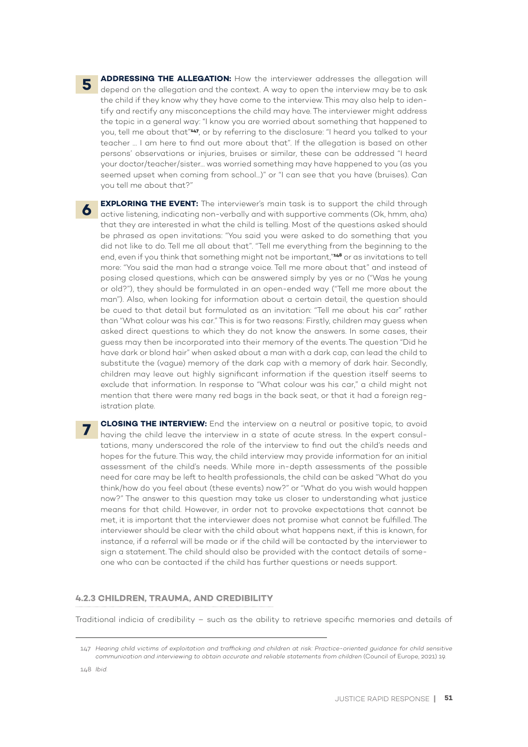**5** **ADDRESSING THE ALLEGATION:** How the interviewer addresses the allegation will depend on the allegation and the context. A way to open the interview may be to ask the child if they know why they have come to the interview. This may also help to identify and rectify any misconceptions the child may have. The interviewer might address the topic in a general way: "I know you are worried about something that happened to you, tell me about that"[147], or by referring to the disclosure: "I heard you talked to your teacher … I am here to find out more about that". If the allegation is based on other persons' observations or injuries, bruises or similar, these can be addressed "I heard your doctor/teacher/sister… was worried something may have happened to you (as you seemed upset when coming from school…)" or "I can see that you have (bruises). Can you tell me about that?"

**6** **EXPLORING THE EVENT:** The interviewer's main task is to support the child through active listening, indicating non-verbally and with supportive comments (Ok, hmm, aha) that they are interested in what the child is telling. Most of the questions asked should be phrased as open invitations: "You said you were asked to do something that you did not like to do. Tell me all about that". "Tell me everything from the beginning to the end, even if you think that something might not be important,"[148] or as invitations to tell more: "You said the man had a strange voice. Tell me more about that" and instead of posing closed questions, which can be answered simply by yes or no ("Was he young or old?"), they should be formulated in an open-ended way ("Tell me more about the man"). Also, when looking for information about a certain detail, the question should be cued to that detail but formulated as an invitation: "Tell me about his car" rather than "What colour was his car." This is for two reasons: Firstly, children may guess when asked direct questions to which they do not know the answers. In some cases, their guess may then be incorporated into their memory of the events. The question "Did he have dark or blond hair" when asked about a man with a dark cap, can lead the child to substitute the (vague) memory of the dark cap with a memory of dark hair. Secondly, children may leave out highly significant information if the question itself seems to exclude that information. In response to "What colour was his car," a child might not mention that there were many red bags in the back seat, or that it had a foreign registration plate.

**7** **CLOSING THE INTERVIEW:** End the interview on a neutral or positive topic, to avoid having the child leave the interview in a state of acute stress. In the expert consultations, many underscored the role of the interview to find out the child's needs and hopes for the future. This way, the child interview may provide information for an initial assessment of the child's needs. While more in-depth assessments of the possible need for care may be left to health professionals, the child can be asked "What do you think/how do you feel about (these events) now?" or "What do you wish would happen now?" The answer to this question may take us closer to understanding what justice means for that child. However, in order not to provoke expectations that cannot be met, it is important that the interviewer does not promise what cannot be fulfilled. The interviewer should be clear with the child about what happens next, if this is known, for instance, if a referral will be made or if the child will be contacted by the interviewer to sign a statement. The child should also be provided with the contact details of someone who can be contacted if the child has further questions or needs support.

### 4.2.3 CHILDREN, TRAUMA, AND CREDIBILITY

Traditional indicia of credibility – such as the ability to retrieve specific memories and details of

---

147 *Hearing child victims of exploitation and trafficking and children at risk: Practice-oriented guidance for child sensitive communication and interviewing to obtain accurate and reliable statements from children* (Council of Europe, 2021) 19.

148 *Ibid.*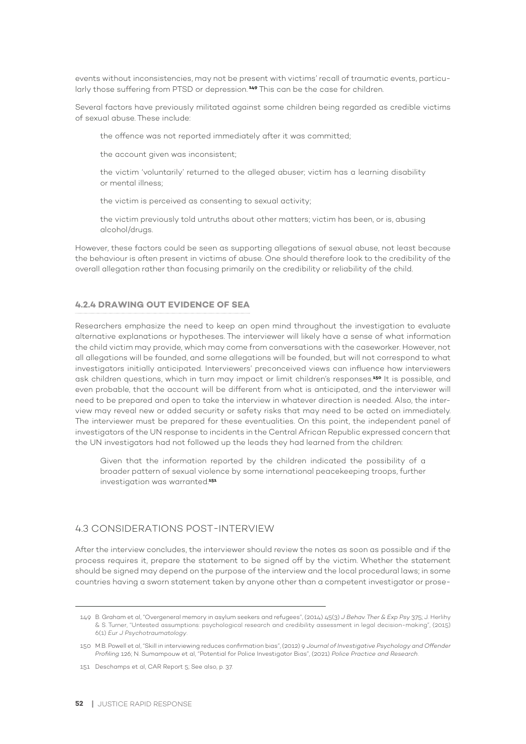events without inconsistencies, may not be present with victims' recall of traumatic events, particularly those suffering from PTSD or depression.[149] This can be the case for children.

Several factors have previously militated against some children being regarded as credible victims of sexual abuse. These include:

> the offence was not reported immediately after it was committed;
>
> the account given was inconsistent;
>
> the victim 'voluntarily' returned to the alleged abuser; victim has a learning disability or mental illness;
>
> the victim is perceived as consenting to sexual activity;
>
> the victim previously told untruths about other matters; victim has been, or is, abusing alcohol/drugs.

However, these factors could be seen as supporting allegations of sexual abuse, not least because the behaviour is often present in victims of abuse. One should therefore look to the credibility of the overall allegation rather than focusing primarily on the credibility or reliability of the child.

### 4.2.4 DRAWING OUT EVIDENCE OF SEA

Researchers emphasize the need to keep an open mind throughout the investigation to evaluate alternative explanations or hypotheses. The interviewer will likely have a sense of what information the child victim may provide, which may come from conversations with the caseworker. However, not all allegations will be founded, and some allegations will be founded, but will not correspond to what investigators initially anticipated. Interviewers' preconceived views can influence how interviewers ask children questions, which in turn may impact or limit children's responses.[150] It is possible, and even probable, that the account will be different from what is anticipated, and the interviewer will need to be prepared and open to take the interview in whatever direction is needed. Also, the interview may reveal new or added security or safety risks that may need to be acted on immediately. The interviewer must be prepared for these eventualities. On this point, the independent panel of investigators of the UN response to incidents in the Central African Republic expressed concern that the UN investigators had not followed up the leads they had learned from the children:

> Given that the information reported by the children indicated the possibility of a broader pattern of sexual violence by some international peacekeeping troops, further investigation was warranted.[151]

## 4.3 CONSIDERATIONS POST-INTERVIEW

After the interview concludes, the interviewer should review the notes as soon as possible and if the process requires it, prepare the statement to be signed off by the victim. Whether the statement should be signed may depend on the purpose of the interview and the local procedural laws; in some countries having a sworn statement taken by anyone other than a competent investigator or prose-

---

149 B. Graham et al, "Overgeneral memory in asylum seekers and refugees", (2014) 45(3) *J Behav. Ther & Exp Psy* 375; J. Herlihy & S. Turner, "Untested assumptions: psychological research and credibility assessment in legal decision-making", (2015) 6(1) *Eur J Psychotraumatology*.

150 M.B. Powell et al, "Skill in interviewing reduces confirmation bias", (2012) 9 *Journal of Investigative Psychology and Offender Profiling* 126; N. Sumampouw et al, "Potential for Police Investigator Bias", (2021) *Police Practice and Research*.

151 Deschamps et al, CAR Report 5; See also, p. 37.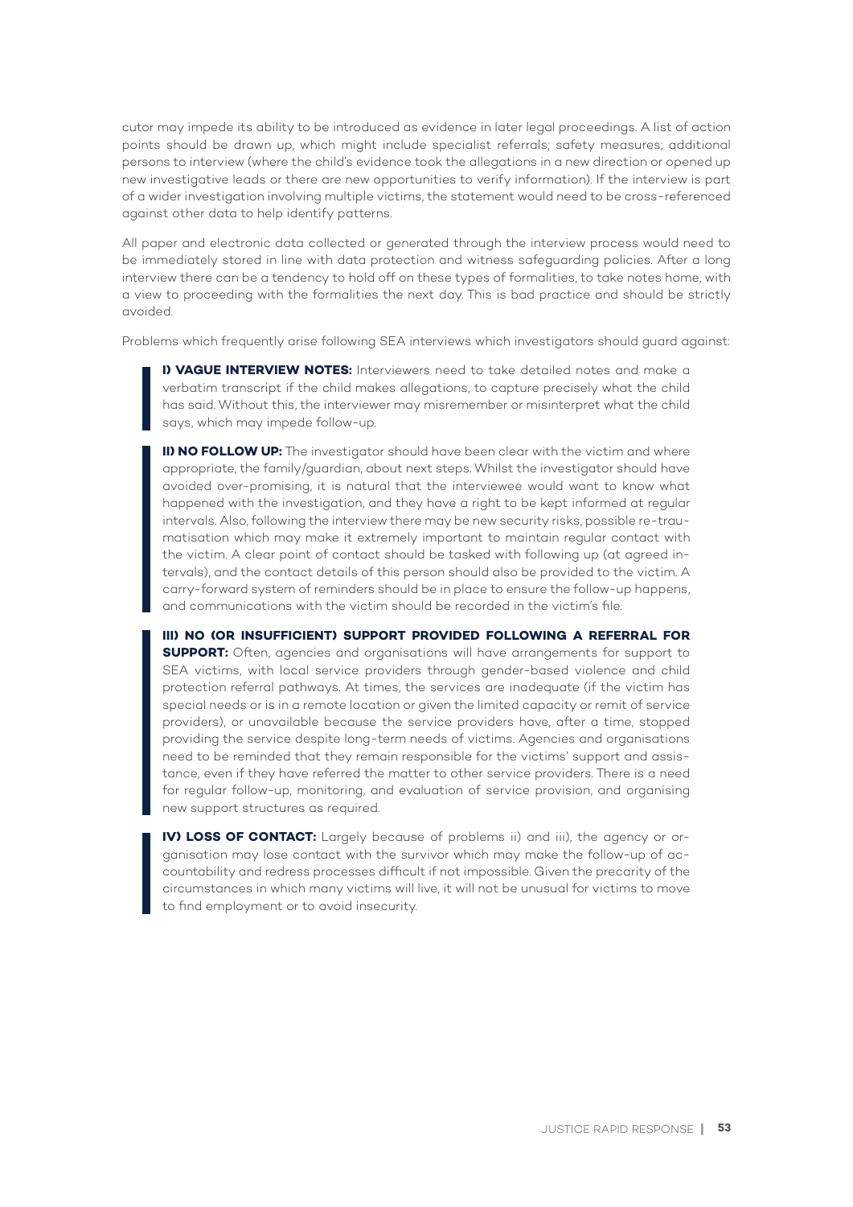cutor may impede its ability to be introduced as evidence in later legal proceedings. A list of action points should be drawn up, which might include specialist referrals; safety measures; additional persons to interview (where the child's evidence took the allegations in a new direction or opened up new investigative leads or there are new opportunities to verify information). If the interview is part of a wider investigation involving multiple victims, the statement would need to be cross-referenced against other data to help identify patterns.

All paper and electronic data collected or generated through the interview process would need to be immediately stored in line with data protection and witness safeguarding policies. After a long interview there can be a tendency to hold off on these types of formalities, to take notes home, with a view to proceeding with the formalities the next day. This is bad practice and should be strictly avoided.

Problems which frequently arise following SEA interviews which investigators should guard against:

> **I) VAGUE INTERVIEW NOTES:** Interviewers need to take detailed notes and make a verbatim transcript if the child makes allegations, to capture precisely what the child has said. Without this, the interviewer may misremember or misinterpret what the child says, which may impede follow-up.

> **II) NO FOLLOW UP:** The investigator should have been clear with the victim and where appropriate, the family/guardian, about next steps. Whilst the investigator should have avoided over-promising, it is natural that the interviewee would want to know what happened with the investigation, and they have a right to be kept informed at regular intervals. Also, following the interview there may be new security risks, possible re-traumatisation which may make it extremely important to maintain regular contact with the victim. A clear point of contact should be tasked with following up (at agreed intervals), and the contact details of this person should also be provided to the victim. A carry-forward system of reminders should be in place to ensure the follow-up happens, and communications with the victim should be recorded in the victim's file.

> **III) NO (OR INSUFFICIENT) SUPPORT PROVIDED FOLLOWING A REFERRAL FOR SUPPORT:** Often, agencies and organisations will have arrangements for support to SEA victims, with local service providers through gender-based violence and child protection referral pathways. At times, the services are inadequate (if the victim has special needs or is in a remote location or given the limited capacity or remit of service providers), or unavailable because the service providers have, after a time, stopped providing the service despite long-term needs of victims. Agencies and organisations need to be reminded that they remain responsible for the victims' support and assistance, even if they have referred the matter to other service providers. There is a need for regular follow-up, monitoring, and evaluation of service provision, and organising new support structures as required.

> **IV) LOSS OF CONTACT:** Largely because of problems ii) and iii), the agency or organisation may lose contact with the survivor which may make the follow-up of accountability and redress processes difficult if not impossible. Given the precarity of the circumstances in which many victims will live, it will not be unusual for victims to move to find employment or to avoid insecurity.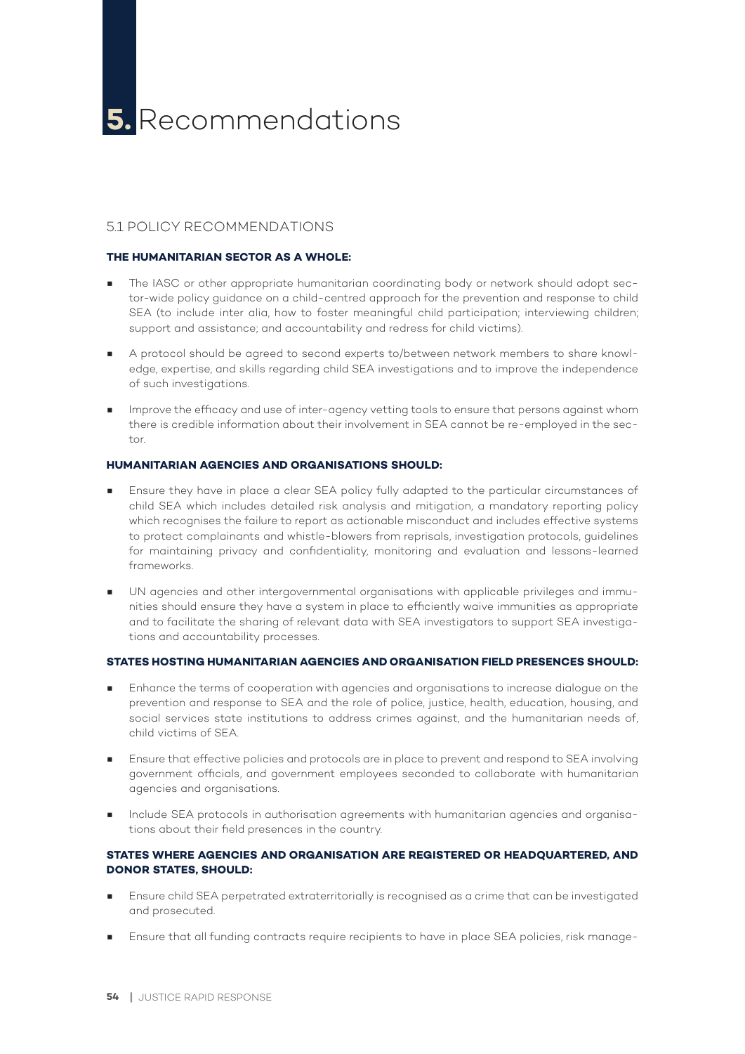# 5. Recommendations

## 5.1 POLICY RECOMMENDATIONS

**THE HUMANITARIAN SECTOR AS A WHOLE:**

- The IASC or other appropriate humanitarian coordinating body or network should adopt sector-wide policy guidance on a child-centred approach for the prevention and response to child SEA (to include inter alia, how to foster meaningful child participation; interviewing children; support and assistance; and accountability and redress for child victims).
- A protocol should be agreed to second experts to/between network members to share knowledge, expertise, and skills regarding child SEA investigations and to improve the independence of such investigations.
- Improve the efficacy and use of inter-agency vetting tools to ensure that persons against whom there is credible information about their involvement in SEA cannot be re-employed in the sector.

**HUMANITARIAN AGENCIES AND ORGANISATIONS SHOULD:**

- Ensure they have in place a clear SEA policy fully adapted to the particular circumstances of child SEA which includes detailed risk analysis and mitigation, a mandatory reporting policy which recognises the failure to report as actionable misconduct and includes effective systems to protect complainants and whistle-blowers from reprisals, investigation protocols, guidelines for maintaining privacy and confidentiality, monitoring and evaluation and lessons-learned frameworks.
- UN agencies and other intergovernmental organisations with applicable privileges and immunities should ensure they have a system in place to efficiently waive immunities as appropriate and to facilitate the sharing of relevant data with SEA investigators to support SEA investigations and accountability processes.

**STATES HOSTING HUMANITARIAN AGENCIES AND ORGANISATION FIELD PRESENCES SHOULD:**

- Enhance the terms of cooperation with agencies and organisations to increase dialogue on the prevention and response to SEA and the role of police, justice, health, education, housing, and social services state institutions to address crimes against, and the humanitarian needs of, child victims of SEA.
- Ensure that effective policies and protocols are in place to prevent and respond to SEA involving government officials, and government employees seconded to collaborate with humanitarian agencies and organisations.
- Include SEA protocols in authorisation agreements with humanitarian agencies and organisations about their field presences in the country.

**STATES WHERE AGENCIES AND ORGANISATION ARE REGISTERED OR HEADQUARTERED, AND DONOR STATES, SHOULD:**

- Ensure child SEA perpetrated extraterritorially is recognised as a crime that can be investigated and prosecuted.
- Ensure that all funding contracts require recipients to have in place SEA policies, risk manage-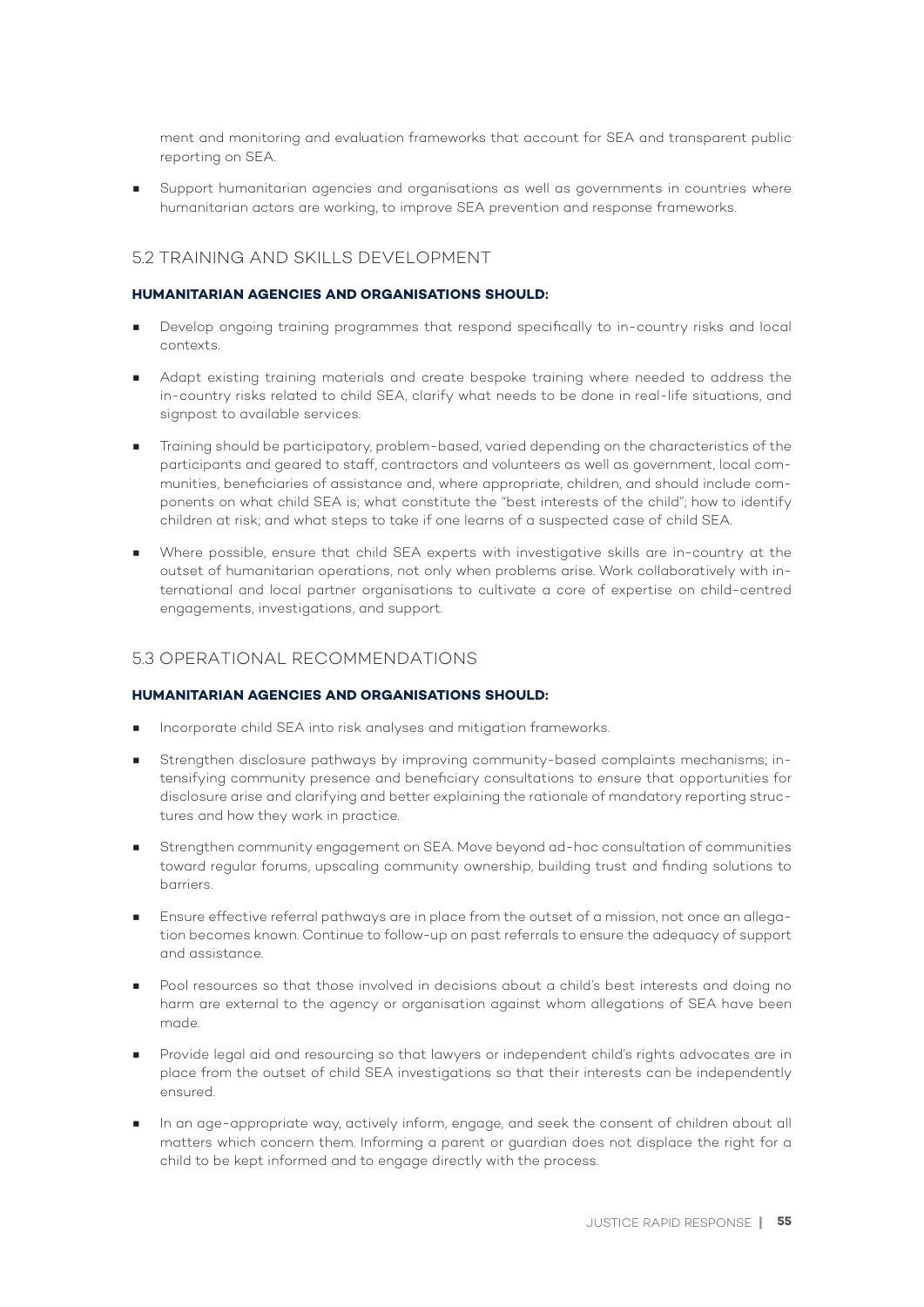ment and monitoring and evaluation frameworks that account for SEA and transparent public reporting on SEA.

- Support humanitarian agencies and organisations as well as governments in countries where humanitarian actors are working, to improve SEA prevention and response frameworks.

## 5.2 TRAINING AND SKILLS DEVELOPMENT

**HUMANITARIAN AGENCIES AND ORGANISATIONS SHOULD:**

- Develop ongoing training programmes that respond specifically to in-country risks and local contexts.
- Adapt existing training materials and create bespoke training where needed to address the in-country risks related to child SEA, clarify what needs to be done in real-life situations, and signpost to available services.
- Training should be participatory, problem-based, varied depending on the characteristics of the participants and geared to staff, contractors and volunteers as well as government, local communities, beneficiaries of assistance and, where appropriate, children, and should include components on what child SEA is; what constitute the "best interests of the child"; how to identify children at risk; and what steps to take if one learns of a suspected case of child SEA.
- Where possible, ensure that child SEA experts with investigative skills are in-country at the outset of humanitarian operations, not only when problems arise. Work collaboratively with international and local partner organisations to cultivate a core of expertise on child-centred engagements, investigations, and support.

## 5.3 OPERATIONAL RECOMMENDATIONS

**HUMANITARIAN AGENCIES AND ORGANISATIONS SHOULD:**

- Incorporate child SEA into risk analyses and mitigation frameworks.
- Strengthen disclosure pathways by improving community-based complaints mechanisms; intensifying community presence and beneficiary consultations to ensure that opportunities for disclosure arise and clarifying and better explaining the rationale of mandatory reporting structures and how they work in practice.
- Strengthen community engagement on SEA. Move beyond ad-hoc consultation of communities toward regular forums, upscaling community ownership, building trust and finding solutions to barriers.
- Ensure effective referral pathways are in place from the outset of a mission, not once an allegation becomes known. Continue to follow-up on past referrals to ensure the adequacy of support and assistance.
- Pool resources so that those involved in decisions about a child's best interests and doing no harm are external to the agency or organisation against whom allegations of SEA have been made.
- Provide legal aid and resourcing so that lawyers or independent child's rights advocates are in place from the outset of child SEA investigations so that their interests can be independently ensured.
- In an age-appropriate way, actively inform, engage, and seek the consent of children about all matters which concern them. Informing a parent or guardian does not displace the right for a child to be kept informed and to engage directly with the process.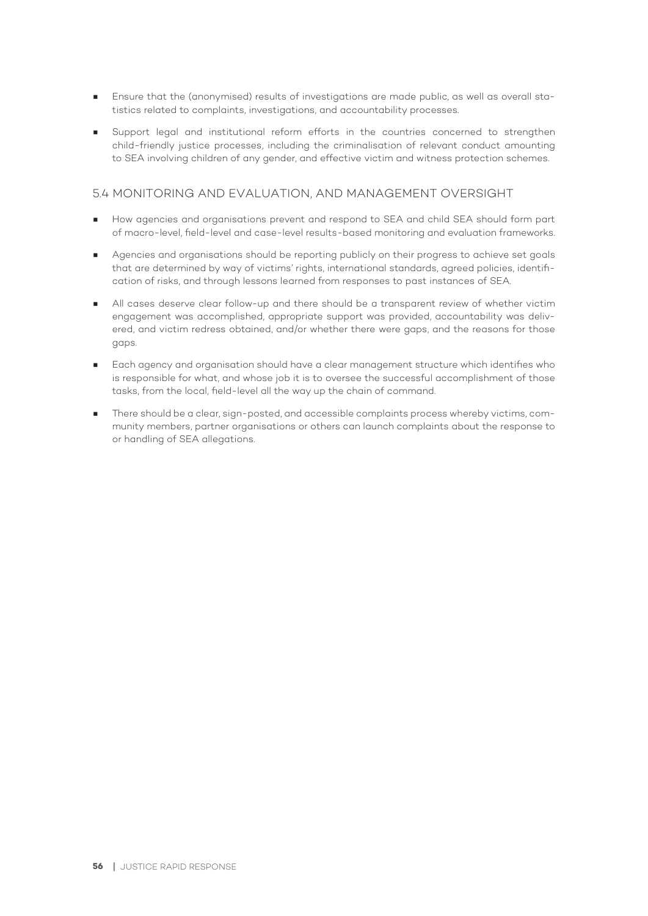- Ensure that the (anonymised) results of investigations are made public, as well as overall statistics related to complaints, investigations, and accountability processes.
- Support legal and institutional reform efforts in the countries concerned to strengthen child-friendly justice processes, including the criminalisation of relevant conduct amounting to SEA involving children of any gender, and effective victim and witness protection schemes.

## 5.4 MONITORING AND EVALUATION, AND MANAGEMENT OVERSIGHT

- How agencies and organisations prevent and respond to SEA and child SEA should form part of macro-level, field-level and case-level results-based monitoring and evaluation frameworks.
- Agencies and organisations should be reporting publicly on their progress to achieve set goals that are determined by way of victims' rights, international standards, agreed policies, identification of risks, and through lessons learned from responses to past instances of SEA.
- All cases deserve clear follow-up and there should be a transparent review of whether victim engagement was accomplished, appropriate support was provided, accountability was delivered, and victim redress obtained, and/or whether there were gaps, and the reasons for those gaps.
- Each agency and organisation should have a clear management structure which identifies who is responsible for what, and whose job it is to oversee the successful accomplishment of those tasks, from the local, field-level all the way up the chain of command.
- There should be a clear, sign-posted, and accessible complaints process whereby victims, community members, partner organisations or others can launch complaints about the response to or handling of SEA allegations.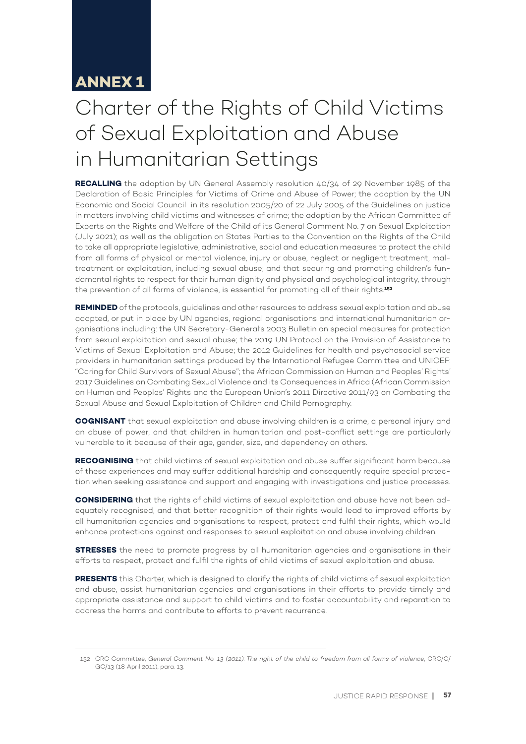# ANNEX 1

# Charter of the Rights of Child Victims of Sexual Exploitation and Abuse in Humanitarian Settings

**RECALLING** the adoption by UN General Assembly resolution 40/34 of 29 November 1985 of the Declaration of Basic Principles for Victims of Crime and Abuse of Power; the adoption by the UN Economic and Social Council in its resolution 2005/20 of 22 July 2005 of the Guidelines on justice in matters involving child victims and witnesses of crime; the adoption by the African Committee of Experts on the Rights and Welfare of the Child of its General Comment No. 7 on Sexual Exploitation (July 2021); as well as the obligation on States Parties to the Convention on the Rights of the Child to take all appropriate legislative, administrative, social and education measures to protect the child from all forms of physical or mental violence, injury or abuse, neglect or negligent treatment, maltreatment or exploitation, including sexual abuse; and that securing and promoting children's fundamental rights to respect for their human dignity and physical and psychological integrity, through the prevention of all forms of violence, is essential for promoting all of their rights.[152]

**REMINDED** of the protocols, guidelines and other resources to address sexual exploitation and abuse adopted, or put in place by UN agencies, regional organisations and international humanitarian organisations including: the UN Secretary-General's 2003 Bulletin on special measures for protection from sexual exploitation and sexual abuse; the 2019 UN Protocol on the Provision of Assistance to Victims of Sexual Exploitation and Abuse; the 2012 Guidelines for health and psychosocial service providers in humanitarian settings produced by the International Refugee Committee and UNICEF: "Caring for Child Survivors of Sexual Abuse"; the African Commission on Human and Peoples' Rights' 2017 Guidelines on Combating Sexual Violence and its Consequences in Africa (African Commission on Human and Peoples' Rights and the European Union's 2011 Directive 2011/93 on Combating the Sexual Abuse and Sexual Exploitation of Children and Child Pornography.

**COGNISANT** that sexual exploitation and abuse involving children is a crime, a personal injury and an abuse of power, and that children in humanitarian and post-conflict settings are particularly vulnerable to it because of their age, gender, size, and dependency on others.

**RECOGNISING** that child victims of sexual exploitation and abuse suffer significant harm because of these experiences and may suffer additional hardship and consequently require special protection when seeking assistance and support and engaging with investigations and justice processes.

**CONSIDERING** that the rights of child victims of sexual exploitation and abuse have not been adequately recognised, and that better recognition of their rights would lead to improved efforts by all humanitarian agencies and organisations to respect, protect and fulfil their rights, which would enhance protections against and responses to sexual exploitation and abuse involving children.

**STRESSES** the need to promote progress by all humanitarian agencies and organisations in their efforts to respect, protect and fulfil the rights of child victims of sexual exploitation and abuse.

**PRESENTS** this Charter, which is designed to clarify the rights of child victims of sexual exploitation and abuse, assist humanitarian agencies and organisations in their efforts to provide timely and appropriate assistance and support to child victims and to foster accountability and reparation to address the harms and contribute to efforts to prevent recurrence.

---

152 CRC Committee, *General Comment No. 13 (2011): The right of the child to freedom from all forms of violence*, CRC/C/GC/13 (18 April 2011), para. 13.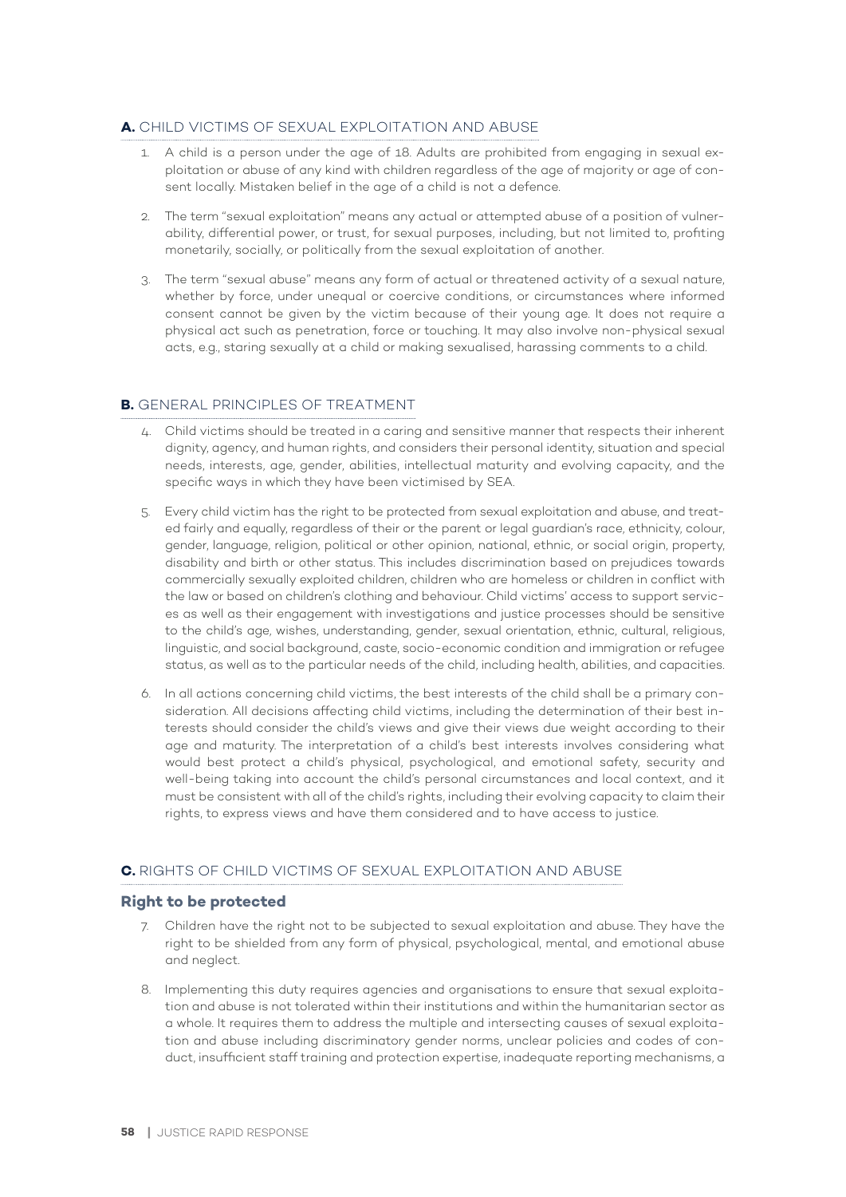## **A.** CHILD VICTIMS OF SEXUAL EXPLOITATION AND ABUSE

1. A child is a person under the age of 18. Adults are prohibited from engaging in sexual exploitation or abuse of any kind with children regardless of the age of majority or age of consent locally. Mistaken belief in the age of a child is not a defence.

2. The term "sexual exploitation" means any actual or attempted abuse of a position of vulnerability, differential power, or trust, for sexual purposes, including, but not limited to, profiting monetarily, socially, or politically from the sexual exploitation of another.

3. The term "sexual abuse" means any form of actual or threatened activity of a sexual nature, whether by force, under unequal or coercive conditions, or circumstances where informed consent cannot be given by the victim because of their young age. It does not require a physical act such as penetration, force or touching. It may also involve non-physical sexual acts, e.g., staring sexually at a child or making sexualised, harassing comments to a child.

## **B.** GENERAL PRINCIPLES OF TREATMENT

4. Child victims should be treated in a caring and sensitive manner that respects their inherent dignity, agency, and human rights, and considers their personal identity, situation and special needs, interests, age, gender, abilities, intellectual maturity and evolving capacity, and the specific ways in which they have been victimised by SEA.

5. Every child victim has the right to be protected from sexual exploitation and abuse, and treated fairly and equally, regardless of their or the parent or legal guardian's race, ethnicity, colour, gender, language, religion, political or other opinion, national, ethnic, or social origin, property, disability and birth or other status. This includes discrimination based on prejudices towards commercially sexually exploited children, children who are homeless or children in conflict with the law or based on children's clothing and behaviour. Child victims' access to support services as well as their engagement with investigations and justice processes should be sensitive to the child's age, wishes, understanding, gender, sexual orientation, ethnic, cultural, religious, linguistic, and social background, caste, socio-economic condition and immigration or refugee status, as well as to the particular needs of the child, including health, abilities, and capacities.

6. In all actions concerning child victims, the best interests of the child shall be a primary consideration. All decisions affecting child victims, including the determination of their best interests should consider the child's views and give their views due weight according to their age and maturity. The interpretation of a child's best interests involves considering what would best protect a child's physical, psychological, and emotional safety, security and well-being taking into account the child's personal circumstances and local context, and it must be consistent with all of the child's rights, including their evolving capacity to claim their rights, to express views and have them considered and to have access to justice.

## **C.** RIGHTS OF CHILD VICTIMS OF SEXUAL EXPLOITATION AND ABUSE

### Right to be protected

7. Children have the right not to be subjected to sexual exploitation and abuse. They have the right to be shielded from any form of physical, psychological, mental, and emotional abuse and neglect.

8. Implementing this duty requires agencies and organisations to ensure that sexual exploitation and abuse is not tolerated within their institutions and within the humanitarian sector as a whole. It requires them to address the multiple and intersecting causes of sexual exploitation and abuse including discriminatory gender norms, unclear policies and codes of conduct, insufficient staff training and protection expertise, inadequate reporting mechanisms, a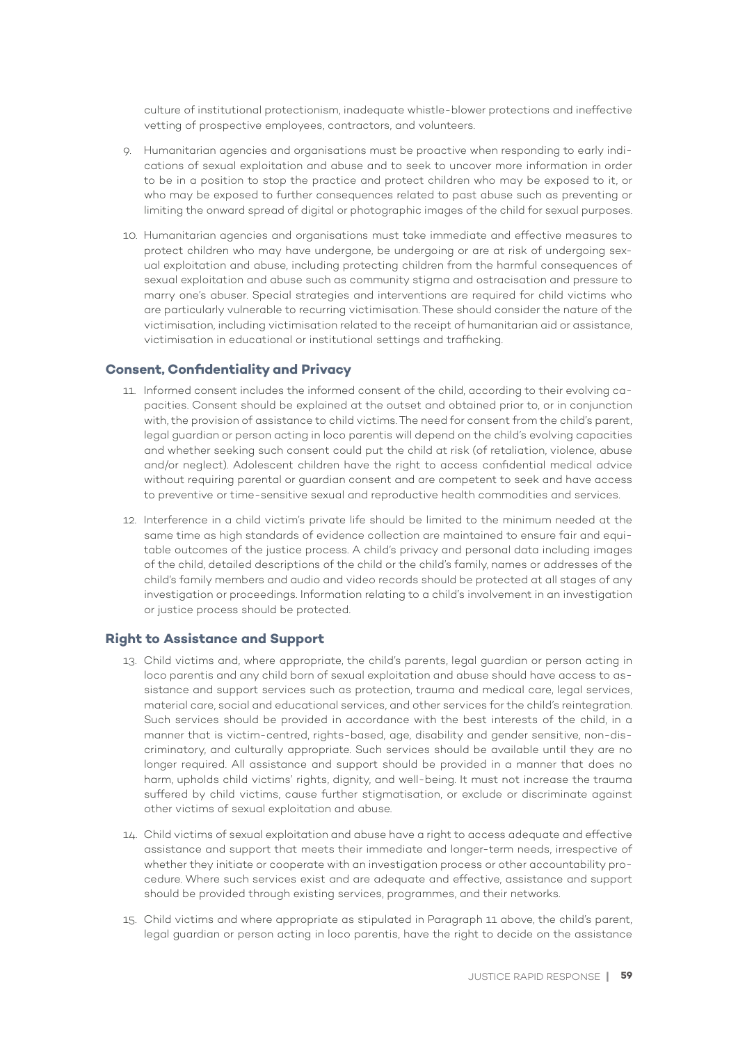culture of institutional protectionism, inadequate whistle-blower protections and ineffective vetting of prospective employees, contractors, and volunteers.

9. Humanitarian agencies and organisations must be proactive when responding to early indications of sexual exploitation and abuse and to seek to uncover more information in order to be in a position to stop the practice and protect children who may be exposed to it, or who may be exposed to further consequences related to past abuse such as preventing or limiting the onward spread of digital or photographic images of the child for sexual purposes.

10. Humanitarian agencies and organisations must take immediate and effective measures to protect children who may have undergone, be undergoing or are at risk of undergoing sexual exploitation and abuse, including protecting children from the harmful consequences of sexual exploitation and abuse such as community stigma and ostracisation and pressure to marry one's abuser. Special strategies and interventions are required for child victims who are particularly vulnerable to recurring victimisation. These should consider the nature of the victimisation, including victimisation related to the receipt of humanitarian aid or assistance, victimisation in educational or institutional settings and trafficking.

### Consent, Confidentiality and Privacy

11. Informed consent includes the informed consent of the child, according to their evolving capacities. Consent should be explained at the outset and obtained prior to, or in conjunction with, the provision of assistance to child victims. The need for consent from the child's parent, legal guardian or person acting in loco parentis will depend on the child's evolving capacities and whether seeking such consent could put the child at risk (of retaliation, violence, abuse and/or neglect). Adolescent children have the right to access confidential medical advice without requiring parental or guardian consent and are competent to seek and have access to preventive or time-sensitive sexual and reproductive health commodities and services.

12. Interference in a child victim's private life should be limited to the minimum needed at the same time as high standards of evidence collection are maintained to ensure fair and equitable outcomes of the justice process. A child's privacy and personal data including images of the child, detailed descriptions of the child or the child's family, names or addresses of the child's family members and audio and video records should be protected at all stages of any investigation or proceedings. Information relating to a child's involvement in an investigation or justice process should be protected.

### Right to Assistance and Support

13. Child victims and, where appropriate, the child's parents, legal guardian or person acting in loco parentis and any child born of sexual exploitation and abuse should have access to assistance and support services such as protection, trauma and medical care, legal services, material care, social and educational services, and other services for the child's reintegration. Such services should be provided in accordance with the best interests of the child, in a manner that is victim-centred, rights-based, age, disability and gender sensitive, non-discriminatory, and culturally appropriate. Such services should be available until they are no longer required. All assistance and support should be provided in a manner that does no harm, upholds child victims' rights, dignity, and well-being. It must not increase the trauma suffered by child victims, cause further stigmatisation, or exclude or discriminate against other victims of sexual exploitation and abuse.

14. Child victims of sexual exploitation and abuse have a right to access adequate and effective assistance and support that meets their immediate and longer-term needs, irrespective of whether they initiate or cooperate with an investigation process or other accountability procedure. Where such services exist and are adequate and effective, assistance and support should be provided through existing services, programmes, and their networks.

15. Child victims and where appropriate as stipulated in Paragraph 11 above, the child's parent, legal guardian or person acting in loco parentis, have the right to decide on the assistance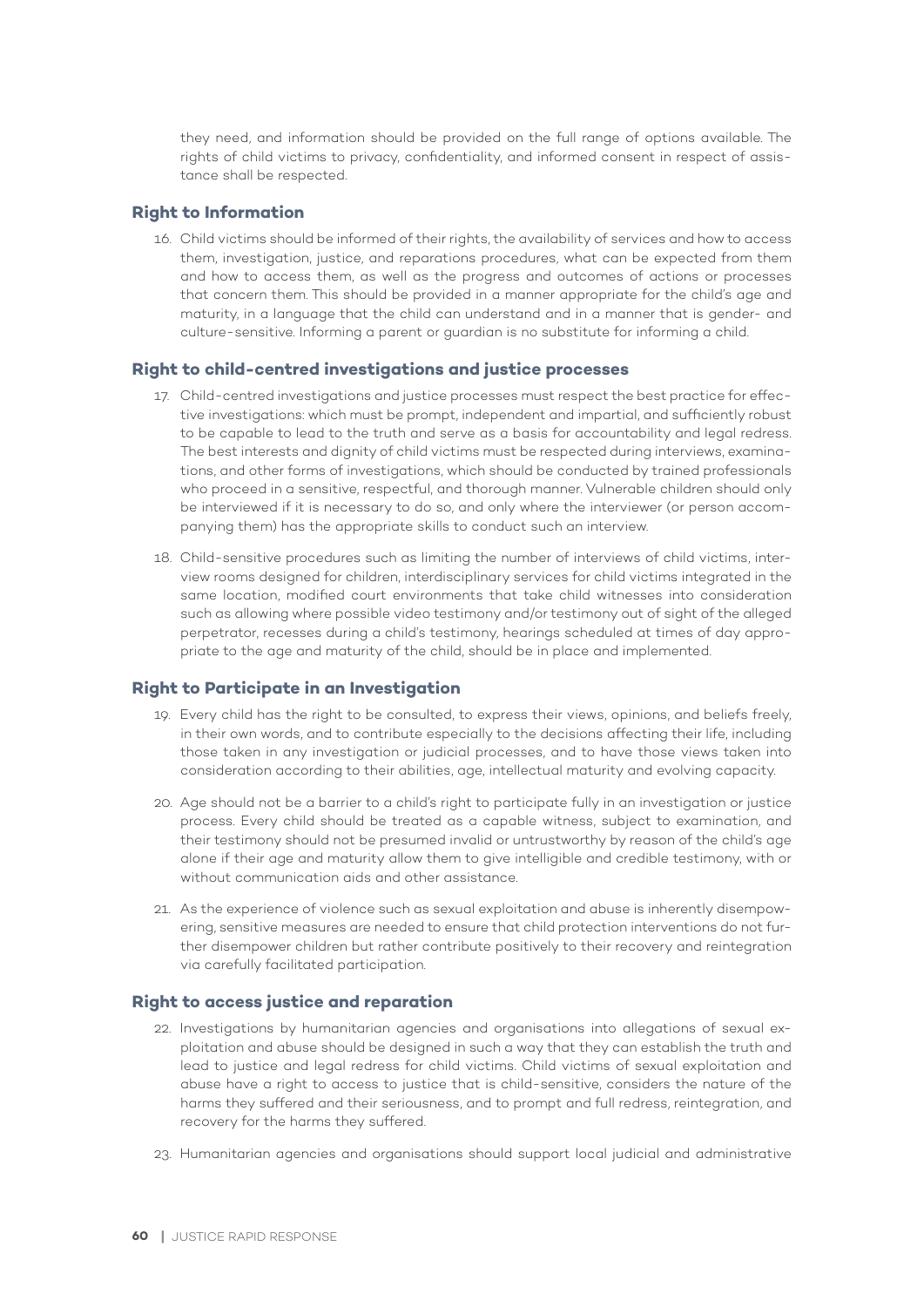they need, and information should be provided on the full range of options available. The rights of child victims to privacy, confidentiality, and informed consent in respect of assistance shall be respected.

### Right to Information

16. Child victims should be informed of their rights, the availability of services and how to access them, investigation, justice, and reparations procedures, what can be expected from them and how to access them, as well as the progress and outcomes of actions or processes that concern them. This should be provided in a manner appropriate for the child's age and maturity, in a language that the child can understand and in a manner that is gender- and culture-sensitive. Informing a parent or guardian is no substitute for informing a child.

### Right to child-centred investigations and justice processes

17. Child-centred investigations and justice processes must respect the best practice for effective investigations: which must be prompt, independent and impartial, and sufficiently robust to be capable to lead to the truth and serve as a basis for accountability and legal redress. The best interests and dignity of child victims must be respected during interviews, examinations, and other forms of investigations, which should be conducted by trained professionals who proceed in a sensitive, respectful, and thorough manner. Vulnerable children should only be interviewed if it is necessary to do so, and only where the interviewer (or person accompanying them) has the appropriate skills to conduct such an interview.

18. Child-sensitive procedures such as limiting the number of interviews of child victims, interview rooms designed for children, interdisciplinary services for child victims integrated in the same location, modified court environments that take child witnesses into consideration such as allowing where possible video testimony and/or testimony out of sight of the alleged perpetrator, recesses during a child's testimony, hearings scheduled at times of day appropriate to the age and maturity of the child, should be in place and implemented.

### Right to Participate in an Investigation

19. Every child has the right to be consulted, to express their views, opinions, and beliefs freely, in their own words, and to contribute especially to the decisions affecting their life, including those taken in any investigation or judicial processes, and to have those views taken into consideration according to their abilities, age, intellectual maturity and evolving capacity.

20. Age should not be a barrier to a child's right to participate fully in an investigation or justice process. Every child should be treated as a capable witness, subject to examination, and their testimony should not be presumed invalid or untrustworthy by reason of the child's age alone if their age and maturity allow them to give intelligible and credible testimony, with or without communication aids and other assistance.

21. As the experience of violence such as sexual exploitation and abuse is inherently disempowering, sensitive measures are needed to ensure that child protection interventions do not further disempower children but rather contribute positively to their recovery and reintegration via carefully facilitated participation.

### Right to access justice and reparation

22. Investigations by humanitarian agencies and organisations into allegations of sexual exploitation and abuse should be designed in such a way that they can establish the truth and lead to justice and legal redress for child victims. Child victims of sexual exploitation and abuse have a right to access to justice that is child-sensitive, considers the nature of the harms they suffered and their seriousness, and to prompt and full redress, reintegration, and recovery for the harms they suffered.

23. Humanitarian agencies and organisations should support local judicial and administrative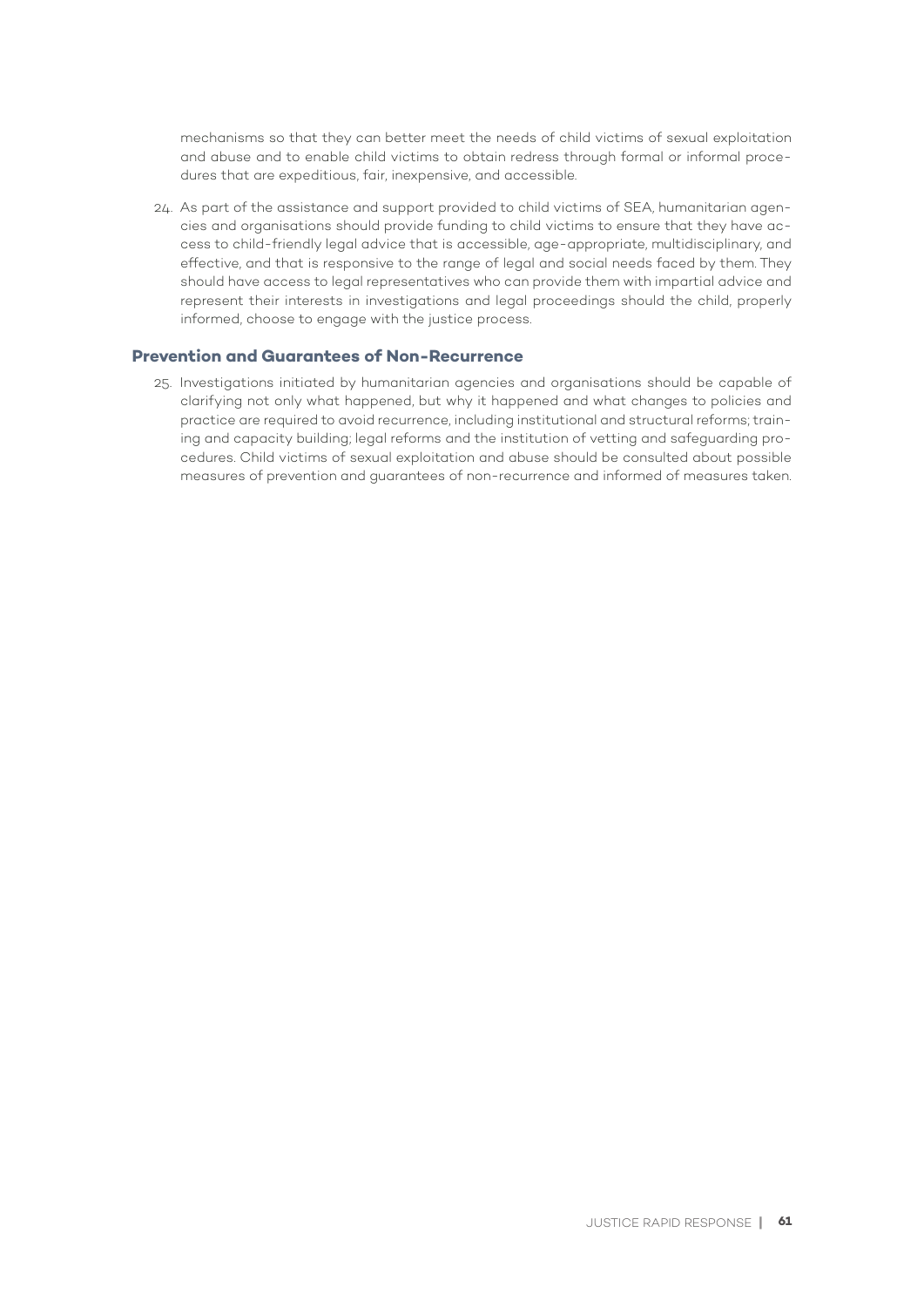mechanisms so that they can better meet the needs of child victims of sexual exploitation and abuse and to enable child victims to obtain redress through formal or informal procedures that are expeditious, fair, inexpensive, and accessible.

24. As part of the assistance and support provided to child victims of SEA, humanitarian agencies and organisations should provide funding to child victims to ensure that they have access to child-friendly legal advice that is accessible, age-appropriate, multidisciplinary, and effective, and that is responsive to the range of legal and social needs faced by them. They should have access to legal representatives who can provide them with impartial advice and represent their interests in investigations and legal proceedings should the child, properly informed, choose to engage with the justice process.

### Prevention and Guarantees of Non-Recurrence

25. Investigations initiated by humanitarian agencies and organisations should be capable of clarifying not only what happened, but why it happened and what changes to policies and practice are required to avoid recurrence, including institutional and structural reforms; training and capacity building; legal reforms and the institution of vetting and safeguarding procedures. Child victims of sexual exploitation and abuse should be consulted about possible measures of prevention and guarantees of non-recurrence and informed of measures taken.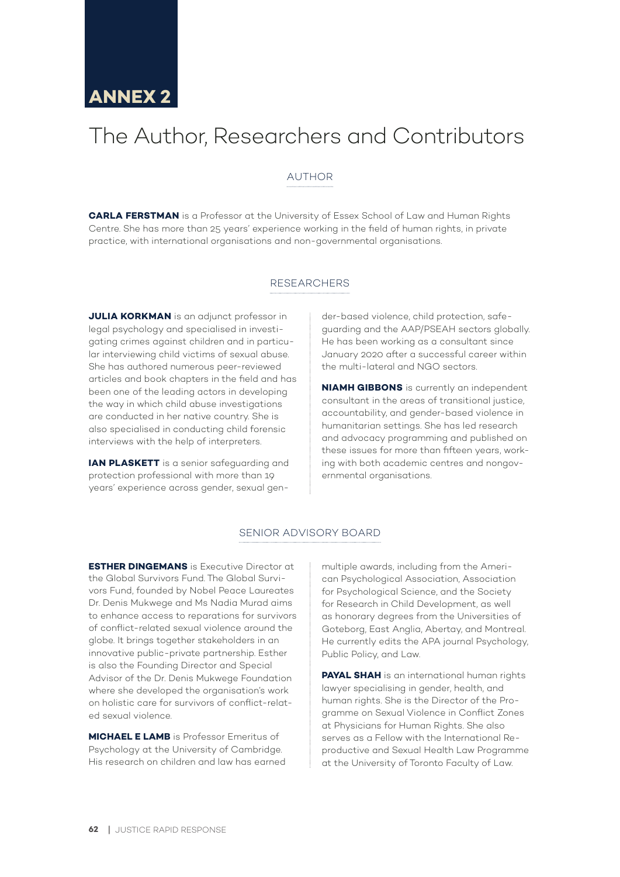# ANNEX 2

# The Author, Researchers and Contributors

## AUTHOR

**CARLA FERSTMAN** is a Professor at the University of Essex School of Law and Human Rights Centre. She has more than 25 years' experience working in the field of human rights, in private practice, with international organisations and non-governmental organisations.

## RESEARCHERS

**JULIA KORKMAN** is an adjunct professor in legal psychology and specialised in investigating crimes against children and in particular interviewing child victims of sexual abuse. She has authored numerous peer-reviewed articles and book chapters in the field and has been one of the leading actors in developing the way in which child abuse investigations are conducted in her native country. She is also specialised in conducting child forensic interviews with the help of interpreters.

**IAN PLASKETT** is a senior safeguarding and protection professional with more than 19 years' experience across gender, sexual gender-based violence, child protection, safeguarding and the AAP/PSEAH sectors globally. He has been working as a consultant since January 2020 after a successful career within the multi-lateral and NGO sectors.

**NIAMH GIBBONS** is currently an independent consultant in the areas of transitional justice, accountability, and gender-based violence in humanitarian settings. She has led research and advocacy programming and published on these issues for more than fifteen years, working with both academic centres and nongovernmental organisations.

## SENIOR ADVISORY BOARD

**ESTHER DINGEMANS** is Executive Director at the Global Survivors Fund. The Global Survivors Fund, founded by Nobel Peace Laureates Dr. Denis Mukwege and Ms Nadia Murad aims to enhance access to reparations for survivors of conflict-related sexual violence around the globe. It brings together stakeholders in an innovative public-private partnership. Esther is also the Founding Director and Special Advisor of the Dr. Denis Mukwege Foundation where she developed the organisation's work on holistic care for survivors of conflict-related sexual violence.

**MICHAEL E LAMB** is Professor Emeritus of Psychology at the University of Cambridge. His research on children and law has earned multiple awards, including from the American Psychological Association, Association for Psychological Science, and the Society for Research in Child Development, as well as honorary degrees from the Universities of Goteborg, East Anglia, Abertay, and Montreal. He currently edits the APA journal Psychology, Public Policy, and Law.

**PAYAL SHAH** is an international human rights lawyer specialising in gender, health, and human rights. She is the Director of the Programme on Sexual Violence in Conflict Zones at Physicians for Human Rights. She also serves as a Fellow with the International Reproductive and Sexual Health Law Programme at the University of Toronto Faculty of Law.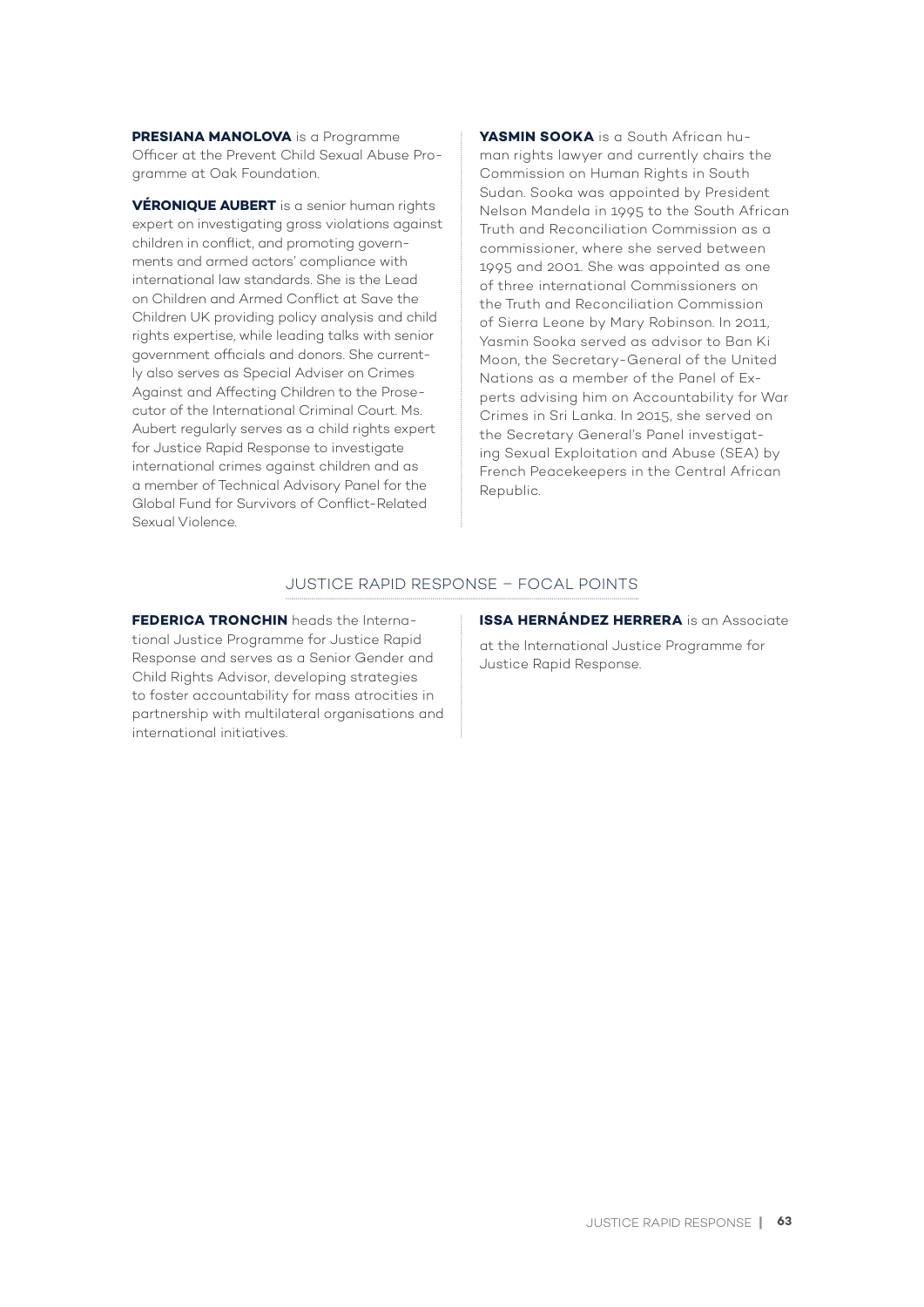**PRESIANA MANOLOVA** is a Programme Officer at the Prevent Child Sexual Abuse Programme at Oak Foundation.

**VÉRONIQUE AUBERT** is a senior human rights expert on investigating gross violations against children in conflict, and promoting governments and armed actors' compliance with international law standards. She is the Lead on Children and Armed Conflict at Save the Children UK providing policy analysis and child rights expertise, while leading talks with senior government officials and donors. She currently also serves as Special Adviser on Crimes Against and Affecting Children to the Prosecutor of the International Criminal Court. Ms. Aubert regularly serves as a child rights expert for Justice Rapid Response to investigate international crimes against children and as a member of Technical Advisory Panel for the Global Fund for Survivors of Conflict-Related Sexual Violence.

**YASMIN SOOKA** is a South African human rights lawyer and currently chairs the Commission on Human Rights in South Sudan. Sooka was appointed by President Nelson Mandela in 1995 to the South African Truth and Reconciliation Commission as a commissioner, where she served between 1995 and 2001. She was appointed as one of three international Commissioners on the Truth and Reconciliation Commission of Sierra Leone by Mary Robinson. In 2011, Yasmin Sooka served as advisor to Ban Ki Moon, the Secretary-General of the United Nations as a member of the Panel of Experts advising him on Accountability for War Crimes in Sri Lanka. In 2015, she served on the Secretary General's Panel investigating Sexual Exploitation and Abuse (SEA) by French Peacekeepers in the Central African Republic.

## JUSTICE RAPID RESPONSE – FOCAL POINTS

**FEDERICA TRONCHIN** heads the International Justice Programme for Justice Rapid Response and serves as a Senior Gender and Child Rights Advisor, developing strategies to foster accountability for mass atrocities in partnership with multilateral organisations and international initiatives.

**ISSA HERNÁNDEZ HERRERA** is an Associate at the International Justice Programme for Justice Rapid Response.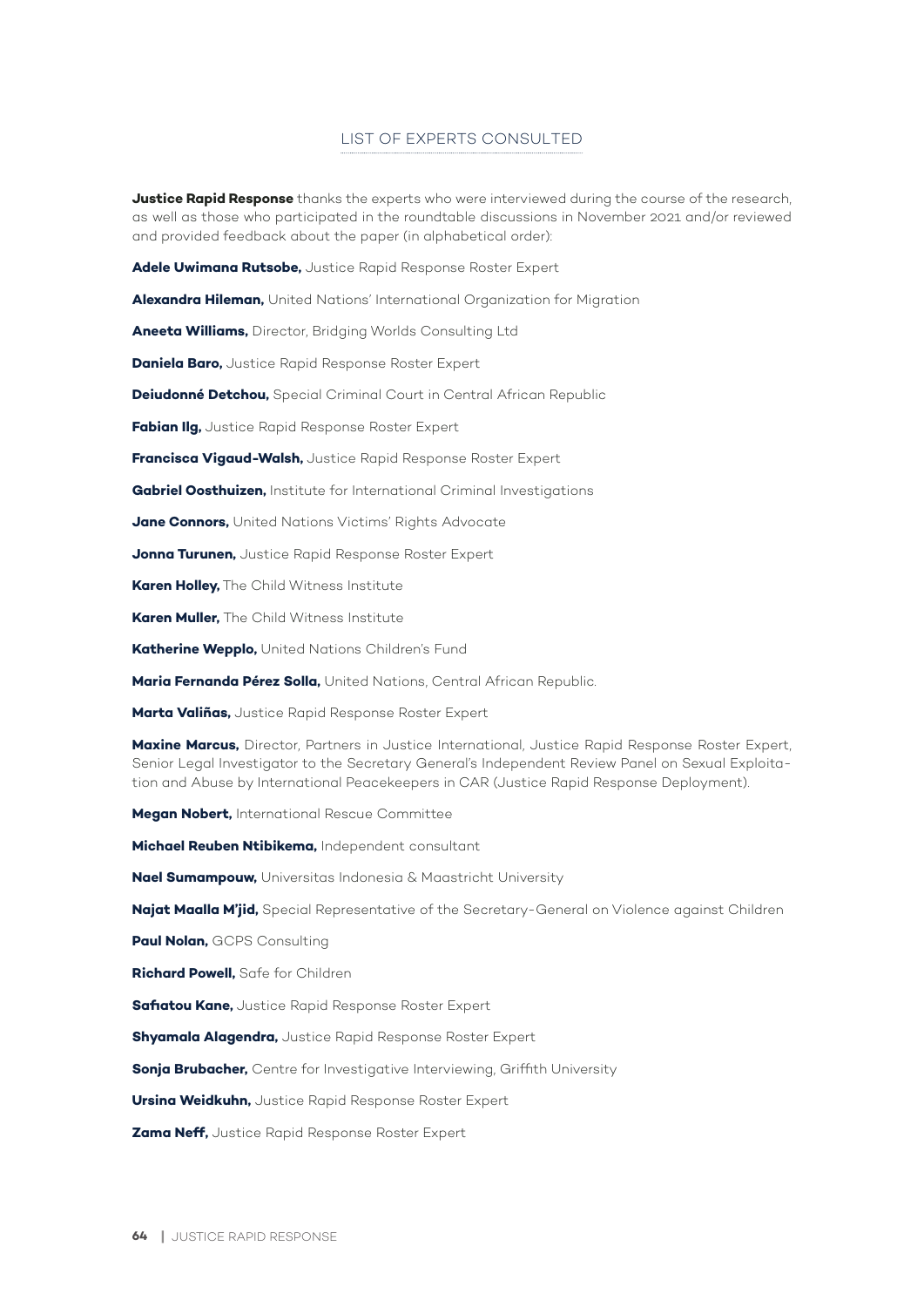## LIST OF EXPERTS CONSULTED

**Justice Rapid Response** thanks the experts who were interviewed during the course of the research, as well as those who participated in the roundtable discussions in November 2021 and/or reviewed and provided feedback about the paper (in alphabetical order):

**Adele Uwimana Rutsobe,** Justice Rapid Response Roster Expert

**Alexandra Hileman,** United Nations' International Organization for Migration

**Aneeta Williams,** Director, Bridging Worlds Consulting Ltd

**Daniela Baro,** Justice Rapid Response Roster Expert

**Deiudonné Detchou,** Special Criminal Court in Central African Republic

**Fabian Ilg,** Justice Rapid Response Roster Expert

**Francisca Vigaud-Walsh,** Justice Rapid Response Roster Expert

**Gabriel Oosthuizen,** Institute for International Criminal Investigations

**Jane Connors,** United Nations Victims' Rights Advocate

**Jonna Turunen,** Justice Rapid Response Roster Expert

**Karen Holley,** The Child Witness Institute

**Karen Muller,** The Child Witness Institute

**Katherine Wepplo,** United Nations Children's Fund

**Maria Fernanda Pérez Solla,** United Nations, Central African Republic.

**Marta Valiñas,** Justice Rapid Response Roster Expert

**Maxine Marcus,** Director, Partners in Justice International, Justice Rapid Response Roster Expert, Senior Legal Investigator to the Secretary General's Independent Review Panel on Sexual Exploitation and Abuse by International Peacekeepers in CAR (Justice Rapid Response Deployment).

**Megan Nobert,** International Rescue Committee

**Michael Reuben Ntibikema,** Independent consultant

**Nael Sumampouw,** Universitas Indonesia & Maastricht University

**Najat Maalla M'jid,** Special Representative of the Secretary-General on Violence against Children

**Paul Nolan,** GCPS Consulting

**Richard Powell,** Safe for Children

**Safiatou Kane,** Justice Rapid Response Roster Expert

**Shyamala Alagendra,** Justice Rapid Response Roster Expert

**Sonja Brubacher,** Centre for Investigative Interviewing, Griffith University

**Ursina Weidkuhn,** Justice Rapid Response Roster Expert

**Zama Neff,** Justice Rapid Response Roster Expert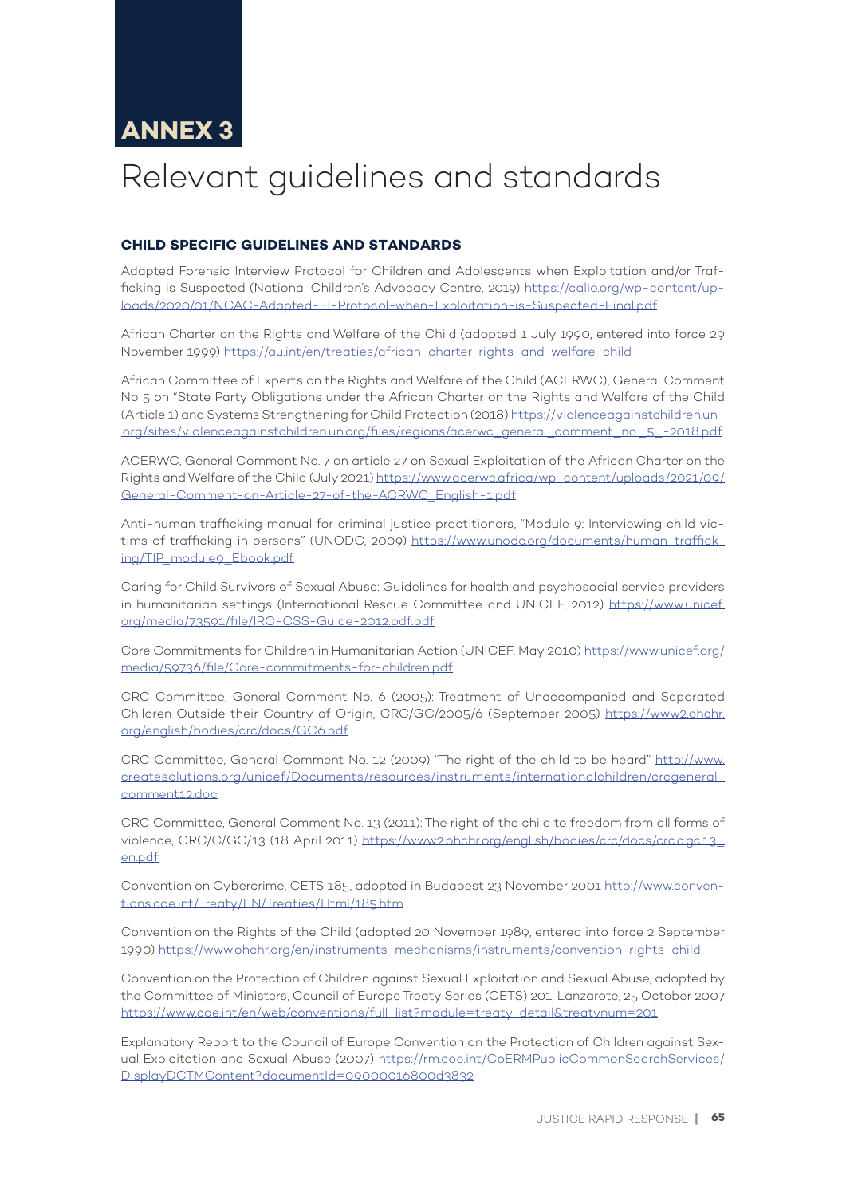# ANNEX 3

# Relevant guidelines and standards

### CHILD SPECIFIC GUIDELINES AND STANDARDS

Adapted Forensic Interview Protocol for Children and Adolescents when Exploitation and/or Trafficking is Suspected (National Children's Advocacy Centre, 2019) https://calio.org/wp-content/uploads/2020/01/NCAC-Adapted-FI-Protocol-when-Exploitation-is-Suspected-Final.pdf

African Charter on the Rights and Welfare of the Child (adopted 1 July 1990, entered into force 29 November 1999) https://au.int/en/treaties/african-charter-rights-and-welfare-child

African Committee of Experts on the Rights and Welfare of the Child (ACERWC), General Comment No 5 on "State Party Obligations under the African Charter on the Rights and Welfare of the Child (Article 1) and Systems Strengthening for Child Protection (2018) https://violenceagainstchildren.un.org/sites/violenceagainstchildren.un.org/files/regions/acerwc_general_comment_no._5_-2018.pdf

ACERWC, General Comment No. 7 on article 27 on Sexual Exploitation of the African Charter on the Rights and Welfare of the Child (July 2021) https://www.acerwc.africa/wp-content/uploads/2021/09/General-Comment-on-Article-27-of-the-ACRWC_English-1.pdf

Anti-human trafficking manual for criminal justice practitioners, "Module 9: Interviewing child victims of trafficking in persons" (UNODC, 2009) https://www.unodc.org/documents/human-trafficking/TIP_module9_Ebook.pdf

Caring for Child Survivors of Sexual Abuse: Guidelines for health and psychosocial service providers in humanitarian settings (International Rescue Committee and UNICEF, 2012) https://www.unicef.org/media/73591/file/IRC-CSS-Guide-2012.pdf.pdf

Core Commitments for Children in Humanitarian Action (UNICEF, May 2010) https://www.unicef.org/media/59736/file/Core-commitments-for-children.pdf

CRC Committee, General Comment No. 6 (2005): Treatment of Unaccompanied and Separated Children Outside their Country of Origin, CRC/GC/2005/6 (September 2005) https://www2.ohchr.org/english/bodies/crc/docs/GC6.pdf

CRC Committee, General Comment No. 12 (2009) "The right of the child to be heard" http://www.createsolutions.org/unicef/Documents/resources/instruments/internationalchildren/crcgeneralcomment12.doc

CRC Committee, General Comment No. 13 (2011): The right of the child to freedom from all forms of violence, CRC/C/GC/13 (18 April 2011) https://www2.ohchr.org/english/bodies/crc/docs/crc.c.gc.13_en.pdf

Convention on Cybercrime, CETS 185, adopted in Budapest 23 November 2001 http://www.conventions.coe.int/Treaty/EN/Treaties/Html/185.htm

Convention on the Rights of the Child (adopted 20 November 1989, entered into force 2 September 1990) https://www.ohchr.org/en/instruments-mechanisms/instruments/convention-rights-child

Convention on the Protection of Children against Sexual Exploitation and Sexual Abuse, adopted by the Committee of Ministers, Council of Europe Treaty Series (CETS) 201, Lanzarote, 25 October 2007 https://www.coe.int/en/web/conventions/full-list?module=treaty-detail&treatynum=201

Explanatory Report to the Council of Europe Convention on the Protection of Children against Sexual Exploitation and Sexual Abuse (2007) https://rm.coe.int/CoERMPublicCommonSearchServices/DisplayDCTMContent?documentId=09000016800d3832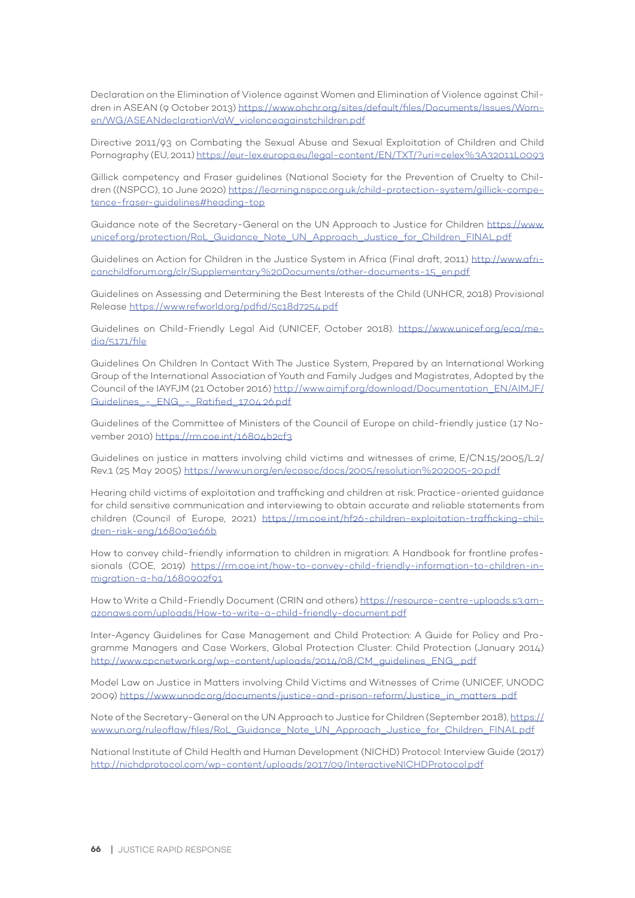Declaration on the Elimination of Violence against Women and Elimination of Violence against Children in ASEAN (9 October 2013) https://www.ohchr.org/sites/default/files/Documents/Issues/Women/WG/ASEANdeclarationVaW_violenceagainstchildren.pdf

Directive 2011/93 on Combating the Sexual Abuse and Sexual Exploitation of Children and Child Pornography (EU, 2011) https://eur-lex.europa.eu/legal-content/EN/TXT/?uri=celex%3A32011L0093

Gillick competency and Fraser guidelines (National Society for the Prevention of Cruelty to Children ((NSPCC), 10 June 2020) https://learning.nspcc.org.uk/child-protection-system/gillick-competence-fraser-guidelines#heading-top

Guidance note of the Secretary-General on the UN Approach to Justice for Children https://www.unicef.org/protection/RoL_Guidance_Note_UN_Approach_Justice_for_Children_FINAL.pdf

Guidelines on Action for Children in the Justice System in Africa (Final draft, 2011) http://www.africanchildforum.org/clr/Supplementary%20Documents/other-documents-15_en.pdf

Guidelines on Assessing and Determining the Best Interests of the Child (UNHCR, 2018) Provisional Release https://www.refworld.org/pdfid/5c18d7254.pdf

Guidelines on Child-Friendly Legal Aid (UNICEF, October 2018). https://www.unicef.org/eca/media/5171/file

Guidelines On Children In Contact With The Justice System, Prepared by an International Working Group of the International Association of Youth and Family Judges and Magistrates, Adopted by the Council of the IAYFJM (21 October 2016) http://www.aimjf.org/download/Documentation_EN/AIMJF/Guidelines_-_ENG_-_Ratified_17.04.26.pdf

Guidelines of the Committee of Ministers of the Council of Europe on child-friendly justice (17 November 2010) https://rm.coe.int/16804b2cf3

Guidelines on justice in matters involving child victims and witnesses of crime, E/CN.15/2005/L.2/Rev.1 (25 May 2005) https://www.un.org/en/ecosoc/docs/2005/resolution%202005-20.pdf

Hearing child victims of exploitation and trafficking and children at risk: Practice-oriented guidance for child sensitive communication and interviewing to obtain accurate and reliable statements from children (Council of Europe, 2021) https://rm.coe.int/hf26-children-exploitation-trafficking-children-risk-eng/1680a3e66b

How to convey child-friendly information to children in migration: A Handbook for frontline professionals (COE, 2019) https://rm.coe.int/how-to-convey-child-friendly-information-to-children-in-migration-a-ha/1680902f91

How to Write a Child-Friendly Document (CRIN and others) https://resource-centre-uploads.s3.amazonaws.com/uploads/How-to-write-a-child-friendly-document.pdf

Inter-Agency Guidelines for Case Management and Child Protection: A Guide for Policy and Programme Managers and Case Workers, Global Protection Cluster: Child Protection (January 2014) http://www.cpcnetwork.org/wp-content/uploads/2014/08/CM_guidelines_ENG_.pdf

Model Law on Justice in Matters involving Child Victims and Witnesses of Crime (UNICEF, UNODC 2009) https://www.unodc.org/documents/justice-and-prison-reform/Justice_in_matters...pdf

Note of the Secretary-General on the UN Approach to Justice for Children (September 2018), https://www.un.org/ruleoflaw/files/RoL_Guidance_Note_UN_Approach_Justice_for_Children_FINAL.pdf

National Institute of Child Health and Human Development (NICHD) Protocol: Interview Guide (2017) http://nichdprotocol.com/wp-content/uploads/2017/09/InteractiveNICHDProtocol.pdf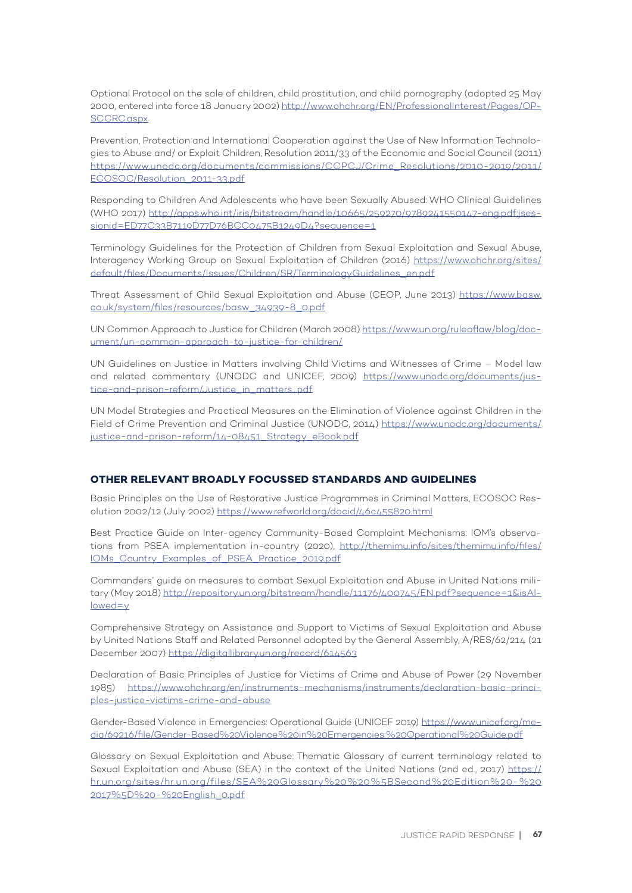Optional Protocol on the sale of children, child prostitution, and child pornography (adopted 25 May 2000, entered into force 18 January 2002) http://www.ohchr.org/EN/ProfessionalInterest/Pages/OPSCCRC.aspx

Prevention, Protection and International Cooperation against the Use of New Information Technologies to Abuse and/ or Exploit Children, Resolution 2011/33 of the Economic and Social Council (2011) https://www.unodc.org/documents/commissions/CCPCJ/Crime_Resolutions/2010-2019/2011/ECOSOC/Resolution_2011-33.pdf

Responding to Children And Adolescents who have been Sexually Abused: WHO Clinical Guidelines (WHO 2017) http://apps.who.int/iris/bitstream/handle/10665/259270/9789241550147-eng.pdf;jsessionid=ED77C33B7119D77D76BCC0475B1249D4?sequence=1

Terminology Guidelines for the Protection of Children from Sexual Exploitation and Sexual Abuse, Interagency Working Group on Sexual Exploitation of Children (2016) https://www.ohchr.org/sites/default/files/Documents/Issues/Children/SR/TerminologyGuidelines_en.pdf

Threat Assessment of Child Sexual Exploitation and Abuse (CEOP, June 2013) https://www.basw.co.uk/system/files/resources/basw_34939-8_0.pdf

UN Common Approach to Justice for Children (March 2008) https://www.un.org/ruleoflaw/blog/document/un-common-approach-to-justice-for-children/

UN Guidelines on Justice in Matters involving Child Victims and Witnesses of Crime – Model law and related commentary (UNODC and UNICEF, 2009) https://www.unodc.org/documents/justice-and-prison-reform/Justice_in_matters..pdf

UN Model Strategies and Practical Measures on the Elimination of Violence against Children in the Field of Crime Prevention and Criminal Justice (UNODC, 2014) https://www.unodc.org/documents/justice-and-prison-reform/14-08451_Strategy_eBook.pdf

## OTHER RELEVANT BROADLY FOCUSSED STANDARDS AND GUIDELINES

Basic Principles on the Use of Restorative Justice Programmes in Criminal Matters, ECOSOC Resolution 2002/12 (July 2002) https://www.refworld.org/docid/46c455820.html

Best Practice Guide on Inter-agency Community-Based Complaint Mechanisms: IOM's observations from PSEA implementation in-country (2020), http://themimu.info/sites/themimu.info/files/IOMs_Country_Examples_of_PSEA_Practice_2019.pdf

Commanders' guide on measures to combat Sexual Exploitation and Abuse in United Nations military (May 2018) http://repository.un.org/bitstream/handle/11176/400745/EN.pdf?sequence=1&isAllowed=y

Comprehensive Strategy on Assistance and Support to Victims of Sexual Exploitation and Abuse by United Nations Staff and Related Personnel adopted by the General Assembly, A/RES/62/214 (21 December 2007) https://digitallibrary.un.org/record/614563

Declaration of Basic Principles of Justice for Victims of Crime and Abuse of Power (29 November 1985) https://www.ohchr.org/en/instruments-mechanisms/instruments/declaration-basic-principles-justice-victims-crime-and-abuse

Gender-Based Violence in Emergencies: Operational Guide (UNICEF 2019) https://www.unicef.org/media/69216/file/Gender-Based%20Violence%20in%20Emergencies:%20Operational%20Guide.pdf

Glossary on Sexual Exploitation and Abuse: Thematic Glossary of current terminology related to Sexual Exploitation and Abuse (SEA) in the context of the United Nations (2nd ed., 2017) https://hr.un.org/sites/hr.un.org/files/SEA%20Glossary%20%20%5BSecond%20Edition%20-%202017%5D%20-%20English_0.pdf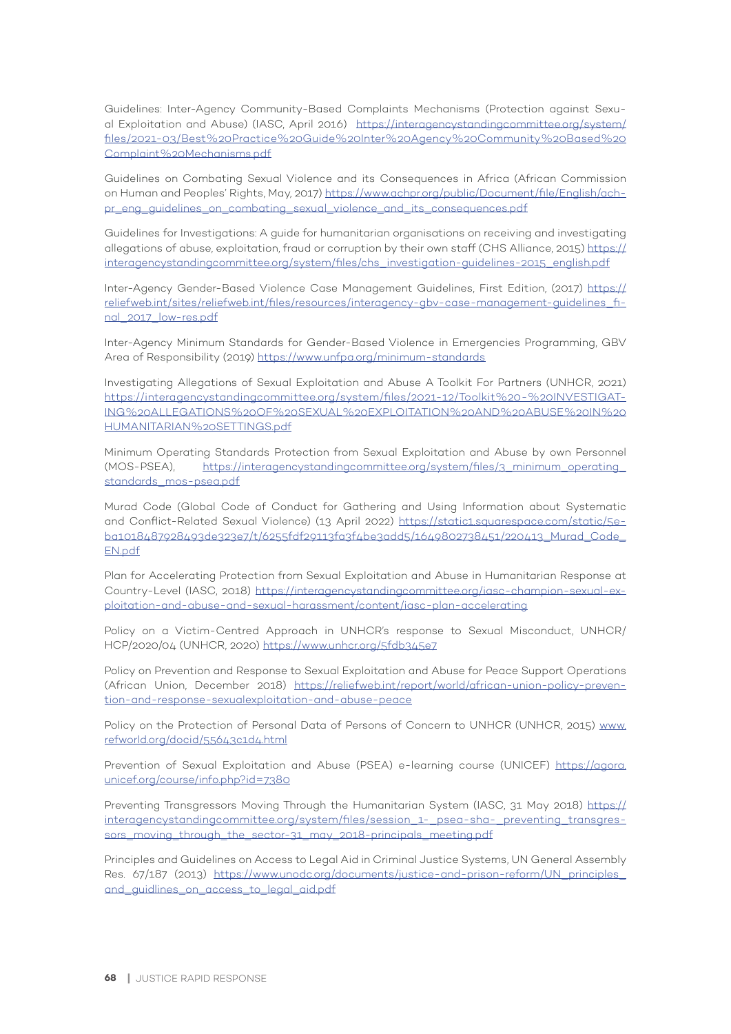Guidelines: Inter-Agency Community-Based Complaints Mechanisms (Protection against Sexual Exploitation and Abuse) (IASC, April 2016) https://interagencystandingcommittee.org/system/files/2021-03/Best%20Practice%20Guide%20Inter%20Agency%20Community%20Based%20Complaint%20Mechanisms.pdf

Guidelines on Combating Sexual Violence and its Consequences in Africa (African Commission on Human and Peoples' Rights, May, 2017) https://www.achpr.org/public/Document/file/English/achpr_eng_guidelines_on_combating_sexual_violence_and_its_consequences.pdf

Guidelines for Investigations: A guide for humanitarian organisations on receiving and investigating allegations of abuse, exploitation, fraud or corruption by their own staff (CHS Alliance, 2015) https://interagencystandingcommittee.org/system/files/chs_investigation-guidelines-2015_english.pdf

Inter-Agency Gender-Based Violence Case Management Guidelines, First Edition, (2017) https://reliefweb.int/sites/reliefweb.int/files/resources/interagency-gbv-case-management-guidelines_final_2017_low-res.pdf

Inter-Agency Minimum Standards for Gender-Based Violence in Emergencies Programming, GBV Area of Responsibility (2019) https://www.unfpa.org/minimum-standards

Investigating Allegations of Sexual Exploitation and Abuse A Toolkit For Partners (UNHCR, 2021) https://interagencystandingcommittee.org/system/files/2021-12/Toolkit%20-%20INVESTIGATING%20ALLEGATIONS%20OF%20SEXUAL%20EXPLOITATION%20AND%20ABUSE%20IN%20HUMANITARIAN%20SETTINGS.pdf

Minimum Operating Standards Protection from Sexual Exploitation and Abuse by own Personnel (MOS-PSEA), https://interagencystandingcommittee.org/system/files/3_minimum_operating_standards_mos-psea.pdf

Murad Code (Global Code of Conduct for Gathering and Using Information about Systematic and Conflict-Related Sexual Violence) (13 April 2022) https://static1.squarespace.com/static/5eba1018487928493de323e7/t/6255fdf29113fa3f4be3add5/1649802738451/220413_Murad_Code_EN.pdf

Plan for Accelerating Protection from Sexual Exploitation and Abuse in Humanitarian Response at Country-Level (IASC, 2018) https://interagencystandingcommittee.org/iasc-champion-sexual-exploitation-and-abuse-and-sexual-harassment/content/iasc-plan-accelerating

Policy on a Victim-Centred Approach in UNHCR's response to Sexual Misconduct, UNHCR/HCP/2020/04 (UNHCR, 2020) https://www.unhcr.org/5fdb345e7

Policy on Prevention and Response to Sexual Exploitation and Abuse for Peace Support Operations (African Union, December 2018) https://reliefweb.int/report/world/african-union-policy-prevention-and-response-sexualexploitation-and-abuse-peace

Policy on the Protection of Personal Data of Persons of Concern to UNHCR (UNHCR, 2015) www.refworld.org/docid/55643c1d4.html

Prevention of Sexual Exploitation and Abuse (PSEA) e-learning course (UNICEF) https://agora.unicef.org/course/info.php?id=7380

Preventing Transgressors Moving Through the Humanitarian System (IASC, 31 May 2018) https://interagencystandingcommittee.org/system/files/session_1-_psea-sha-_preventing_transgressors_moving_through_the_sector-31_may_2018-principals_meeting.pdf

Principles and Guidelines on Access to Legal Aid in Criminal Justice Systems, UN General Assembly Res. 67/187 (2013) https://www.unodc.org/documents/justice-and-prison-reform/UN_principles_and_guidlines_on_access_to_legal_aid.pdf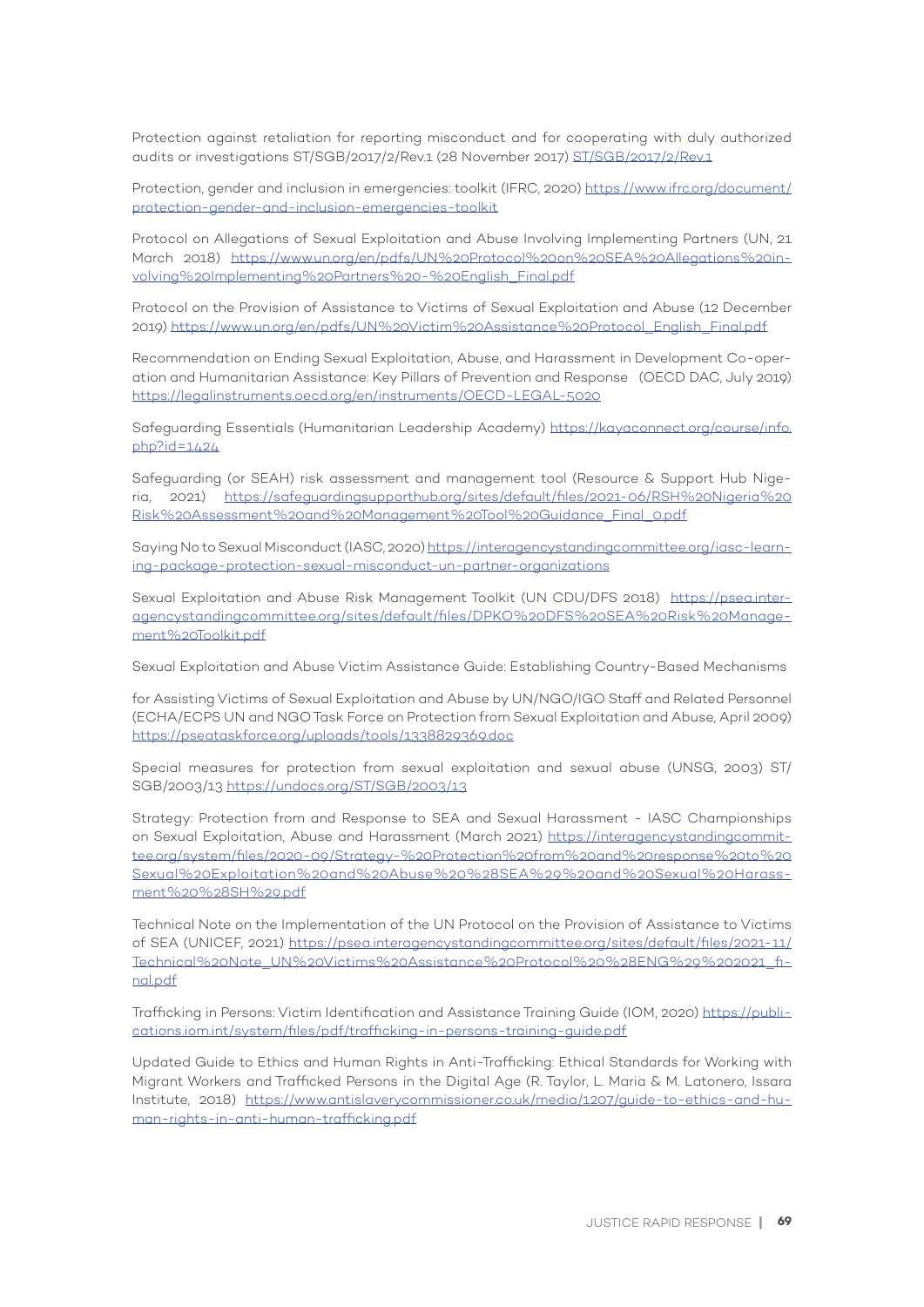Protection against retaliation for reporting misconduct and for cooperating with duly authorized audits or investigations ST/SGB/2017/2/Rev.1 (28 November 2017) ST/SGB/2017/2/Rev.1

Protection, gender and inclusion in emergencies: toolkit (IFRC, 2020) https://www.ifrc.org/document/protection-gender-and-inclusion-emergencies-toolkit

Protocol on Allegations of Sexual Exploitation and Abuse Involving Implementing Partners (UN, 21 March 2018) https://www.un.org/en/pdfs/UN%20Protocol%20on%20SEA%20Allegations%20involving%20Implementing%20Partners%20-%20English_Final.pdf

Protocol on the Provision of Assistance to Victims of Sexual Exploitation and Abuse (12 December 2019) https://www.un.org/en/pdfs/UN%20Victim%20Assistance%20Protocol_English_Final.pdf

Recommendation on Ending Sexual Exploitation, Abuse, and Harassment in Development Co-operation and Humanitarian Assistance: Key Pillars of Prevention and Response (OECD DAC, July 2019) https://legalinstruments.oecd.org/en/instruments/OECD-LEGAL-5020

Safeguarding Essentials (Humanitarian Leadership Academy) https://kayaconnect.org/course/info.php?id=1424

Safeguarding (or SEAH) risk assessment and management tool (Resource & Support Hub Nigeria, 2021) https://safeguardingsupporthub.org/sites/default/files/2021-06/RSH%20Nigeria%20Risk%20Assessment%20and%20Management%20Tool%20Guidance_Final_0.pdf

Saying No to Sexual Misconduct (IASC, 2020) https://interagencystandingcommittee.org/iasc-learning-package-protection-sexual-misconduct-un-partner-organizations

Sexual Exploitation and Abuse Risk Management Toolkit (UN CDU/DFS 2018) https://psea.interagencystandingcommittee.org/sites/default/files/DPKO%20DFS%20SEA%20Risk%20Management%20Toolkit.pdf

Sexual Exploitation and Abuse Victim Assistance Guide: Establishing Country-Based Mechanisms

for Assisting Victims of Sexual Exploitation and Abuse by UN/NGO/IGO Staff and Related Personnel (ECHA/ECPS UN and NGO Task Force on Protection from Sexual Exploitation and Abuse, April 2009) https://pseataskforce.org/uploads/tools/1338829369.doc

Special measures for protection from sexual exploitation and sexual abuse (UNSG, 2003) ST/SGB/2003/13 https://undocs.org/ST/SGB/2003/13

Strategy: Protection from and Response to SEA and Sexual Harassment - IASC Championships on Sexual Exploitation, Abuse and Harassment (March 2021) https://interagencystandingcommittee.org/system/files/2020-09/Strategy-%20Protection%20from%20and%20response%20to%20Sexual%20Exploitation%20and%20Abuse%20%28SEA%29%20and%20Sexual%20Harassment%20%28SH%29.pdf

Technical Note on the Implementation of the UN Protocol on the Provision of Assistance to Victims of SEA (UNICEF, 2021) https://psea.interagencystandingcommittee.org/sites/default/files/2021-11/Technical%20Note_UN%20Victims%20Assistance%20Protocol%20%28ENG%29%202021_final.pdf

Trafficking in Persons: Victim Identification and Assistance Training Guide (IOM, 2020) https://publications.iom.int/system/files/pdf/trafficking-in-persons-training-guide.pdf

Updated Guide to Ethics and Human Rights in Anti-Trafficking: Ethical Standards for Working with Migrant Workers and Trafficked Persons in the Digital Age (R. Taylor, L. Maria & M. Latonero, Issara Institute, 2018) https://www.antislaverycommissioner.co.uk/media/1207/guide-to-ethics-and-human-rights-in-anti-human-trafficking.pdf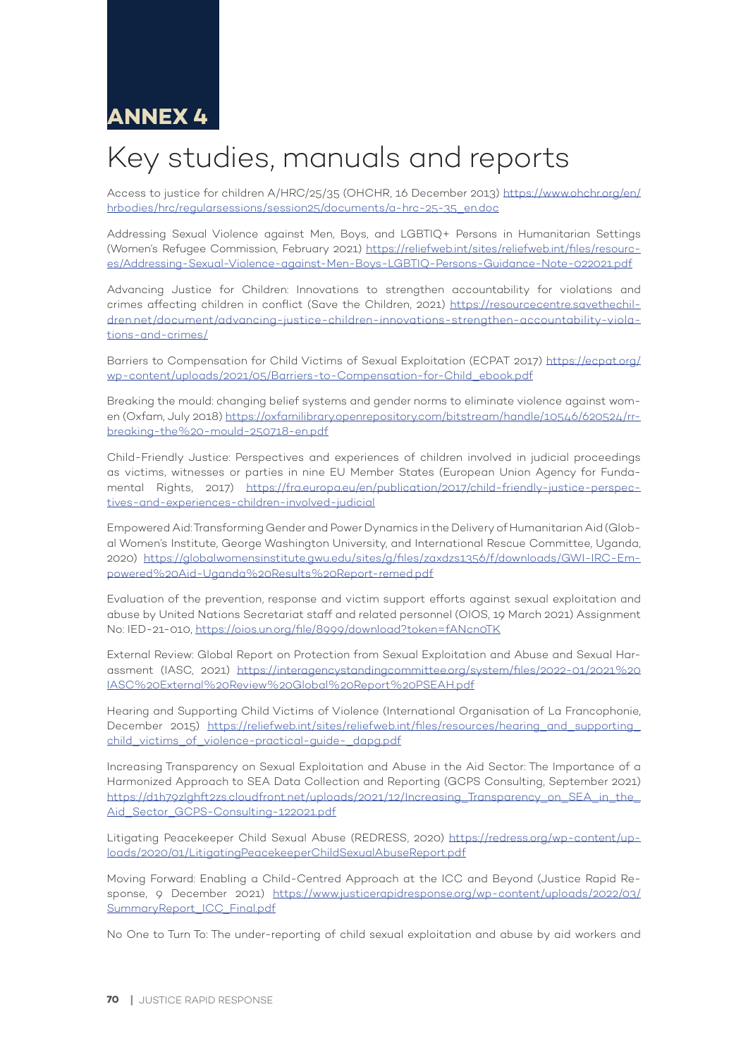# ANNEX 4

## Key studies, manuals and reports

Access to justice for children A/HRC/25/35 (OHCHR, 16 December 2013) https://www.ohchr.org/en/hrbodies/hrc/regularsessions/session25/documents/a-hrc-25-35_en.doc

Addressing Sexual Violence against Men, Boys, and LGBTIQ+ Persons in Humanitarian Settings (Women's Refugee Commission, February 2021) https://reliefweb.int/sites/reliefweb.int/files/resources/Addressing-Sexual-Violence-against-Men-Boys-LGBTIQ-Persons-Guidance-Note-022021.pdf

Advancing Justice for Children: Innovations to strengthen accountability for violations and crimes affecting children in conflict (Save the Children, 2021) https://resourcecentre.savethechildren.net/document/advancing-justice-children-innovations-strengthen-accountability-violations-and-crimes/

Barriers to Compensation for Child Victims of Sexual Exploitation (ECPAT 2017) https://ecpat.org/wp-content/uploads/2021/05/Barriers-to-Compensation-for-Child_ebook.pdf

Breaking the mould: changing belief systems and gender norms to eliminate violence against women (Oxfam, July 2018) https://oxfamilibrary.openrepository.com/bitstream/handle/10546/620524/rr-breaking-the%20-mould-250718-en.pdf

Child-Friendly Justice: Perspectives and experiences of children involved in judicial proceedings as victims, witnesses or parties in nine EU Member States (European Union Agency for Fundamental Rights, 2017) https://fra.europa.eu/en/publication/2017/child-friendly-justice-perspectives-and-experiences-children-involved-judicial

Empowered Aid: Transforming Gender and Power Dynamics in the Delivery of Humanitarian Aid (Global Women's Institute, George Washington University, and International Rescue Committee, Uganda, 2020) https://globalwomensinstitute.gwu.edu/sites/g/files/zaxdzs1356/f/downloads/GWI-IRC-Empowered%20Aid-Uganda%20Results%20Report-remed.pdf

Evaluation of the prevention, response and victim support efforts against sexual exploitation and abuse by United Nations Secretariat staff and related personnel (OIOS, 19 March 2021) Assignment No: IED-21-010, https://oios.un.org/file/8999/download?token=fANcn0TK

External Review: Global Report on Protection from Sexual Exploitation and Abuse and Sexual Harassment (IASC, 2021) https://interagencystandingcommittee.org/system/files/2022-01/2021%20IASC%20External%20Review%20Global%20Report%20PSEAH.pdf

Hearing and Supporting Child Victims of Violence (International Organisation of La Francophonie, December 2015) https://reliefweb.int/sites/reliefweb.int/files/resources/hearing_and_supporting_child_victims_of_violence-practical-guide-_dapg.pdf

Increasing Transparency on Sexual Exploitation and Abuse in the Aid Sector: The Importance of a Harmonized Approach to SEA Data Collection and Reporting (GCPS Consulting, September 2021) https://d1h79zlghft2zs.cloudfront.net/uploads/2021/12/Increasing_Transparency_on_SEA_in_the_Aid_Sector_GCPS-Consulting-122021.pdf

Litigating Peacekeeper Child Sexual Abuse (REDRESS, 2020) https://redress.org/wp-content/uploads/2020/01/LitigatingPeacekeeperChildSexualAbuseReport.pdf

Moving Forward: Enabling a Child-Centred Approach at the ICC and Beyond (Justice Rapid Response, 9 December 2021) https://www.justicerapidresponse.org/wp-content/uploads/2022/03/SummaryReport_ICC_Final.pdf

No One to Turn To: The under-reporting of child sexual exploitation and abuse by aid workers and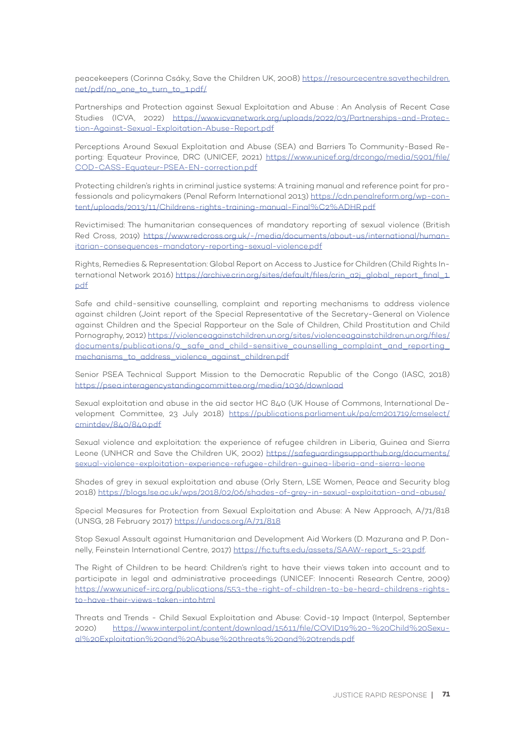peacekeepers (Corinna Csáky, Save the Children UK, 2008) https://resourcecentre.savethechildren.net/pdf/no_one_to_turn_to_1.pdf/

Partnerships and Protection against Sexual Exploitation and Abuse : An Analysis of Recent Case Studies (ICVA, 2022) https://www.icvanetwork.org/uploads/2022/03/Partnerships-and-Protection-Against-Sexual-Exploitation-Abuse-Report.pdf

Perceptions Around Sexual Exploitation and Abuse (SEA) and Barriers To Community-Based Reporting: Equateur Province, DRC (UNICEF, 2021) https://www.unicef.org/drcongo/media/5901/file/COD-CASS-Equateur-PSEA-EN-correction.pdf

Protecting children's rights in criminal justice systems: A training manual and reference point for professionals and policymakers (Penal Reform International 2013) https://cdn.penalreform.org/wp-content/uploads/2013/11/Childrens-rights-training-manual-Final%C2%ADHR.pdf

Revictimised: The humanitarian consequences of mandatory reporting of sexual violence (British Red Cross, 2019) https://www.redcross.org.uk/-/media/documents/about-us/international/humanitarian-consequences-mandatory-reporting-sexual-violence.pdf

Rights, Remedies & Representation: Global Report on Access to Justice for Children (Child Rights International Network 2016) https://archive.crin.org/sites/default/files/crin_a2j_global_report_final_1.pdf

Safe and child-sensitive counselling, complaint and reporting mechanisms to address violence against children (Joint report of the Special Representative of the Secretary-General on Violence against Children and the Special Rapporteur on the Sale of Children, Child Prostitution and Child Pornography, 2012) https://violenceagainstchildren.un.org/sites/violenceagainstchildren.un.org/files/documents/publications/9._safe_and_child-sensitive_counselling_complaint_and_reporting_mechanisms_to_address_violence_against_children.pdf

Senior PSEA Technical Support Mission to the Democratic Republic of the Congo (IASC, 2018) https://psea.interagencystandingcommittee.org/media/1036/download

Sexual exploitation and abuse in the aid sector HC 840 (UK House of Commons, International Development Committee, 23 July 2018) https://publications.parliament.uk/pa/cm201719/cmselect/cmintdev/840/840.pdf

Sexual violence and exploitation: the experience of refugee children in Liberia, Guinea and Sierra Leone (UNHCR and Save the Children UK, 2002) https://safeguardingsupporthub.org/documents/sexual-violence-exploitation-experience-refugee-children-guinea-liberia-and-sierra-leone

Shades of grey in sexual exploitation and abuse (Orly Stern, LSE Women, Peace and Security blog 2018) https://blogs.lse.ac.uk/wps/2018/02/06/shades-of-grey-in-sexual-exploitation-and-abuse/

Special Measures for Protection from Sexual Exploitation and Abuse: A New Approach, A/71/818 (UNSG, 28 February 2017) https://undocs.org/A/71/818

Stop Sexual Assault against Humanitarian and Development Aid Workers (D. Mazurana and P. Donnelly, Feinstein International Centre, 2017) https://fic.tufts.edu/assets/SAAW-report_5-23.pdf

The Right of Children to be heard: Children's right to have their views taken into account and to participate in legal and administrative proceedings (UNICEF: Innocenti Research Centre, 2009) https://www.unicef-irc.org/publications/553-the-right-of-children-to-be-heard-childrens-rights-to-have-their-views-taken-into.html

Threats and Trends - Child Sexual Exploitation and Abuse: Covid-19 Impact (Interpol, September 2020) https://www.interpol.int/content/download/15611/file/COVID19%20-%20Child%20Sexual%20Exploitation%20and%20Abuse%20threats%20and%20trends.pdf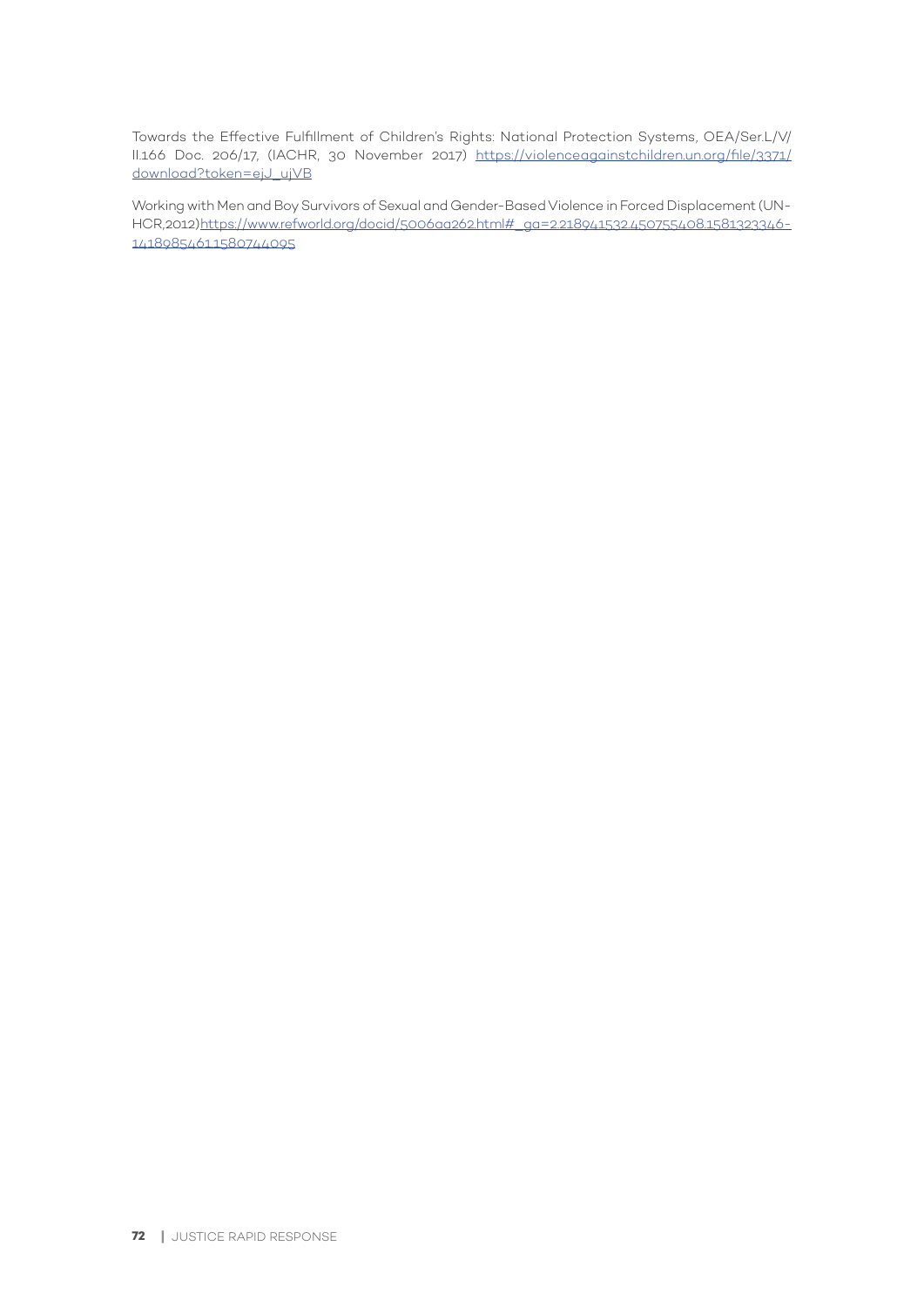Towards the Effective Fulfillment of Children's Rights: National Protection Systems, OEA/Ser.L/V/II.166 Doc. 206/17, (IACHR, 30 November 2017) https://violenceagainstchildren.un.org/file/3371/download?token=ejJ_ujVB

Working with Men and Boy Survivors of Sexual and Gender-Based Violence in Forced Displacement (UNHCR,2012)https://www.refworld.org/docid/5006aa262.html#_ga=2.218941532.450755408.1581323346-1418985461.1580744095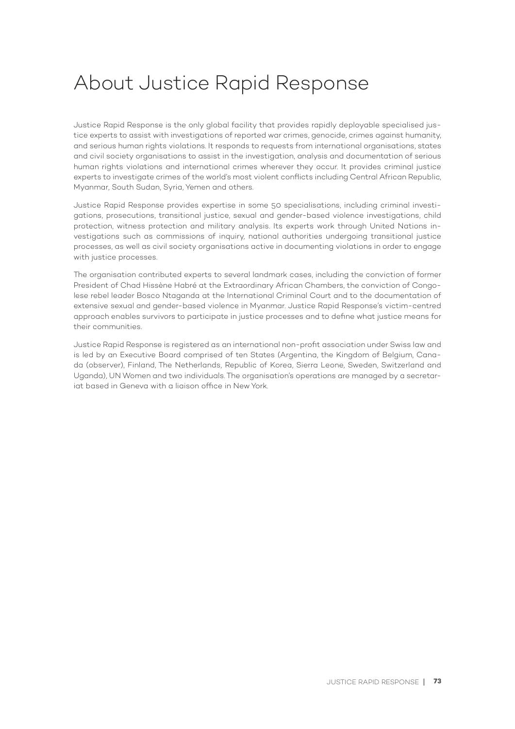# About Justice Rapid Response

Justice Rapid Response is the only global facility that provides rapidly deployable specialised justice experts to assist with investigations of reported war crimes, genocide, crimes against humanity, and serious human rights violations. It responds to requests from international organisations, states and civil society organisations to assist in the investigation, analysis and documentation of serious human rights violations and international crimes wherever they occur. It provides criminal justice experts to investigate crimes of the world's most violent conflicts including Central African Republic, Myanmar, South Sudan, Syria, Yemen and others.

Justice Rapid Response provides expertise in some 50 specialisations, including criminal investigations, prosecutions, transitional justice, sexual and gender-based violence investigations, child protection, witness protection and military analysis. Its experts work through United Nations investigations such as commissions of inquiry, national authorities undergoing transitional justice processes, as well as civil society organisations active in documenting violations in order to engage with justice processes.

The organisation contributed experts to several landmark cases, including the conviction of former President of Chad Hissène Habré at the Extraordinary African Chambers, the conviction of Congolese rebel leader Bosco Ntaganda at the International Criminal Court and to the documentation of extensive sexual and gender-based violence in Myanmar. Justice Rapid Response's victim-centred approach enables survivors to participate in justice processes and to define what justice means for their communities.

Justice Rapid Response is registered as an international non-profit association under Swiss law and is led by an Executive Board comprised of ten States (Argentina, the Kingdom of Belgium, Canada (observer), Finland, The Netherlands, Republic of Korea, Sierra Leone, Sweden, Switzerland and Uganda), UN Women and two individuals. The organisation's operations are managed by a secretariat based in Geneva with a liaison office in New York.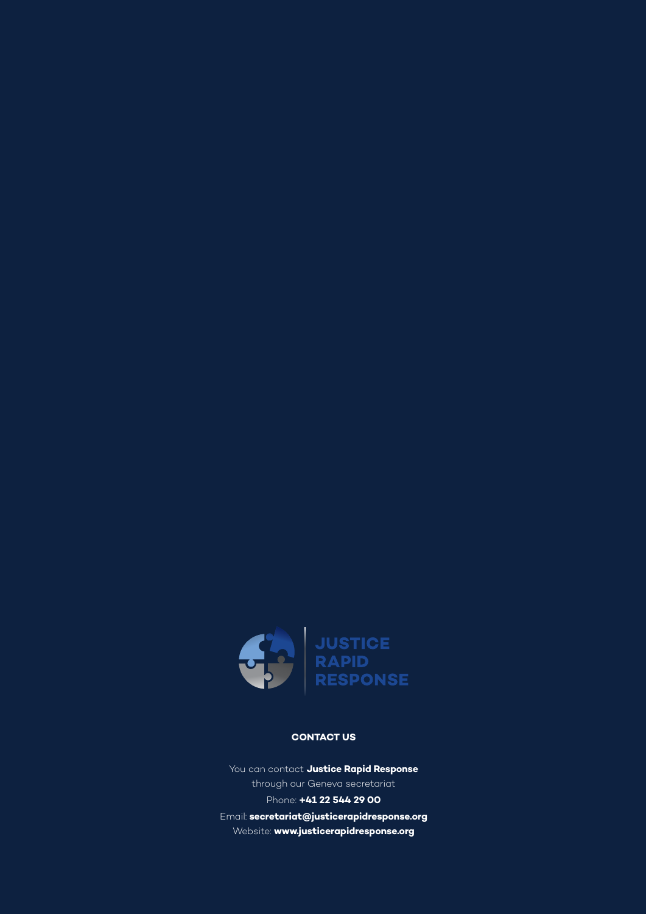JUSTICE
RAPID
RESPONSE

**CONTACT US**

You can contact **Justice Rapid Response**
through our Geneva secretariat

Phone: **+41 22 544 29 00**

Email: **secretariat@justicerapidresponse.org**
Website: **www.justicerapidresponse.org**